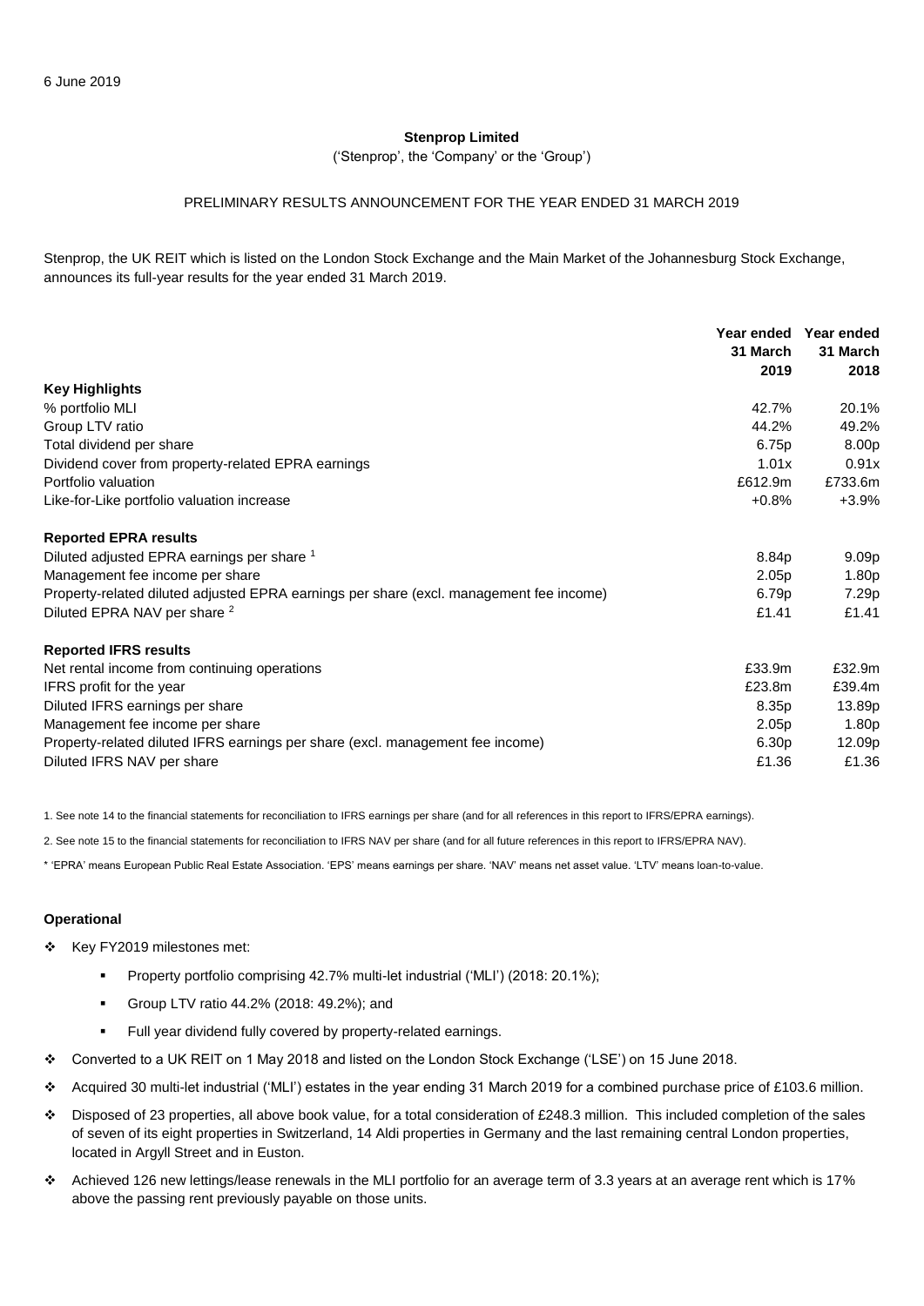6 June 2019

**Stenprop Limited**

('Stenprop', the 'Company' or the 'Group')

PRELIMINARY RESULTS ANNOUNCEMENT FOR THE YEAR ENDED 31 MARCH 2019

Stenprop, the UK REIT which is listed on the London Stock Exchange and the Main Market of the Johannesburg Stock Exchange, announces its full-year results for the year ended 31 March 2019.

| | Year ended 31 March 2019 | Year ended 31 March 2018 |
|---|---|---|
| **Key Highlights** | | |
| % portfolio MLI | 42.7% | 20.1% |
| Group LTV ratio | 44.2% | 49.2% |
| Total dividend per share | 6.75p | 8.00p |
| Dividend cover from property-related EPRA earnings | 1.01x | 0.91x |
| Portfolio valuation | £612.9m | £733.6m |
| Like-for-Like portfolio valuation increase | +0.8% | +3.9% |
| **Reported EPRA results** | | |
| Diluted adjusted EPRA earnings per share [1] | 8.84p | 9.09p |
| Management fee income per share | 2.05p | 1.80p |
| Property-related diluted adjusted EPRA earnings per share (excl. management fee income) | 6.79p | 7.29p |
| Diluted EPRA NAV per share [2] | £1.41 | £1.41 |
| **Reported IFRS results** | | |
| Net rental income from continuing operations | £33.9m | £32.9m |
| IFRS profit for the year | £23.8m | £39.4m |
| Diluted IFRS earnings per share | 8.35p | 13.89p |
| Management fee income per share | 2.05p | 1.80p |
| Property-related diluted IFRS earnings per share (excl. management fee income) | 6.30p | 12.09p |
| Diluted IFRS NAV per share | £1.36 | £1.36 |

1. See note 14 to the financial statements for reconciliation to IFRS earnings per share (and for all references in this report to IFRS/EPRA earnings).

2. See note 15 to the financial statements for reconciliation to IFRS NAV per share (and for all future references in this report to IFRS/EPRA NAV).

* 'EPRA' means European Public Real Estate Association. 'EPS' means earnings per share. 'NAV' means net asset value. 'LTV' means loan-to-value.

**Operational**

- Key FY2019 milestones met:
  - Property portfolio comprising 42.7% multi-let industrial ('MLI') (2018: 20.1%);
  - Group LTV ratio 44.2% (2018: 49.2%); and
  - Full year dividend fully covered by property-related earnings.
- Converted to a UK REIT on 1 May 2018 and listed on the London Stock Exchange ('LSE') on 15 June 2018.
- Acquired 30 multi-let industrial ('MLI') estates in the year ending 31 March 2019 for a combined purchase price of £103.6 million.
- Disposed of 23 properties, all above book value, for a total consideration of £248.3 million. This included completion of the sales of seven of its eight properties in Switzerland, 14 Aldi properties in Germany and the last remaining central London properties, located in Argyll Street and in Euston.
- Achieved 126 new lettings/lease renewals in the MLI portfolio for an average term of 3.3 years at an average rent which is 17% above the passing rent previously payable on those units.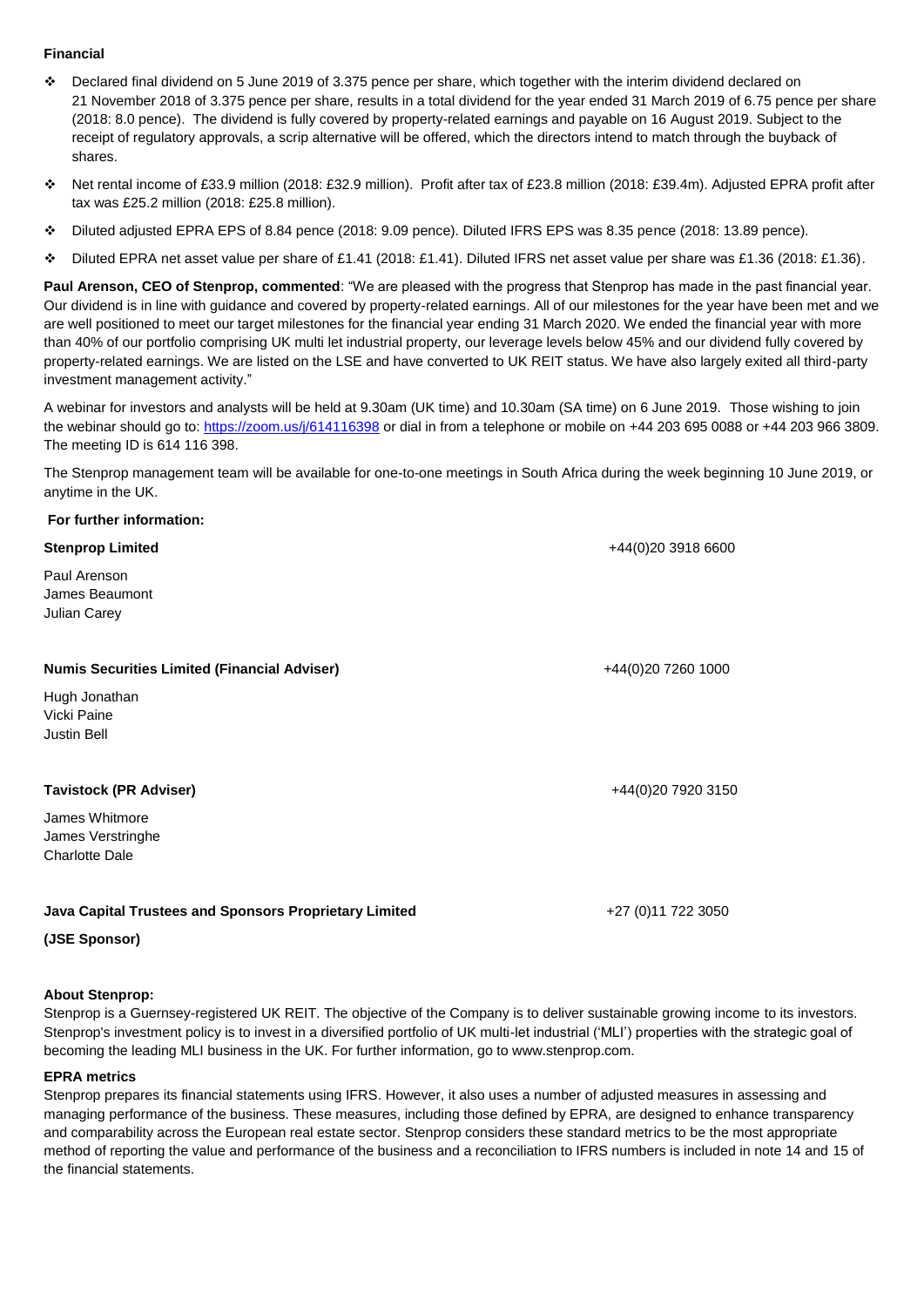**Financial**

- Declared final dividend on 5 June 2019 of 3.375 pence per share, which together with the interim dividend declared on 21 November 2018 of 3.375 pence per share, results in a total dividend for the year ended 31 March 2019 of 6.75 pence per share (2018: 8.0 pence). The dividend is fully covered by property-related earnings and payable on 16 August 2019. Subject to the receipt of regulatory approvals, a scrip alternative will be offered, which the directors intend to match through the buyback of shares.
- Net rental income of £33.9 million (2018: £32.9 million). Profit after tax of £23.8 million (2018: £39.4m). Adjusted EPRA profit after tax was £25.2 million (2018: £25.8 million).
- Diluted adjusted EPRA EPS of 8.84 pence (2018: 9.09 pence). Diluted IFRS EPS was 8.35 pence (2018: 13.89 pence).
- Diluted EPRA net asset value per share of £1.41 (2018: £1.41). Diluted IFRS net asset value per share was £1.36 (2018: £1.36).

**Paul Arenson, CEO of Stenprop, commented**: "We are pleased with the progress that Stenprop has made in the past financial year. Our dividend is in line with guidance and covered by property-related earnings. All of our milestones for the year have been met and we are well positioned to meet our target milestones for the financial year ending 31 March 2020. We ended the financial year with more than 40% of our portfolio comprising UK multi let industrial property, our leverage levels below 45% and our dividend fully covered by property-related earnings. We are listed on the LSE and have converted to UK REIT status. We have also largely exited all third-party investment management activity."

A webinar for investors and analysts will be held at 9.30am (UK time) and 10.30am (SA time) on 6 June 2019. Those wishing to join the webinar should go to: https://zoom.us/j/614116398 or dial in from a telephone or mobile on +44 203 695 0088 or +44 203 966 3809. The meeting ID is 614 116 398.

The Stenprop management team will be available for one-to-one meetings in South Africa during the week beginning 10 June 2019, or anytime in the UK.

**For further information:**

**Stenprop Limited** +44(0)20 3918 6600

Paul Arenson
James Beaumont
Julian Carey

**Numis Securities Limited (Financial Adviser)** +44(0)20 7260 1000

Hugh Jonathan
Vicki Paine
Justin Bell

**Tavistock (PR Adviser)** +44(0)20 7920 3150

James Whitmore
James Verstringhe
Charlotte Dale

**Java Capital Trustees and Sponsors Proprietary Limited** +27 (0)11 722 3050

**(JSE Sponsor)**

**About Stenprop:**

Stenprop is a Guernsey-registered UK REIT. The objective of the Company is to deliver sustainable growing income to its investors. Stenprop's investment policy is to invest in a diversified portfolio of UK multi-let industrial ('MLI') properties with the strategic goal of becoming the leading MLI business in the UK. For further information, go to www.stenprop.com.

**EPRA metrics**

Stenprop prepares its financial statements using IFRS. However, it also uses a number of adjusted measures in assessing and managing performance of the business. These measures, including those defined by EPRA, are designed to enhance transparency and comparability across the European real estate sector. Stenprop considers these standard metrics to be the most appropriate method of reporting the value and performance of the business and a reconciliation to IFRS numbers is included in note 14 and 15 of the financial statements.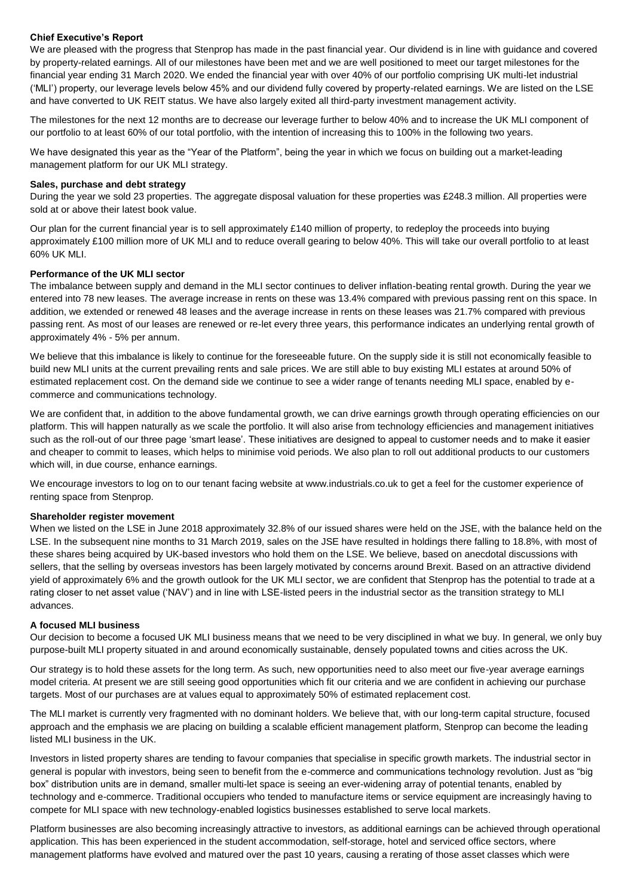## Chief Executive's Report

We are pleased with the progress that Stenprop has made in the past financial year. Our dividend is in line with guidance and covered by property-related earnings. All of our milestones have been met and we are well positioned to meet our target milestones for the financial year ending 31 March 2020. We ended the financial year with over 40% of our portfolio comprising UK multi-let industrial ('MLI') property, our leverage levels below 45% and our dividend fully covered by property-related earnings. We are listed on the LSE and have converted to UK REIT status. We have also largely exited all third-party investment management activity.

The milestones for the next 12 months are to decrease our leverage further to below 40% and to increase the UK MLI component of our portfolio to at least 60% of our total portfolio, with the intention of increasing this to 100% in the following two years.

We have designated this year as the "Year of the Platform", being the year in which we focus on building out a market-leading management platform for our UK MLI strategy.

### Sales, purchase and debt strategy

During the year we sold 23 properties. The aggregate disposal valuation for these properties was £248.3 million. All properties were sold at or above their latest book value.

Our plan for the current financial year is to sell approximately £140 million of property, to redeploy the proceeds into buying approximately £100 million more of UK MLI and to reduce overall gearing to below 40%. This will take our overall portfolio to at least 60% UK MLI.

### Performance of the UK MLI sector

The imbalance between supply and demand in the MLI sector continues to deliver inflation-beating rental growth. During the year we entered into 78 new leases. The average increase in rents on these was 13.4% compared with previous passing rent on this space. In addition, we extended or renewed 48 leases and the average increase in rents on these leases was 21.7% compared with previous passing rent. As most of our leases are renewed or re-let every three years, this performance indicates an underlying rental growth of approximately 4% - 5% per annum.

We believe that this imbalance is likely to continue for the foreseeable future. On the supply side it is still not economically feasible to build new MLI units at the current prevailing rents and sale prices. We are still able to buy existing MLI estates at around 50% of estimated replacement cost. On the demand side we continue to see a wider range of tenants needing MLI space, enabled by e-commerce and communications technology.

We are confident that, in addition to the above fundamental growth, we can drive earnings growth through operating efficiencies on our platform. This will happen naturally as we scale the portfolio. It will also arise from technology efficiencies and management initiatives such as the roll-out of our three page 'smart lease'. These initiatives are designed to appeal to customer needs and to make it easier and cheaper to commit to leases, which helps to minimise void periods. We also plan to roll out additional products to our customers which will, in due course, enhance earnings.

We encourage investors to log on to our tenant facing website at www.industrials.co.uk to get a feel for the customer experience of renting space from Stenprop.

### Shareholder register movement

When we listed on the LSE in June 2018 approximately 32.8% of our issued shares were held on the JSE, with the balance held on the LSE. In the subsequent nine months to 31 March 2019, sales on the JSE have resulted in holdings there falling to 18.8%, with most of these shares being acquired by UK-based investors who hold them on the LSE. We believe, based on anecdotal discussions with sellers, that the selling by overseas investors has been largely motivated by concerns around Brexit. Based on an attractive dividend yield of approximately 6% and the growth outlook for the UK MLI sector, we are confident that Stenprop has the potential to trade at a rating closer to net asset value ('NAV') and in line with LSE-listed peers in the industrial sector as the transition strategy to MLI advances.

### A focused MLI business

Our decision to become a focused UK MLI business means that we need to be very disciplined in what we buy. In general, we only buy purpose-built MLI property situated in and around economically sustainable, densely populated towns and cities across the UK.

Our strategy is to hold these assets for the long term. As such, new opportunities need to also meet our five-year average earnings model criteria. At present we are still seeing good opportunities which fit our criteria and we are confident in achieving our purchase targets. Most of our purchases are at values equal to approximately 50% of estimated replacement cost.

The MLI market is currently very fragmented with no dominant holders. We believe that, with our long-term capital structure, focused approach and the emphasis we are placing on building a scalable efficient management platform, Stenprop can become the leading listed MLI business in the UK.

Investors in listed property shares are tending to favour companies that specialise in specific growth markets. The industrial sector in general is popular with investors, being seen to benefit from the e-commerce and communications technology revolution. Just as "big box" distribution units are in demand, smaller multi-let space is seeing an ever-widening array of potential tenants, enabled by technology and e-commerce. Traditional occupiers who tended to manufacture items or service equipment are increasingly having to compete for MLI space with new technology-enabled logistics businesses established to serve local markets.

Platform businesses are also becoming increasingly attractive to investors, as additional earnings can be achieved through operational application. This has been experienced in the student accommodation, self-storage, hotel and serviced office sectors, where management platforms have evolved and matured over the past 10 years, causing a rerating of those asset classes which were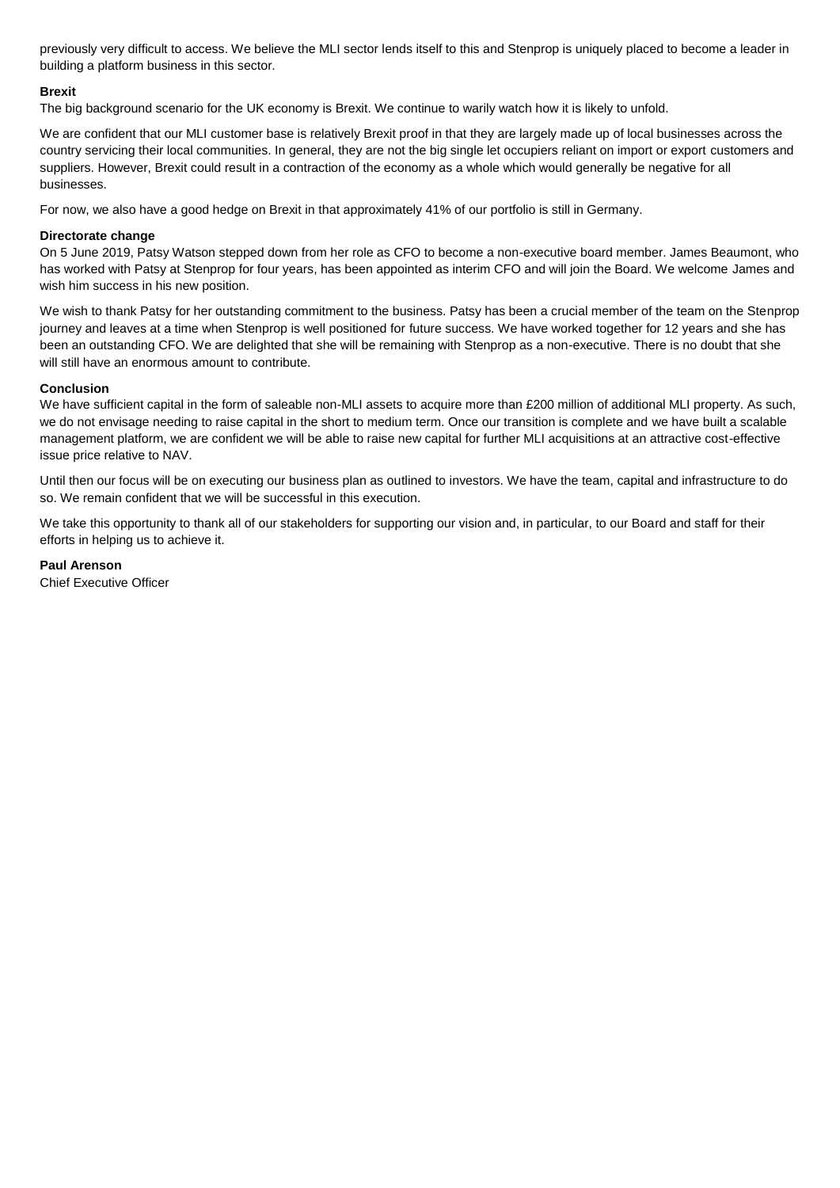previously very difficult to access. We believe the MLI sector lends itself to this and Stenprop is uniquely placed to become a leader in building a platform business in this sector.

**Brexit**

The big background scenario for the UK economy is Brexit. We continue to warily watch how it is likely to unfold.

We are confident that our MLI customer base is relatively Brexit proof in that they are largely made up of local businesses across the country servicing their local communities. In general, they are not the big single let occupiers reliant on import or export customers and suppliers. However, Brexit could result in a contraction of the economy as a whole which would generally be negative for all businesses.

For now, we also have a good hedge on Brexit in that approximately 41% of our portfolio is still in Germany.

**Directorate change**

On 5 June 2019, Patsy Watson stepped down from her role as CFO to become a non-executive board member. James Beaumont, who has worked with Patsy at Stenprop for four years, has been appointed as interim CFO and will join the Board. We welcome James and wish him success in his new position.

We wish to thank Patsy for her outstanding commitment to the business. Patsy has been a crucial member of the team on the Stenprop journey and leaves at a time when Stenprop is well positioned for future success. We have worked together for 12 years and she has been an outstanding CFO. We are delighted that she will be remaining with Stenprop as a non-executive. There is no doubt that she will still have an enormous amount to contribute.

**Conclusion**

We have sufficient capital in the form of saleable non-MLI assets to acquire more than £200 million of additional MLI property. As such, we do not envisage needing to raise capital in the short to medium term. Once our transition is complete and we have built a scalable management platform, we are confident we will be able to raise new capital for further MLI acquisitions at an attractive cost-effective issue price relative to NAV.

Until then our focus will be on executing our business plan as outlined to investors. We have the team, capital and infrastructure to do so. We remain confident that we will be successful in this execution.

We take this opportunity to thank all of our stakeholders for supporting our vision and, in particular, to our Board and staff for their efforts in helping us to achieve it.

**Paul Arenson**
Chief Executive Officer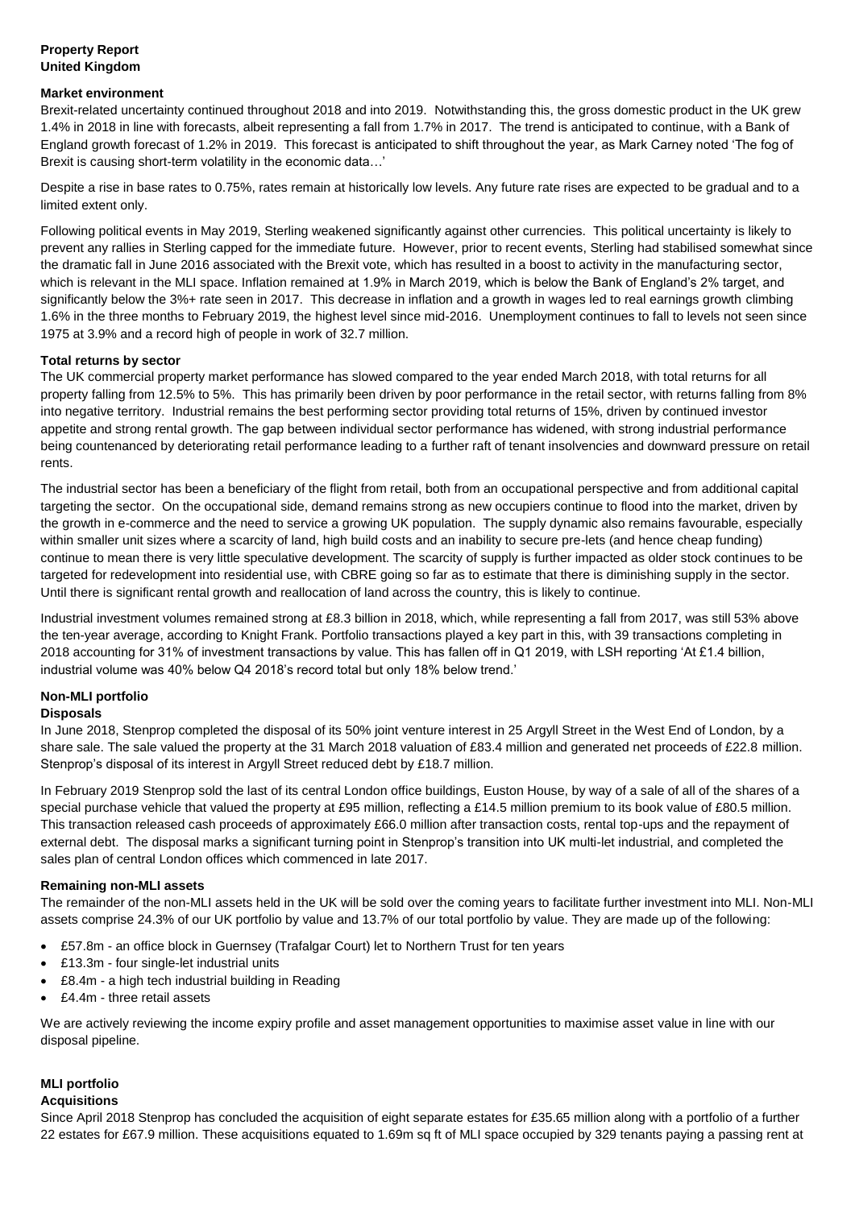**Property Report**
**United Kingdom**

**Market environment**

Brexit-related uncertainty continued throughout 2018 and into 2019. Notwithstanding this, the gross domestic product in the UK grew 1.4% in 2018 in line with forecasts, albeit representing a fall from 1.7% in 2017. The trend is anticipated to continue, with a Bank of England growth forecast of 1.2% in 2019. This forecast is anticipated to shift throughout the year, as Mark Carney noted 'The fog of Brexit is causing short-term volatility in the economic data…'

Despite a rise in base rates to 0.75%, rates remain at historically low levels. Any future rate rises are expected to be gradual and to a limited extent only.

Following political events in May 2019, Sterling weakened significantly against other currencies. This political uncertainty is likely to prevent any rallies in Sterling capped for the immediate future. However, prior to recent events, Sterling had stabilised somewhat since the dramatic fall in June 2016 associated with the Brexit vote, which has resulted in a boost to activity in the manufacturing sector, which is relevant in the MLI space. Inflation remained at 1.9% in March 2019, which is below the Bank of England's 2% target, and significantly below the 3%+ rate seen in 2017. This decrease in inflation and a growth in wages led to real earnings growth climbing 1.6% in the three months to February 2019, the highest level since mid-2016. Unemployment continues to fall to levels not seen since 1975 at 3.9% and a record high of people in work of 32.7 million.

**Total returns by sector**

The UK commercial property market performance has slowed compared to the year ended March 2018, with total returns for all property falling from 12.5% to 5%. This has primarily been driven by poor performance in the retail sector, with returns falling from 8% into negative territory. Industrial remains the best performing sector providing total returns of 15%, driven by continued investor appetite and strong rental growth. The gap between individual sector performance has widened, with strong industrial performance being countenanced by deteriorating retail performance leading to a further raft of tenant insolvencies and downward pressure on retail rents.

The industrial sector has been a beneficiary of the flight from retail, both from an occupational perspective and from additional capital targeting the sector. On the occupational side, demand remains strong as new occupiers continue to flood into the market, driven by the growth in e-commerce and the need to service a growing UK population. The supply dynamic also remains favourable, especially within smaller unit sizes where a scarcity of land, high build costs and an inability to secure pre-lets (and hence cheap funding) continue to mean there is very little speculative development. The scarcity of supply is further impacted as older stock continues to be targeted for redevelopment into residential use, with CBRE going so far as to estimate that there is diminishing supply in the sector. Until there is significant rental growth and reallocation of land across the country, this is likely to continue.

Industrial investment volumes remained strong at £8.3 billion in 2018, which, while representing a fall from 2017, was still 53% above the ten-year average, according to Knight Frank. Portfolio transactions played a key part in this, with 39 transactions completing in 2018 accounting for 31% of investment transactions by value. This has fallen off in Q1 2019, with LSH reporting 'At £1.4 billion, industrial volume was 40% below Q4 2018's record total but only 18% below trend.'

**Non-MLI portfolio**

**Disposals**

In June 2018, Stenprop completed the disposal of its 50% joint venture interest in 25 Argyll Street in the West End of London, by a share sale. The sale valued the property at the 31 March 2018 valuation of £83.4 million and generated net proceeds of £22.8 million. Stenprop's disposal of its interest in Argyll Street reduced debt by £18.7 million.

In February 2019 Stenprop sold the last of its central London office buildings, Euston House, by way of a sale of all of the shares of a special purchase vehicle that valued the property at £95 million, reflecting a £14.5 million premium to its book value of £80.5 million. This transaction released cash proceeds of approximately £66.0 million after transaction costs, rental top-ups and the repayment of external debt. The disposal marks a significant turning point in Stenprop's transition into UK multi-let industrial, and completed the sales plan of central London offices which commenced in late 2017.

**Remaining non-MLI assets**

The remainder of the non-MLI assets held in the UK will be sold over the coming years to facilitate further investment into MLI. Non-MLI assets comprise 24.3% of our UK portfolio by value and 13.7% of our total portfolio by value. They are made up of the following:

- £57.8m - an office block in Guernsey (Trafalgar Court) let to Northern Trust for ten years
- £13.3m - four single-let industrial units
- £8.4m - a high tech industrial building in Reading
- £4.4m - three retail assets

We are actively reviewing the income expiry profile and asset management opportunities to maximise asset value in line with our disposal pipeline.

**MLI portfolio**

**Acquisitions**

Since April 2018 Stenprop has concluded the acquisition of eight separate estates for £35.65 million along with a portfolio of a further 22 estates for £67.9 million. These acquisitions equated to 1.69m sq ft of MLI space occupied by 329 tenants paying a passing rent at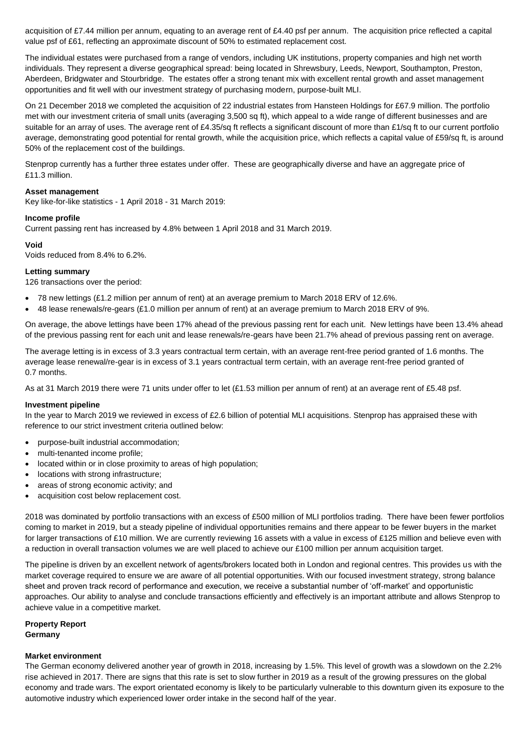acquisition of £7.44 million per annum, equating to an average rent of £4.40 psf per annum. The acquisition price reflected a capital value psf of £61, reflecting an approximate discount of 50% to estimated replacement cost.

The individual estates were purchased from a range of vendors, including UK institutions, property companies and high net worth individuals. They represent a diverse geographical spread: being located in Shrewsbury, Leeds, Newport, Southampton, Preston, Aberdeen, Bridgwater and Stourbridge. The estates offer a strong tenant mix with excellent rental growth and asset management opportunities and fit well with our investment strategy of purchasing modern, purpose-built MLI.

On 21 December 2018 we completed the acquisition of 22 industrial estates from Hansteen Holdings for £67.9 million. The portfolio met with our investment criteria of small units (averaging 3,500 sq ft), which appeal to a wide range of different businesses and are suitable for an array of uses. The average rent of £4.35/sq ft reflects a significant discount of more than £1/sq ft to our current portfolio average, demonstrating good potential for rental growth, while the acquisition price, which reflects a capital value of £59/sq ft, is around 50% of the replacement cost of the buildings.

Stenprop currently has a further three estates under offer. These are geographically diverse and have an aggregate price of £11.3 million.

**Asset management**

Key like-for-like statistics - 1 April 2018 - 31 March 2019:

**Income profile**

Current passing rent has increased by 4.8% between 1 April 2018 and 31 March 2019.

**Void**

Voids reduced from 8.4% to 6.2%.

**Letting summary**

126 transactions over the period:

- 78 new lettings (£1.2 million per annum of rent) at an average premium to March 2018 ERV of 12.6%.
- 48 lease renewals/re-gears (£1.0 million per annum of rent) at an average premium to March 2018 ERV of 9%.

On average, the above lettings have been 17% ahead of the previous passing rent for each unit. New lettings have been 13.4% ahead of the previous passing rent for each unit and lease renewals/re-gears have been 21.7% ahead of previous passing rent on average.

The average letting is in excess of 3.3 years contractual term certain, with an average rent-free period granted of 1.6 months. The average lease renewal/re-gear is in excess of 3.1 years contractual term certain, with an average rent-free period granted of 0.7 months.

As at 31 March 2019 there were 71 units under offer to let (£1.53 million per annum of rent) at an average rent of £5.48 psf.

**Investment pipeline**

In the year to March 2019 we reviewed in excess of £2.6 billion of potential MLI acquisitions. Stenprop has appraised these with reference to our strict investment criteria outlined below:

- purpose-built industrial accommodation;
- multi-tenanted income profile;
- located within or in close proximity to areas of high population;
- locations with strong infrastructure;
- areas of strong economic activity; and
- acquisition cost below replacement cost.

2018 was dominated by portfolio transactions with an excess of £500 million of MLI portfolios trading. There have been fewer portfolios coming to market in 2019, but a steady pipeline of individual opportunities remains and there appear to be fewer buyers in the market for larger transactions of £10 million. We are currently reviewing 16 assets with a value in excess of £125 million and believe even with a reduction in overall transaction volumes we are well placed to achieve our £100 million per annum acquisition target.

The pipeline is driven by an excellent network of agents/brokers located both in London and regional centres. This provides us with the market coverage required to ensure we are aware of all potential opportunities. With our focused investment strategy, strong balance sheet and proven track record of performance and execution, we receive a substantial number of 'off-market' and opportunistic approaches. Our ability to analyse and conclude transactions efficiently and effectively is an important attribute and allows Stenprop to achieve value in a competitive market.

**Property Report**
**Germany**

**Market environment**

The German economy delivered another year of growth in 2018, increasing by 1.5%. This level of growth was a slowdown on the 2.2% rise achieved in 2017. There are signs that this rate is set to slow further in 2019 as a result of the growing pressures on the global economy and trade wars. The export orientated economy is likely to be particularly vulnerable to this downturn given its exposure to the automotive industry which experienced lower order intake in the second half of the year.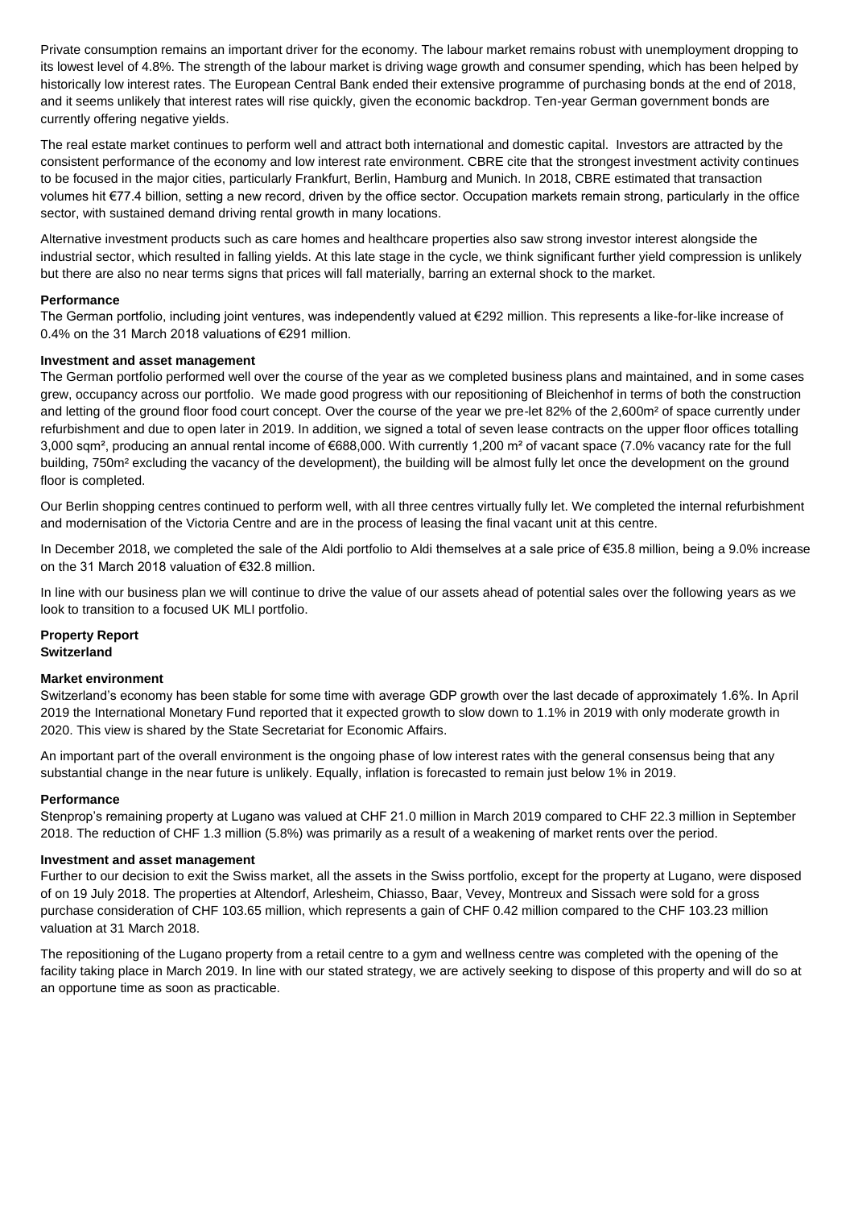Private consumption remains an important driver for the economy. The labour market remains robust with unemployment dropping to its lowest level of 4.8%. The strength of the labour market is driving wage growth and consumer spending, which has been helped by historically low interest rates. The European Central Bank ended their extensive programme of purchasing bonds at the end of 2018, and it seems unlikely that interest rates will rise quickly, given the economic backdrop. Ten-year German government bonds are currently offering negative yields.

The real estate market continues to perform well and attract both international and domestic capital. Investors are attracted by the consistent performance of the economy and low interest rate environment. CBRE cite that the strongest investment activity continues to be focused in the major cities, particularly Frankfurt, Berlin, Hamburg and Munich. In 2018, CBRE estimated that transaction volumes hit €77.4 billion, setting a new record, driven by the office sector. Occupation markets remain strong, particularly in the office sector, with sustained demand driving rental growth in many locations.

Alternative investment products such as care homes and healthcare properties also saw strong investor interest alongside the industrial sector, which resulted in falling yields. At this late stage in the cycle, we think significant further yield compression is unlikely but there are also no near terms signs that prices will fall materially, barring an external shock to the market.

**Performance**

The German portfolio, including joint ventures, was independently valued at €292 million. This represents a like-for-like increase of 0.4% on the 31 March 2018 valuations of €291 million.

**Investment and asset management**

The German portfolio performed well over the course of the year as we completed business plans and maintained, and in some cases grew, occupancy across our portfolio. We made good progress with our repositioning of Bleichenhof in terms of both the construction and letting of the ground floor food court concept. Over the course of the year we pre-let 82% of the 2,600m² of space currently under refurbishment and due to open later in 2019. In addition, we signed a total of seven lease contracts on the upper floor offices totalling 3,000 sqm², producing an annual rental income of €688,000. With currently 1,200 m² of vacant space (7.0% vacancy rate for the full building, 750m² excluding the vacancy of the development), the building will be almost fully let once the development on the ground floor is completed.

Our Berlin shopping centres continued to perform well, with all three centres virtually fully let. We completed the internal refurbishment and modernisation of the Victoria Centre and are in the process of leasing the final vacant unit at this centre.

In December 2018, we completed the sale of the Aldi portfolio to Aldi themselves at a sale price of €35.8 million, being a 9.0% increase on the 31 March 2018 valuation of €32.8 million.

In line with our business plan we will continue to drive the value of our assets ahead of potential sales over the following years as we look to transition to a focused UK MLI portfolio.

## Property Report
## Switzerland

**Market environment**

Switzerland's economy has been stable for some time with average GDP growth over the last decade of approximately 1.6%. In April 2019 the International Monetary Fund reported that it expected growth to slow down to 1.1% in 2019 with only moderate growth in 2020. This view is shared by the State Secretariat for Economic Affairs.

An important part of the overall environment is the ongoing phase of low interest rates with the general consensus being that any substantial change in the near future is unlikely. Equally, inflation is forecasted to remain just below 1% in 2019.

**Performance**

Stenprop's remaining property at Lugano was valued at CHF 21.0 million in March 2019 compared to CHF 22.3 million in September 2018. The reduction of CHF 1.3 million (5.8%) was primarily as a result of a weakening of market rents over the period.

**Investment and asset management**

Further to our decision to exit the Swiss market, all the assets in the Swiss portfolio, except for the property at Lugano, were disposed of on 19 July 2018. The properties at Altendorf, Arlesheim, Chiasso, Baar, Vevey, Montreux and Sissach were sold for a gross purchase consideration of CHF 103.65 million, which represents a gain of CHF 0.42 million compared to the CHF 103.23 million valuation at 31 March 2018.

The repositioning of the Lugano property from a retail centre to a gym and wellness centre was completed with the opening of the facility taking place in March 2019. In line with our stated strategy, we are actively seeking to dispose of this property and will do so at an opportune time as soon as practicable.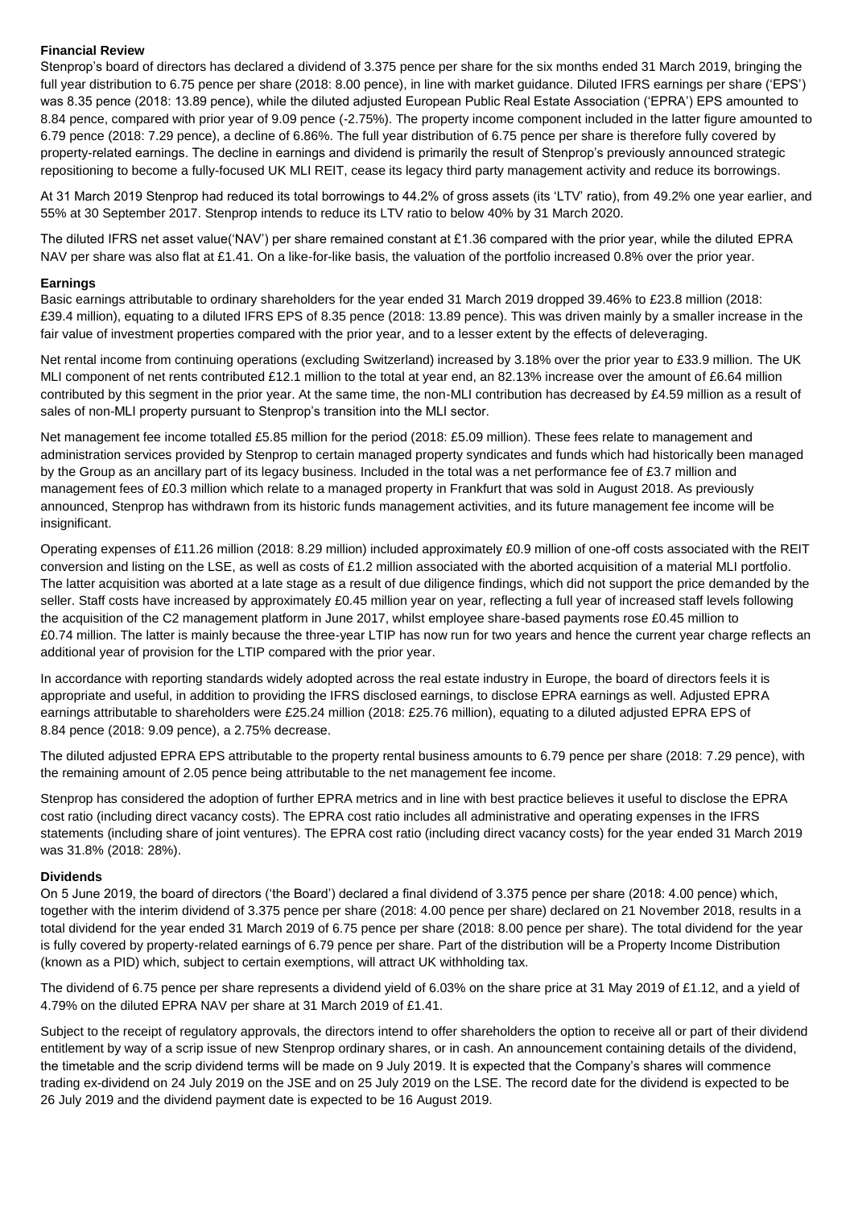**Financial Review**

Stenprop's board of directors has declared a dividend of 3.375 pence per share for the six months ended 31 March 2019, bringing the full year distribution to 6.75 pence per share (2018: 8.00 pence), in line with market guidance. Diluted IFRS earnings per share ('EPS') was 8.35 pence (2018: 13.89 pence), while the diluted adjusted European Public Real Estate Association ('EPRA') EPS amounted to 8.84 pence, compared with prior year of 9.09 pence (-2.75%). The property income component included in the latter figure amounted to 6.79 pence (2018: 7.29 pence), a decline of 6.86%. The full year distribution of 6.75 pence per share is therefore fully covered by property-related earnings. The decline in earnings and dividend is primarily the result of Stenprop's previously announced strategic repositioning to become a fully-focused UK MLI REIT, cease its legacy third party management activity and reduce its borrowings.

At 31 March 2019 Stenprop had reduced its total borrowings to 44.2% of gross assets (its 'LTV' ratio), from 49.2% one year earlier, and 55% at 30 September 2017. Stenprop intends to reduce its LTV ratio to below 40% by 31 March 2020.

The diluted IFRS net asset value('NAV') per share remained constant at £1.36 compared with the prior year, while the diluted EPRA NAV per share was also flat at £1.41. On a like-for-like basis, the valuation of the portfolio increased 0.8% over the prior year.

**Earnings**

Basic earnings attributable to ordinary shareholders for the year ended 31 March 2019 dropped 39.46% to £23.8 million (2018: £39.4 million), equating to a diluted IFRS EPS of 8.35 pence (2018: 13.89 pence). This was driven mainly by a smaller increase in the fair value of investment properties compared with the prior year, and to a lesser extent by the effects of deleveraging.

Net rental income from continuing operations (excluding Switzerland) increased by 3.18% over the prior year to £33.9 million. The UK MLI component of net rents contributed £12.1 million to the total at year end, an 82.13% increase over the amount of £6.64 million contributed by this segment in the prior year. At the same time, the non-MLI contribution has decreased by £4.59 million as a result of sales of non-MLI property pursuant to Stenprop's transition into the MLI sector.

Net management fee income totalled £5.85 million for the period (2018: £5.09 million). These fees relate to management and administration services provided by Stenprop to certain managed property syndicates and funds which had historically been managed by the Group as an ancillary part of its legacy business. Included in the total was a net performance fee of £3.7 million and management fees of £0.3 million which relate to a managed property in Frankfurt that was sold in August 2018. As previously announced, Stenprop has withdrawn from its historic funds management activities, and its future management fee income will be insignificant.

Operating expenses of £11.26 million (2018: 8.29 million) included approximately £0.9 million of one-off costs associated with the REIT conversion and listing on the LSE, as well as costs of £1.2 million associated with the aborted acquisition of a material MLI portfolio. The latter acquisition was aborted at a late stage as a result of due diligence findings, which did not support the price demanded by the seller. Staff costs have increased by approximately £0.45 million year on year, reflecting a full year of increased staff levels following the acquisition of the C2 management platform in June 2017, whilst employee share-based payments rose £0.45 million to £0.74 million. The latter is mainly because the three-year LTIP has now run for two years and hence the current year charge reflects an additional year of provision for the LTIP compared with the prior year.

In accordance with reporting standards widely adopted across the real estate industry in Europe, the board of directors feels it is appropriate and useful, in addition to providing the IFRS disclosed earnings, to disclose EPRA earnings as well. Adjusted EPRA earnings attributable to shareholders were £25.24 million (2018: £25.76 million), equating to a diluted adjusted EPRA EPS of 8.84 pence (2018: 9.09 pence), a 2.75% decrease.

The diluted adjusted EPRA EPS attributable to the property rental business amounts to 6.79 pence per share (2018: 7.29 pence), with the remaining amount of 2.05 pence being attributable to the net management fee income.

Stenprop has considered the adoption of further EPRA metrics and in line with best practice believes it useful to disclose the EPRA cost ratio (including direct vacancy costs). The EPRA cost ratio includes all administrative and operating expenses in the IFRS statements (including share of joint ventures). The EPRA cost ratio (including direct vacancy costs) for the year ended 31 March 2019 was 31.8% (2018: 28%).

**Dividends**

On 5 June 2019, the board of directors ('the Board') declared a final dividend of 3.375 pence per share (2018: 4.00 pence) which, together with the interim dividend of 3.375 pence per share (2018: 4.00 pence per share) declared on 21 November 2018, results in a total dividend for the year ended 31 March 2019 of 6.75 pence per share (2018: 8.00 pence per share). The total dividend for the year is fully covered by property-related earnings of 6.79 pence per share. Part of the distribution will be a Property Income Distribution (known as a PID) which, subject to certain exemptions, will attract UK withholding tax.

The dividend of 6.75 pence per share represents a dividend yield of 6.03% on the share price at 31 May 2019 of £1.12, and a yield of 4.79% on the diluted EPRA NAV per share at 31 March 2019 of £1.41.

Subject to the receipt of regulatory approvals, the directors intend to offer shareholders the option to receive all or part of their dividend entitlement by way of a scrip issue of new Stenprop ordinary shares, or in cash. An announcement containing details of the dividend, the timetable and the scrip dividend terms will be made on 9 July 2019. It is expected that the Company's shares will commence trading ex-dividend on 24 July 2019 on the JSE and on 25 July 2019 on the LSE. The record date for the dividend is expected to be 26 July 2019 and the dividend payment date is expected to be 16 August 2019.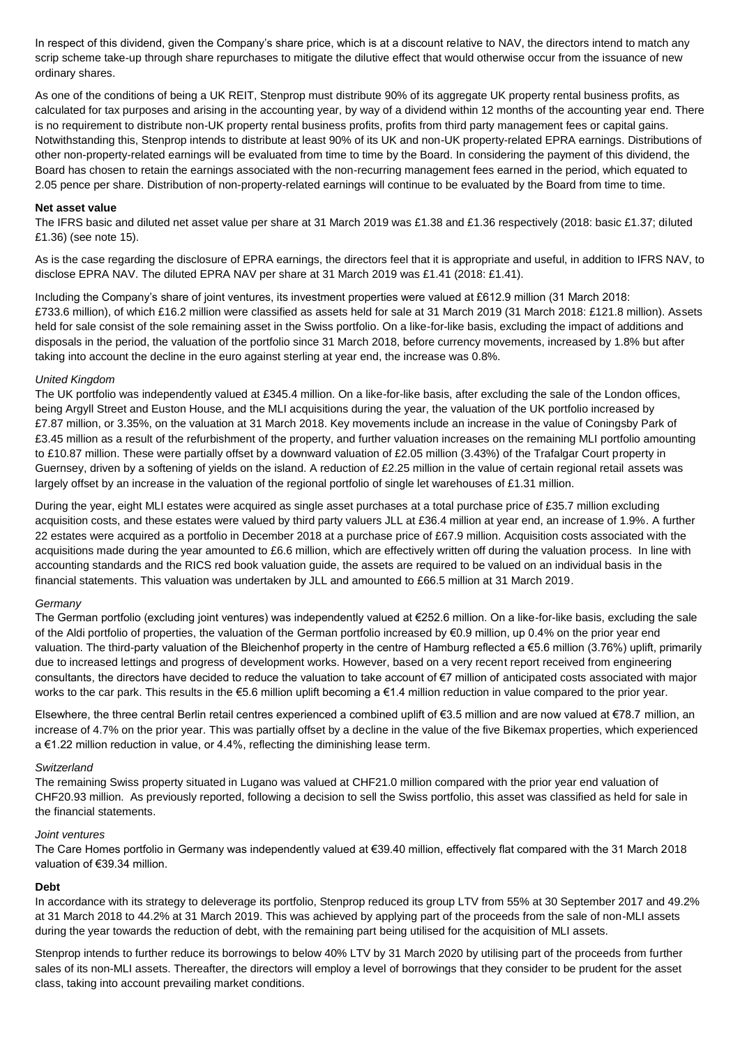In respect of this dividend, given the Company's share price, which is at a discount relative to NAV, the directors intend to match any scrip scheme take-up through share repurchases to mitigate the dilutive effect that would otherwise occur from the issuance of new ordinary shares.

As one of the conditions of being a UK REIT, Stenprop must distribute 90% of its aggregate UK property rental business profits, as calculated for tax purposes and arising in the accounting year, by way of a dividend within 12 months of the accounting year end. There is no requirement to distribute non-UK property rental business profits, profits from third party management fees or capital gains. Notwithstanding this, Stenprop intends to distribute at least 90% of its UK and non-UK property-related EPRA earnings. Distributions of other non-property-related earnings will be evaluated from time to time by the Board. In considering the payment of this dividend, the Board has chosen to retain the earnings associated with the non-recurring management fees earned in the period, which equated to 2.05 pence per share. Distribution of non-property-related earnings will continue to be evaluated by the Board from time to time.

**Net asset value**

The IFRS basic and diluted net asset value per share at 31 March 2019 was £1.38 and £1.36 respectively (2018: basic £1.37; diluted £1.36) (see note 15).

As is the case regarding the disclosure of EPRA earnings, the directors feel that it is appropriate and useful, in addition to IFRS NAV, to disclose EPRA NAV. The diluted EPRA NAV per share at 31 March 2019 was £1.41 (2018: £1.41).

Including the Company's share of joint ventures, its investment properties were valued at £612.9 million (31 March 2018: £733.6 million), of which £16.2 million were classified as assets held for sale at 31 March 2019 (31 March 2018: £121.8 million). Assets held for sale consist of the sole remaining asset in the Swiss portfolio. On a like-for-like basis, excluding the impact of additions and disposals in the period, the valuation of the portfolio since 31 March 2018, before currency movements, increased by 1.8% but after taking into account the decline in the euro against sterling at year end, the increase was 0.8%.

*United Kingdom*

The UK portfolio was independently valued at £345.4 million. On a like-for-like basis, after excluding the sale of the London offices, being Argyll Street and Euston House, and the MLI acquisitions during the year, the valuation of the UK portfolio increased by £7.87 million, or 3.35%, on the valuation at 31 March 2018. Key movements include an increase in the value of Coningsby Park of £3.45 million as a result of the refurbishment of the property, and further valuation increases on the remaining MLI portfolio amounting to £10.87 million. These were partially offset by a downward valuation of £2.05 million (3.43%) of the Trafalgar Court property in Guernsey, driven by a softening of yields on the island. A reduction of £2.25 million in the value of certain regional retail assets was largely offset by an increase in the valuation of the regional portfolio of single let warehouses of £1.31 million.

During the year, eight MLI estates were acquired as single asset purchases at a total purchase price of £35.7 million excluding acquisition costs, and these estates were valued by third party valuers JLL at £36.4 million at year end, an increase of 1.9%. A further 22 estates were acquired as a portfolio in December 2018 at a purchase price of £67.9 million. Acquisition costs associated with the acquisitions made during the year amounted to £6.6 million, which are effectively written off during the valuation process. In line with accounting standards and the RICS red book valuation guide, the assets are required to be valued on an individual basis in the financial statements. This valuation was undertaken by JLL and amounted to £66.5 million at 31 March 2019.

*Germany*

The German portfolio (excluding joint ventures) was independently valued at €252.6 million. On a like-for-like basis, excluding the sale of the Aldi portfolio of properties, the valuation of the German portfolio increased by €0.9 million, up 0.4% on the prior year end valuation. The third-party valuation of the Bleichenhof property in the centre of Hamburg reflected a €5.6 million (3.76%) uplift, primarily due to increased lettings and progress of development works. However, based on a very recent report received from engineering consultants, the directors have decided to reduce the valuation to take account of €7 million of anticipated costs associated with major works to the car park. This results in the €5.6 million uplift becoming a €1.4 million reduction in value compared to the prior year.

Elsewhere, the three central Berlin retail centres experienced a combined uplift of €3.5 million and are now valued at €78.7 million, an increase of 4.7% on the prior year. This was partially offset by a decline in the value of the five Bikemax properties, which experienced a €1.22 million reduction in value, or 4.4%, reflecting the diminishing lease term.

*Switzerland*

The remaining Swiss property situated in Lugano was valued at CHF21.0 million compared with the prior year end valuation of CHF20.93 million. As previously reported, following a decision to sell the Swiss portfolio, this asset was classified as held for sale in the financial statements.

*Joint ventures*

The Care Homes portfolio in Germany was independently valued at €39.40 million, effectively flat compared with the 31 March 2018 valuation of €39.34 million.

**Debt**

In accordance with its strategy to deleverage its portfolio, Stenprop reduced its group LTV from 55% at 30 September 2017 and 49.2% at 31 March 2018 to 44.2% at 31 March 2019. This was achieved by applying part of the proceeds from the sale of non-MLI assets during the year towards the reduction of debt, with the remaining part being utilised for the acquisition of MLI assets.

Stenprop intends to further reduce its borrowings to below 40% LTV by 31 March 2020 by utilising part of the proceeds from further sales of its non-MLI assets. Thereafter, the directors will employ a level of borrowings that they consider to be prudent for the asset class, taking into account prevailing market conditions.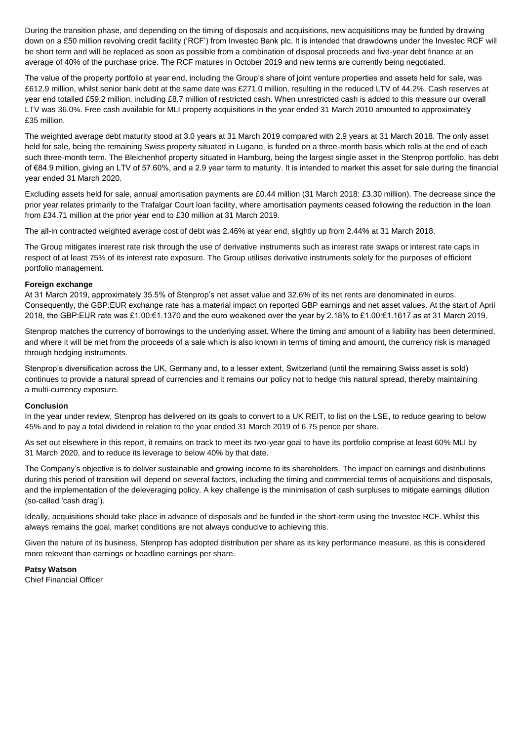During the transition phase, and depending on the timing of disposals and acquisitions, new acquisitions may be funded by drawing down on a £50 million revolving credit facility ('RCF') from Investec Bank plc. It is intended that drawdowns under the Investec RCF will be short term and will be replaced as soon as possible from a combination of disposal proceeds and five-year debt finance at an average of 40% of the purchase price. The RCF matures in October 2019 and new terms are currently being negotiated.

The value of the property portfolio at year end, including the Group's share of joint venture properties and assets held for sale, was £612.9 million, whilst senior bank debt at the same date was £271.0 million, resulting in the reduced LTV of 44.2%. Cash reserves at year end totalled £59.2 million, including £8.7 million of restricted cash. When unrestricted cash is added to this measure our overall LTV was 36.0%. Free cash available for MLI property acquisitions in the year ended 31 March 2010 amounted to approximately £35 million.

The weighted average debt maturity stood at 3.0 years at 31 March 2019 compared with 2.9 years at 31 March 2018. The only asset held for sale, being the remaining Swiss property situated in Lugano, is funded on a three-month basis which rolls at the end of each such three-month term. The Bleichenhof property situated in Hamburg, being the largest single asset in the Stenprop portfolio, has debt of €84.9 million, giving an LTV of 57.60%, and a 2.9 year term to maturity. It is intended to market this asset for sale during the financial year ended 31 March 2020.

Excluding assets held for sale, annual amortisation payments are £0.44 million (31 March 2018: £3.30 million). The decrease since the prior year relates primarily to the Trafalgar Court loan facility, where amortisation payments ceased following the reduction in the loan from £34.71 million at the prior year end to £30 million at 31 March 2019.

The all-in contracted weighted average cost of debt was 2.46% at year end, slightly up from 2.44% at 31 March 2018.

The Group mitigates interest rate risk through the use of derivative instruments such as interest rate swaps or interest rate caps in respect of at least 75% of its interest rate exposure. The Group utilises derivative instruments solely for the purposes of efficient portfolio management.

**Foreign exchange**

At 31 March 2019, approximately 35.5% of Stenprop's net asset value and 32.6% of its net rents are denominated in euros. Consequently, the GBP:EUR exchange rate has a material impact on reported GBP earnings and net asset values. At the start of April 2018, the GBP:EUR rate was £1.00:€1.1370 and the euro weakened over the year by 2.18% to £1.00:€1.1617 as at 31 March 2019.

Stenprop matches the currency of borrowings to the underlying asset. Where the timing and amount of a liability has been determined, and where it will be met from the proceeds of a sale which is also known in terms of timing and amount, the currency risk is managed through hedging instruments.

Stenprop's diversification across the UK, Germany and, to a lesser extent, Switzerland (until the remaining Swiss asset is sold) continues to provide a natural spread of currencies and it remains our policy not to hedge this natural spread, thereby maintaining a multi-currency exposure.

**Conclusion**

In the year under review, Stenprop has delivered on its goals to convert to a UK REIT, to list on the LSE, to reduce gearing to below 45% and to pay a total dividend in relation to the year ended 31 March 2019 of 6.75 pence per share.

As set out elsewhere in this report, it remains on track to meet its two-year goal to have its portfolio comprise at least 60% MLI by 31 March 2020, and to reduce its leverage to below 40% by that date.

The Company's objective is to deliver sustainable and growing income to its shareholders. The impact on earnings and distributions during this period of transition will depend on several factors, including the timing and commercial terms of acquisitions and disposals, and the implementation of the deleveraging policy. A key challenge is the minimisation of cash surpluses to mitigate earnings dilution (so-called 'cash drag').

Ideally, acquisitions should take place in advance of disposals and be funded in the short-term using the Investec RCF. Whilst this always remains the goal, market conditions are not always conducive to achieving this.

Given the nature of its business, Stenprop has adopted distribution per share as its key performance measure, as this is considered more relevant than earnings or headline earnings per share.

**Patsy Watson**
Chief Financial Officer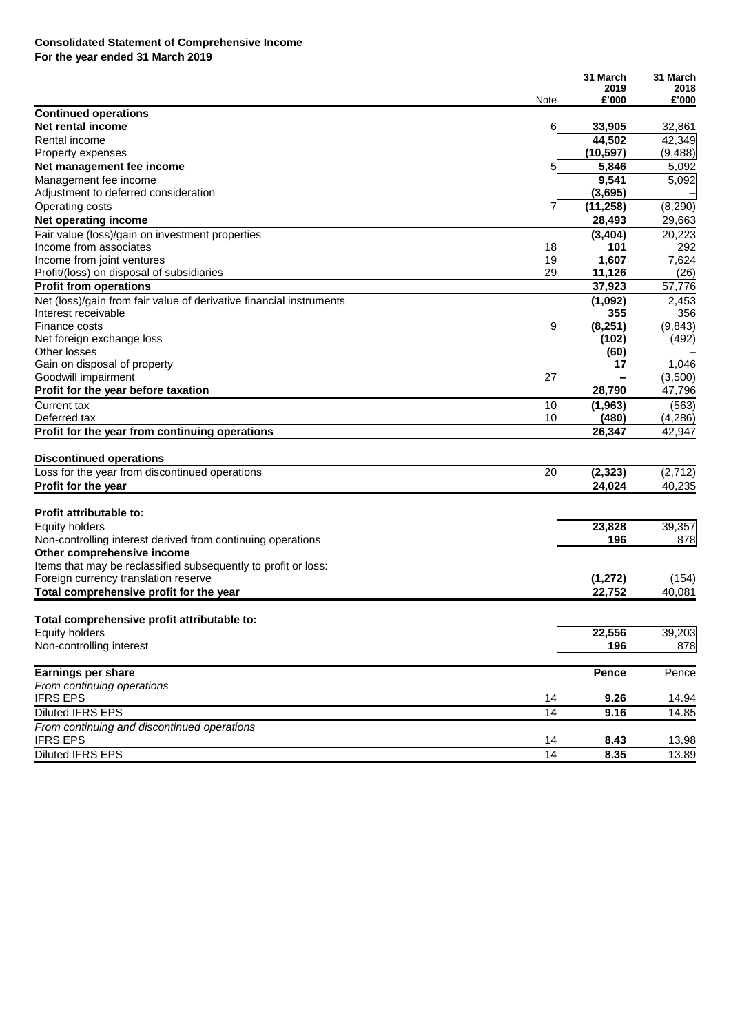**Consolidated Statement of Comprehensive Income**
**For the year ended 31 March 2019**

| | Note | 31 March 2019 £'000 | 31 March 2018 £'000 |
|---|---|---|---|
| **Continued operations** | | | |
| **Net rental income** | 6 | **33,905** | 32,861 |
| Rental income | | **44,502** | 42,349 |
| Property expenses | | **(10,597)** | (9,488) |
| **Net management fee income** | 5 | **5,846** | 5,092 |
| Management fee income | | **9,541** | 5,092 |
| Adjustment to deferred consideration | | **(3,695)** | – |
| Operating costs | 7 | **(11,258)** | (8,290) |
| **Net operating income** | | **28,493** | 29,663 |
| Fair value (loss)/gain on investment properties | | **(3,404)** | 20,223 |
| Income from associates | 18 | **101** | 292 |
| Income from joint ventures | 19 | **1,607** | 7,624 |
| Profit/(loss) on disposal of subsidiaries | 29 | **11,126** | (26) |
| **Profit from operations** | | **37,923** | 57,776 |
| Net (loss)/gain from fair value of derivative financial instruments | | **(1,092)** | 2,453 |
| Interest receivable | | **355** | 356 |
| Finance costs | 9 | **(8,251)** | (9,843) |
| Net foreign exchange loss | | **(102)** | (492) |
| Other losses | | **(60)** | – |
| Gain on disposal of property | | **17** | 1,046 |
| Goodwill impairment | 27 | **–** | (3,500) |
| **Profit for the year before taxation** | | **28,790** | 47,796 |
| Current tax | 10 | **(1,963)** | (563) |
| Deferred tax | 10 | **(480)** | (4,286) |
| **Profit for the year from continuing operations** | | **26,347** | 42,947 |
| | | | |
| **Discontinued operations** | | | |
| Loss for the year from discontinued operations | 20 | **(2,323)** | (2,712) |
| **Profit for the year** | | **24,024** | 40,235 |
| | | | |
| **Profit attributable to:** | | | |
| Equity holders | | **23,828** | 39,357 |
| Non-controlling interest derived from continuing operations | | **196** | 878 |
| **Other comprehensive income** | | | |
| Items that may be reclassified subsequently to profit or loss: | | | |
| Foreign currency translation reserve | | **(1,272)** | (154) |
| **Total comprehensive profit for the year** | | **22,752** | 40,081 |
| | | | |
| **Total comprehensive profit attributable to:** | | | |
| Equity holders | | **22,556** | 39,203 |
| Non-controlling interest | | **196** | 878 |
| | | | |
| **Earnings per share** | | **Pence** | Pence |
| *From continuing operations* | | | |
| IFRS EPS | 14 | **9.26** | 14.94 |
| Diluted IFRS EPS | 14 | **9.16** | 14.85 |
| *From continuing and discontinued operations* | | | |
| IFRS EPS | 14 | **8.43** | 13.98 |
| Diluted IFRS EPS | 14 | **8.35** | 13.89 |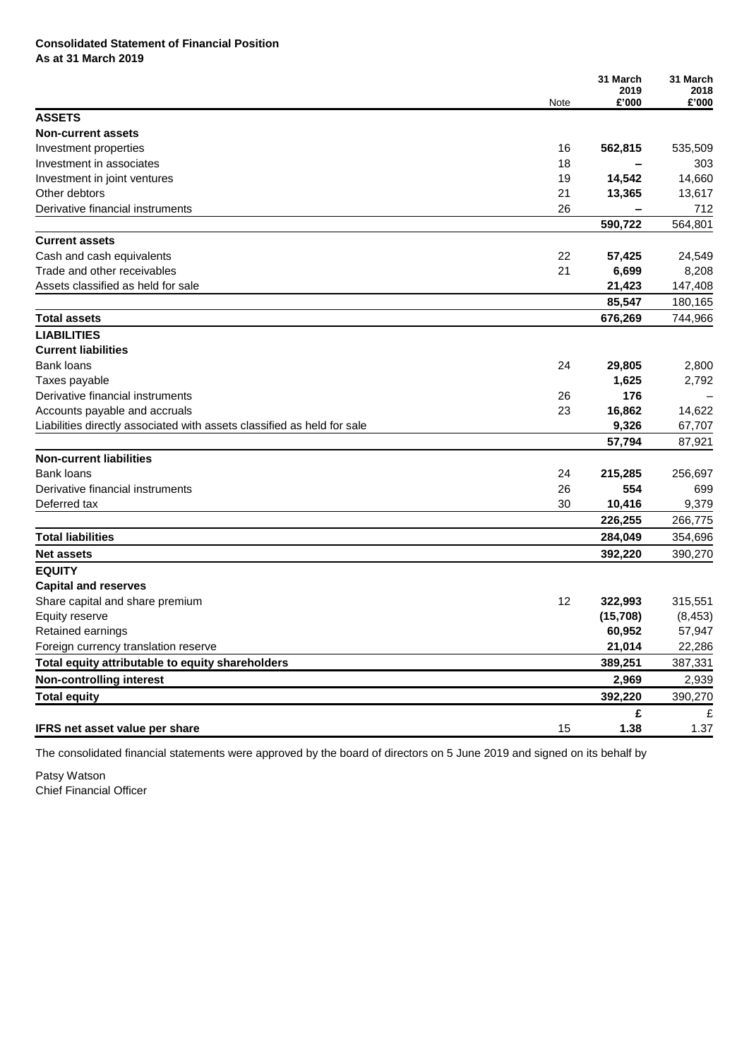**Consolidated Statement of Financial Position**
**As at 31 March 2019**

| | Note | 31 March 2019 £'000 | 31 March 2018 £'000 |
|---|---|---|---|
| **ASSETS** | | | |
| **Non-current assets** | | | |
| Investment properties | 16 | **562,815** | 535,509 |
| Investment in associates | 18 | **–** | 303 |
| Investment in joint ventures | 19 | **14,542** | 14,660 |
| Other debtors | 21 | **13,365** | 13,617 |
| Derivative financial instruments | 26 | **–** | 712 |
| | | **590,722** | 564,801 |
| **Current assets** | | | |
| Cash and cash equivalents | 22 | **57,425** | 24,549 |
| Trade and other receivables | 21 | **6,699** | 8,208 |
| Assets classified as held for sale | | **21,423** | 147,408 |
| | | **85,547** | 180,165 |
| **Total assets** | | **676,269** | 744,966 |
| **LIABILITIES** | | | |
| **Current liabilities** | | | |
| Bank loans | 24 | **29,805** | 2,800 |
| Taxes payable | | **1,625** | 2,792 |
| Derivative financial instruments | 26 | **176** | – |
| Accounts payable and accruals | 23 | **16,862** | 14,622 |
| Liabilities directly associated with assets classified as held for sale | | **9,326** | 67,707 |
| | | **57,794** | 87,921 |
| **Non-current liabilities** | | | |
| Bank loans | 24 | **215,285** | 256,697 |
| Derivative financial instruments | 26 | **554** | 699 |
| Deferred tax | 30 | **10,416** | 9,379 |
| | | **226,255** | 266,775 |
| **Total liabilities** | | **284,049** | 354,696 |
| **Net assets** | | **392,220** | 390,270 |
| **EQUITY** | | | |
| **Capital and reserves** | | | |
| Share capital and share premium | 12 | **322,993** | 315,551 |
| Equity reserve | | **(15,708)** | (8,453) |
| Retained earnings | | **60,952** | 57,947 |
| Foreign currency translation reserve | | **21,014** | 22,286 |
| **Total equity attributable to equity shareholders** | | **389,251** | 387,331 |
| **Non-controlling interest** | | **2,969** | 2,939 |
| **Total equity** | | **392,220** | 390,270 |
| | | **£** | £ |
| **IFRS net asset value per share** | 15 | **1.38** | 1.37 |

The consolidated financial statements were approved by the board of directors on 5 June 2019 and signed on its behalf by

Patsy Watson
Chief Financial Officer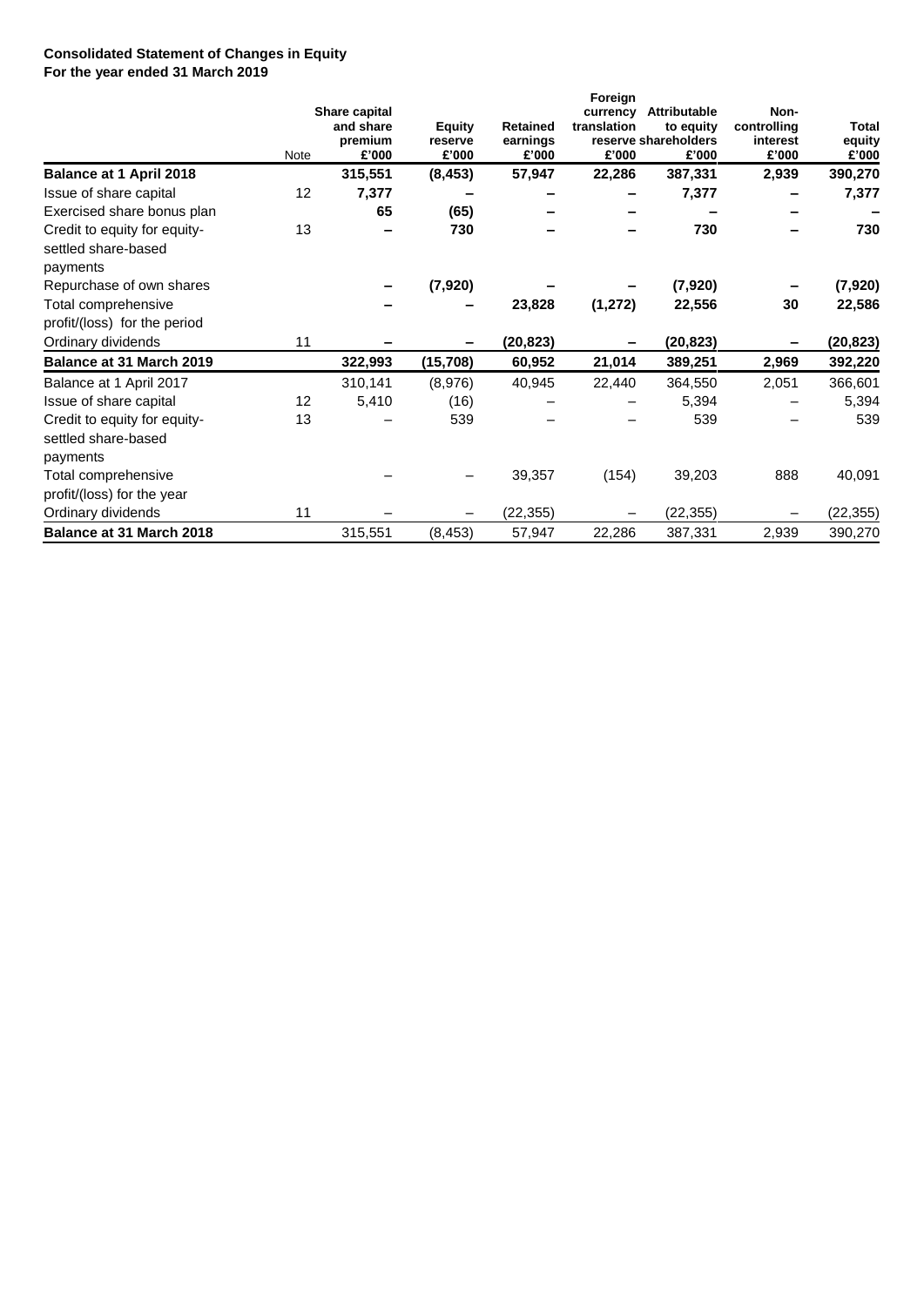**Consolidated Statement of Changes in Equity**
**For the year ended 31 March 2019**

| | Note | Share capital and share premium £'000 | Equity reserve £'000 | Retained earnings £'000 | Foreign currency translation reserve £'000 | Attributable to equity shareholders £'000 | Non-controlling interest £'000 | Total equity £'000 |
|---|---|---|---|---|---|---|---|---|
| **Balance at 1 April 2018** | | **315,551** | **(8,453)** | **57,947** | **22,286** | **387,331** | **2,939** | **390,270** |
| Issue of share capital | 12 | **7,377** | **–** | **–** | **–** | **7,377** | **–** | **7,377** |
| Exercised share bonus plan | | **65** | **(65)** | **–** | **–** | **–** | **–** | **–** |
| Credit to equity for equity-settled share-based payments | 13 | **–** | **730** | **–** | **–** | **730** | **–** | **730** |
| Repurchase of own shares | | **–** | **(7,920)** | **–** | **–** | **(7,920)** | **–** | **(7,920)** |
| Total comprehensive profit/(loss) for the period | | **–** | **–** | **23,828** | **(1,272)** | **22,556** | **30** | **22,586** |
| Ordinary dividends | 11 | **–** | **–** | **(20,823)** | **–** | **(20,823)** | **–** | **(20,823)** |
| **Balance at 31 March 2019** | | **322,993** | **(15,708)** | **60,952** | **21,014** | **389,251** | **2,969** | **392,220** |
| Balance at 1 April 2017 | | 310,141 | (8,976) | 40,945 | 22,440 | 364,550 | 2,051 | 366,601 |
| Issue of share capital | 12 | 5,410 | (16) | – | – | 5,394 | – | 5,394 |
| Credit to equity for equity-settled share-based payments | 13 | – | 539 | – | – | 539 | – | 539 |
| Total comprehensive profit/(loss) for the year | | – | – | 39,357 | (154) | 39,203 | 888 | 40,091 |
| Ordinary dividends | 11 | – | – | (22,355) | – | (22,355) | – | (22,355) |
| **Balance at 31 March 2018** | | 315,551 | (8,453) | 57,947 | 22,286 | 387,331 | 2,939 | 390,270 |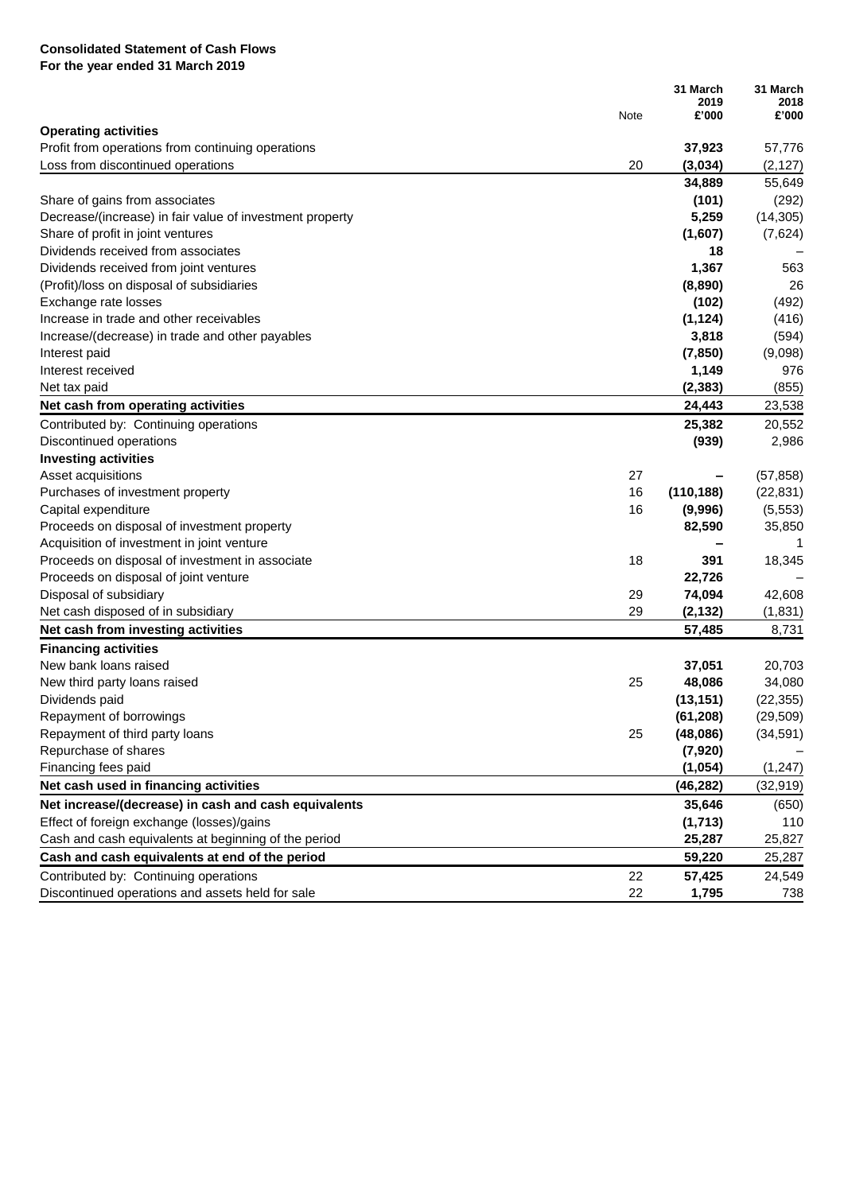**Consolidated Statement of Cash Flows**
**For the year ended 31 March 2019**

| | Note | 31 March 2019 £'000 | 31 March 2018 £'000 |
|---|---|---|---|
| **Operating activities** | | | |
| Profit from operations from continuing operations | | **37,923** | 57,776 |
| Loss from discontinued operations | 20 | **(3,034)** | (2,127) |
| | | **34,889** | 55,649 |
| Share of gains from associates | | **(101)** | (292) |
| Decrease/(increase) in fair value of investment property | | **5,259** | (14,305) |
| Share of profit in joint ventures | | **(1,607)** | (7,624) |
| Dividends received from associates | | **18** | – |
| Dividends received from joint ventures | | **1,367** | 563 |
| (Profit)/loss on disposal of subsidiaries | | **(8,890)** | 26 |
| Exchange rate losses | | **(102)** | (492) |
| Increase in trade and other receivables | | **(1,124)** | (416) |
| Increase/(decrease) in trade and other payables | | **3,818** | (594) |
| Interest paid | | **(7,850)** | (9,098) |
| Interest received | | **1,149** | 976 |
| Net tax paid | | **(2,383)** | (855) |
| **Net cash from operating activities** | | **24,443** | 23,538 |
| Contributed by: Continuing operations | | **25,382** | 20,552 |
| Discontinued operations | | **(939)** | 2,986 |
| **Investing activities** | | | |
| Asset acquisitions | 27 | **–** | (57,858) |
| Purchases of investment property | 16 | **(110,188)** | (22,831) |
| Capital expenditure | 16 | **(9,996)** | (5,553) |
| Proceeds on disposal of investment property | | **82,590** | 35,850 |
| Acquisition of investment in joint venture | | **–** | 1 |
| Proceeds on disposal of investment in associate | 18 | **391** | 18,345 |
| Proceeds on disposal of joint venture | | **22,726** | – |
| Disposal of subsidiary | 29 | **74,094** | 42,608 |
| Net cash disposed of in subsidiary | 29 | **(2,132)** | (1,831) |
| **Net cash from investing activities** | | **57,485** | 8,731 |
| **Financing activities** | | | |
| New bank loans raised | | **37,051** | 20,703 |
| New third party loans raised | 25 | **48,086** | 34,080 |
| Dividends paid | | **(13,151)** | (22,355) |
| Repayment of borrowings | | **(61,208)** | (29,509) |
| Repayment of third party loans | 25 | **(48,086)** | (34,591) |
| Repurchase of shares | | **(7,920)** | – |
| Financing fees paid | | **(1,054)** | (1,247) |
| **Net cash used in financing activities** | | **(46,282)** | (32,919) |
| **Net increase/(decrease) in cash and cash equivalents** | | **35,646** | (650) |
| Effect of foreign exchange (losses)/gains | | **(1,713)** | 110 |
| Cash and cash equivalents at beginning of the period | | **25,287** | 25,827 |
| **Cash and cash equivalents at end of the period** | | **59,220** | 25,287 |
| Contributed by: Continuing operations | 22 | **57,425** | 24,549 |
| Discontinued operations and assets held for sale | 22 | **1,795** | 738 |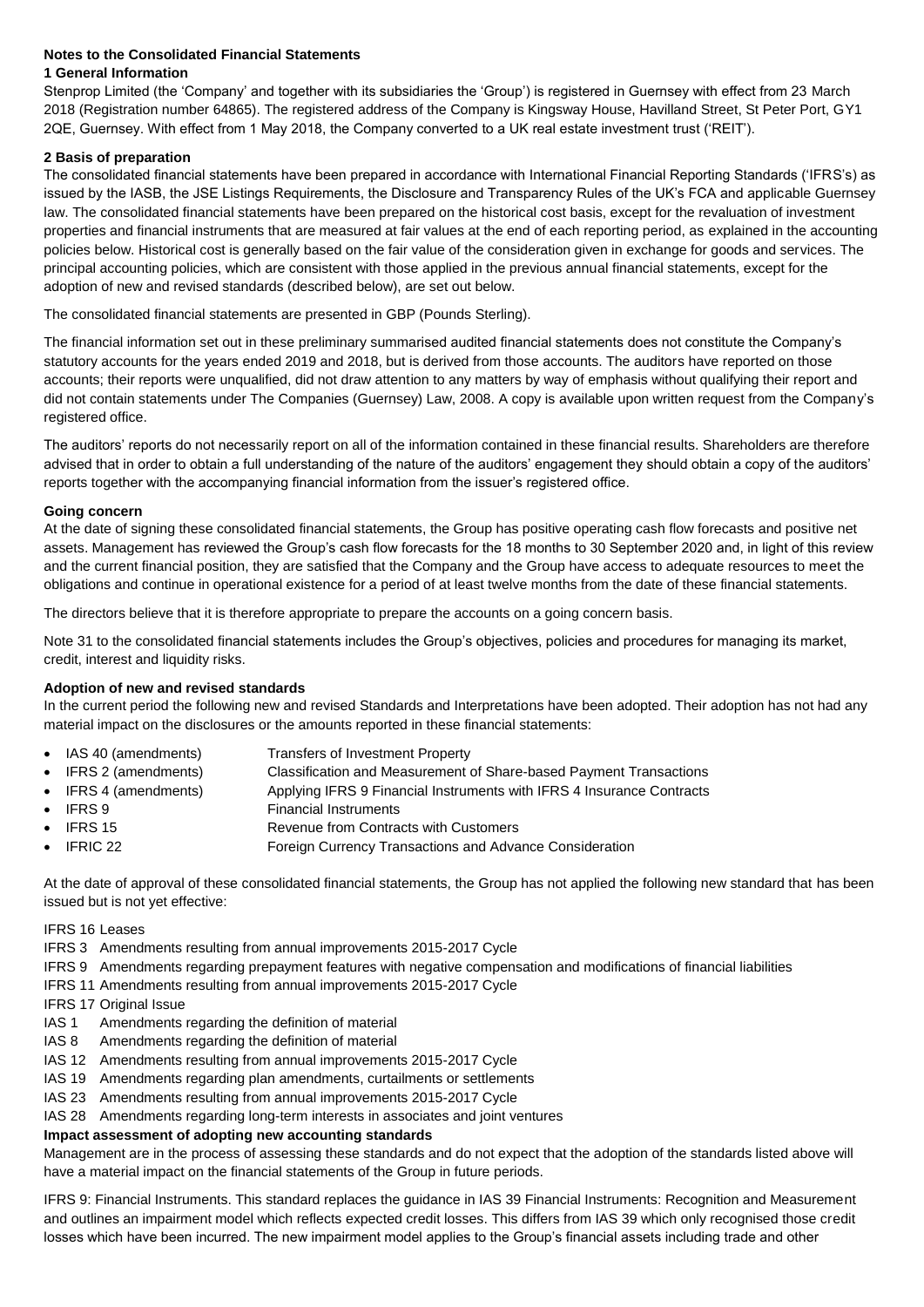## Notes to the Consolidated Financial Statements

### 1 General Information

Stenprop Limited (the 'Company' and together with its subsidiaries the 'Group') is registered in Guernsey with effect from 23 March 2018 (Registration number 64865). The registered address of the Company is Kingsway House, Havilland Street, St Peter Port, GY1 2QE, Guernsey. With effect from 1 May 2018, the Company converted to a UK real estate investment trust ('REIT').

### 2 Basis of preparation

The consolidated financial statements have been prepared in accordance with International Financial Reporting Standards ('IFRS's) as issued by the IASB, the JSE Listings Requirements, the Disclosure and Transparency Rules of the UK's FCA and applicable Guernsey law. The consolidated financial statements have been prepared on the historical cost basis, except for the revaluation of investment properties and financial instruments that are measured at fair values at the end of each reporting period, as explained in the accounting policies below. Historical cost is generally based on the fair value of the consideration given in exchange for goods and services. The principal accounting policies, which are consistent with those applied in the previous annual financial statements, except for the adoption of new and revised standards (described below), are set out below.

The consolidated financial statements are presented in GBP (Pounds Sterling).

The financial information set out in these preliminary summarised audited financial statements does not constitute the Company's statutory accounts for the years ended 2019 and 2018, but is derived from those accounts. The auditors have reported on those accounts; their reports were unqualified, did not draw attention to any matters by way of emphasis without qualifying their report and did not contain statements under The Companies (Guernsey) Law, 2008. A copy is available upon written request from the Company's registered office.

The auditors' reports do not necessarily report on all of the information contained in these financial results. Shareholders are therefore advised that in order to obtain a full understanding of the nature of the auditors' engagement they should obtain a copy of the auditors' reports together with the accompanying financial information from the issuer's registered office.

**Going concern**

At the date of signing these consolidated financial statements, the Group has positive operating cash flow forecasts and positive net assets. Management has reviewed the Group's cash flow forecasts for the 18 months to 30 September 2020 and, in light of this review and the current financial position, they are satisfied that the Company and the Group have access to adequate resources to meet the obligations and continue in operational existence for a period of at least twelve months from the date of these financial statements.

The directors believe that it is therefore appropriate to prepare the accounts on a going concern basis.

Note 31 to the consolidated financial statements includes the Group's objectives, policies and procedures for managing its market, credit, interest and liquidity risks.

**Adoption of new and revised standards**

In the current period the following new and revised Standards and Interpretations have been adopted. Their adoption has not had any material impact on the disclosures or the amounts reported in these financial statements:

- IAS 40 (amendments) Transfers of Investment Property
- IFRS 2 (amendments) Classification and Measurement of Share-based Payment Transactions
- IFRS 4 (amendments) Applying IFRS 9 Financial Instruments with IFRS 4 Insurance Contracts
- IFRS 9 Financial Instruments
- IFRS 15 Revenue from Contracts with Customers
- IFRIC 22 Foreign Currency Transactions and Advance Consideration

At the date of approval of these consolidated financial statements, the Group has not applied the following new standard that has been issued but is not yet effective:

IFRS 16 Leases
IFRS 3 Amendments resulting from annual improvements 2015-2017 Cycle
IFRS 9 Amendments regarding prepayment features with negative compensation and modifications of financial liabilities
IFRS 11 Amendments resulting from annual improvements 2015-2017 Cycle
IFRS 17 Original Issue
IAS 1 Amendments regarding the definition of material
IAS 8 Amendments regarding the definition of material
IAS 12 Amendments resulting from annual improvements 2015-2017 Cycle
IAS 19 Amendments regarding plan amendments, curtailments or settlements
IAS 23 Amendments resulting from annual improvements 2015-2017 Cycle
IAS 28 Amendments regarding long-term interests in associates and joint ventures

**Impact assessment of adopting new accounting standards**

Management are in the process of assessing these standards and do not expect that the adoption of the standards listed above will have a material impact on the financial statements of the Group in future periods.

IFRS 9: Financial Instruments. This standard replaces the guidance in IAS 39 Financial Instruments: Recognition and Measurement and outlines an impairment model which reflects expected credit losses. This differs from IAS 39 which only recognised those credit losses which have been incurred. The new impairment model applies to the Group's financial assets including trade and other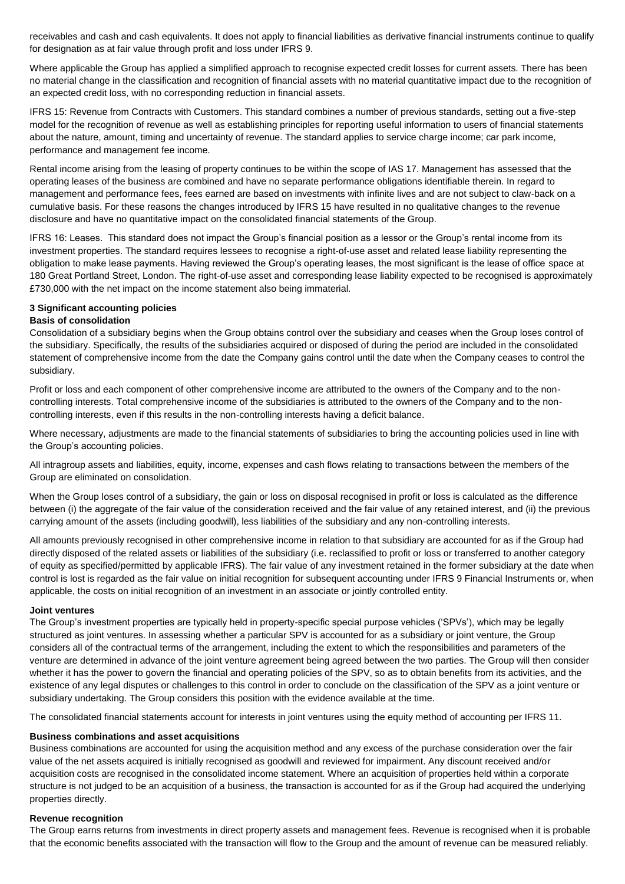receivables and cash and cash equivalents. It does not apply to financial liabilities as derivative financial instruments continue to qualify for designation as at fair value through profit and loss under IFRS 9.

Where applicable the Group has applied a simplified approach to recognise expected credit losses for current assets. There has been no material change in the classification and recognition of financial assets with no material quantitative impact due to the recognition of an expected credit loss, with no corresponding reduction in financial assets.

IFRS 15: Revenue from Contracts with Customers. This standard combines a number of previous standards, setting out a five-step model for the recognition of revenue as well as establishing principles for reporting useful information to users of financial statements about the nature, amount, timing and uncertainty of revenue. The standard applies to service charge income; car park income, performance and management fee income.

Rental income arising from the leasing of property continues to be within the scope of IAS 17. Management has assessed that the operating leases of the business are combined and have no separate performance obligations identifiable therein. In regard to management and performance fees, fees earned are based on investments with infinite lives and are not subject to claw-back on a cumulative basis. For these reasons the changes introduced by IFRS 15 have resulted in no qualitative changes to the revenue disclosure and have no quantitative impact on the consolidated financial statements of the Group.

IFRS 16: Leases. This standard does not impact the Group's financial position as a lessor or the Group's rental income from its investment properties. The standard requires lessees to recognise a right-of-use asset and related lease liability representing the obligation to make lease payments. Having reviewed the Group's operating leases, the most significant is the lease of office space at 180 Great Portland Street, London. The right-of-use asset and corresponding lease liability expected to be recognised is approximately £730,000 with the net impact on the income statement also being immaterial.

## 3 Significant accounting policies

### Basis of consolidation

Consolidation of a subsidiary begins when the Group obtains control over the subsidiary and ceases when the Group loses control of the subsidiary. Specifically, the results of the subsidiaries acquired or disposed of during the period are included in the consolidated statement of comprehensive income from the date the Company gains control until the date when the Company ceases to control the subsidiary.

Profit or loss and each component of other comprehensive income are attributed to the owners of the Company and to the non-controlling interests. Total comprehensive income of the subsidiaries is attributed to the owners of the Company and to the non-controlling interests, even if this results in the non-controlling interests having a deficit balance.

Where necessary, adjustments are made to the financial statements of subsidiaries to bring the accounting policies used in line with the Group's accounting policies.

All intragroup assets and liabilities, equity, income, expenses and cash flows relating to transactions between the members of the Group are eliminated on consolidation.

When the Group loses control of a subsidiary, the gain or loss on disposal recognised in profit or loss is calculated as the difference between (i) the aggregate of the fair value of the consideration received and the fair value of any retained interest, and (ii) the previous carrying amount of the assets (including goodwill), less liabilities of the subsidiary and any non-controlling interests.

All amounts previously recognised in other comprehensive income in relation to that subsidiary are accounted for as if the Group had directly disposed of the related assets or liabilities of the subsidiary (i.e. reclassified to profit or loss or transferred to another category of equity as specified/permitted by applicable IFRS). The fair value of any investment retained in the former subsidiary at the date when control is lost is regarded as the fair value on initial recognition for subsequent accounting under IFRS 9 Financial Instruments or, when applicable, the costs on initial recognition of an investment in an associate or jointly controlled entity.

### Joint ventures

The Group's investment properties are typically held in property-specific special purpose vehicles ('SPVs'), which may be legally structured as joint ventures. In assessing whether a particular SPV is accounted for as a subsidiary or joint venture, the Group considers all of the contractual terms of the arrangement, including the extent to which the responsibilities and parameters of the venture are determined in advance of the joint venture agreement being agreed between the two parties. The Group will then consider whether it has the power to govern the financial and operating policies of the SPV, so as to obtain benefits from its activities, and the existence of any legal disputes or challenges to this control in order to conclude on the classification of the SPV as a joint venture or subsidiary undertaking. The Group considers this position with the evidence available at the time.

The consolidated financial statements account for interests in joint ventures using the equity method of accounting per IFRS 11.

### Business combinations and asset acquisitions

Business combinations are accounted for using the acquisition method and any excess of the purchase consideration over the fair value of the net assets acquired is initially recognised as goodwill and reviewed for impairment. Any discount received and/or acquisition costs are recognised in the consolidated income statement. Where an acquisition of properties held within a corporate structure is not judged to be an acquisition of a business, the transaction is accounted for as if the Group had acquired the underlying properties directly.

### Revenue recognition

The Group earns returns from investments in direct property assets and management fees. Revenue is recognised when it is probable that the economic benefits associated with the transaction will flow to the Group and the amount of revenue can be measured reliably.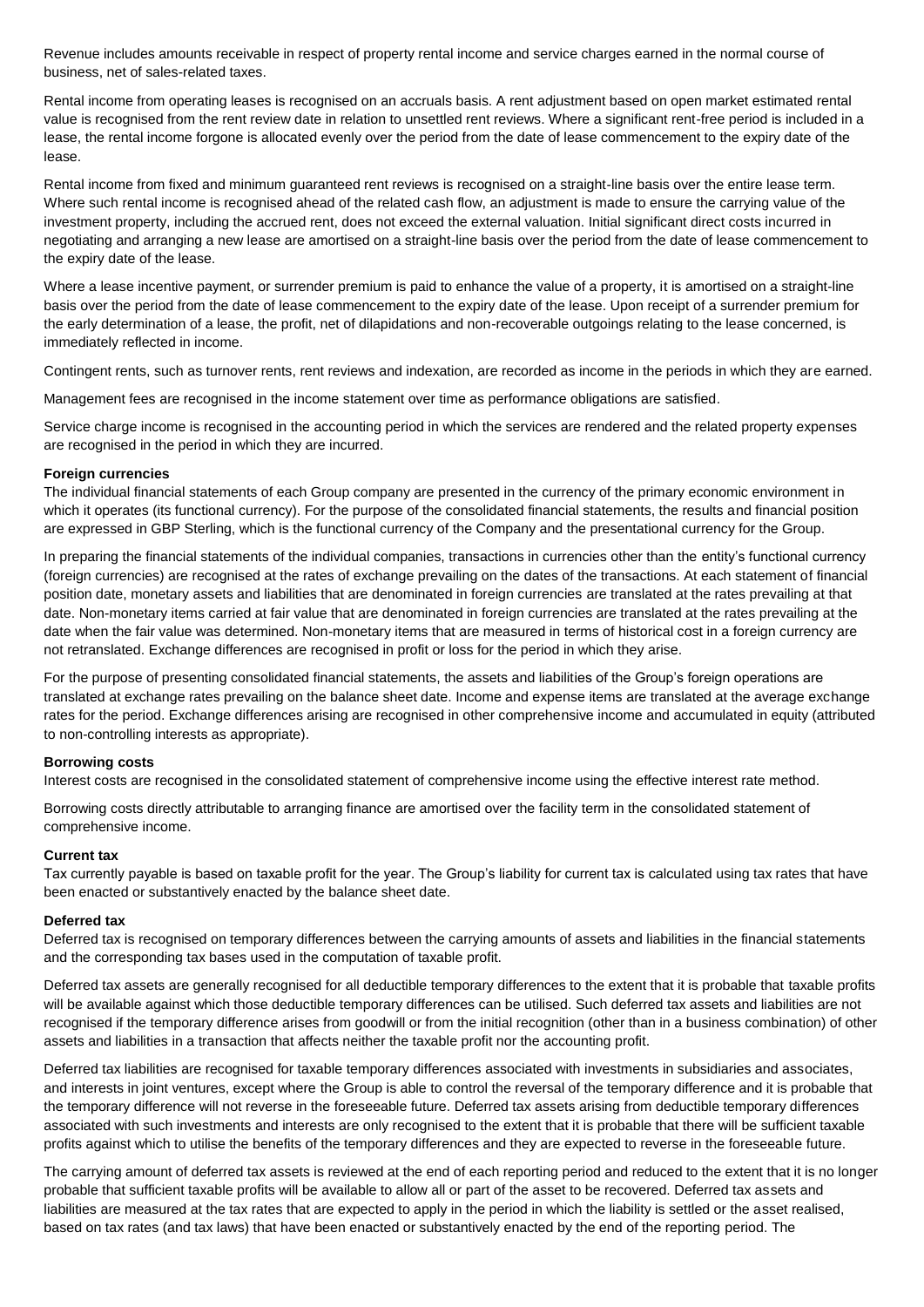Revenue includes amounts receivable in respect of property rental income and service charges earned in the normal course of business, net of sales-related taxes.

Rental income from operating leases is recognised on an accruals basis. A rent adjustment based on open market estimated rental value is recognised from the rent review date in relation to unsettled rent reviews. Where a significant rent-free period is included in a lease, the rental income forgone is allocated evenly over the period from the date of lease commencement to the expiry date of the lease.

Rental income from fixed and minimum guaranteed rent reviews is recognised on a straight-line basis over the entire lease term. Where such rental income is recognised ahead of the related cash flow, an adjustment is made to ensure the carrying value of the investment property, including the accrued rent, does not exceed the external valuation. Initial significant direct costs incurred in negotiating and arranging a new lease are amortised on a straight-line basis over the period from the date of lease commencement to the expiry date of the lease.

Where a lease incentive payment, or surrender premium is paid to enhance the value of a property, it is amortised on a straight-line basis over the period from the date of lease commencement to the expiry date of the lease. Upon receipt of a surrender premium for the early determination of a lease, the profit, net of dilapidations and non-recoverable outgoings relating to the lease concerned, is immediately reflected in income.

Contingent rents, such as turnover rents, rent reviews and indexation, are recorded as income in the periods in which they are earned.

Management fees are recognised in the income statement over time as performance obligations are satisfied.

Service charge income is recognised in the accounting period in which the services are rendered and the related property expenses are recognised in the period in which they are incurred.

**Foreign currencies**

The individual financial statements of each Group company are presented in the currency of the primary economic environment in which it operates (its functional currency). For the purpose of the consolidated financial statements, the results and financial position are expressed in GBP Sterling, which is the functional currency of the Company and the presentational currency for the Group.

In preparing the financial statements of the individual companies, transactions in currencies other than the entity's functional currency (foreign currencies) are recognised at the rates of exchange prevailing on the dates of the transactions. At each statement of financial position date, monetary assets and liabilities that are denominated in foreign currencies are translated at the rates prevailing at that date. Non-monetary items carried at fair value that are denominated in foreign currencies are translated at the rates prevailing at the date when the fair value was determined. Non-monetary items that are measured in terms of historical cost in a foreign currency are not retranslated. Exchange differences are recognised in profit or loss for the period in which they arise.

For the purpose of presenting consolidated financial statements, the assets and liabilities of the Group's foreign operations are translated at exchange rates prevailing on the balance sheet date. Income and expense items are translated at the average exchange rates for the period. Exchange differences arising are recognised in other comprehensive income and accumulated in equity (attributed to non-controlling interests as appropriate).

**Borrowing costs**

Interest costs are recognised in the consolidated statement of comprehensive income using the effective interest rate method.

Borrowing costs directly attributable to arranging finance are amortised over the facility term in the consolidated statement of comprehensive income.

**Current tax**

Tax currently payable is based on taxable profit for the year. The Group's liability for current tax is calculated using tax rates that have been enacted or substantively enacted by the balance sheet date.

**Deferred tax**

Deferred tax is recognised on temporary differences between the carrying amounts of assets and liabilities in the financial statements and the corresponding tax bases used in the computation of taxable profit.

Deferred tax assets are generally recognised for all deductible temporary differences to the extent that it is probable that taxable profits will be available against which those deductible temporary differences can be utilised. Such deferred tax assets and liabilities are not recognised if the temporary difference arises from goodwill or from the initial recognition (other than in a business combination) of other assets and liabilities in a transaction that affects neither the taxable profit nor the accounting profit.

Deferred tax liabilities are recognised for taxable temporary differences associated with investments in subsidiaries and associates, and interests in joint ventures, except where the Group is able to control the reversal of the temporary difference and it is probable that the temporary difference will not reverse in the foreseeable future. Deferred tax assets arising from deductible temporary differences associated with such investments and interests are only recognised to the extent that it is probable that there will be sufficient taxable profits against which to utilise the benefits of the temporary differences and they are expected to reverse in the foreseeable future.

The carrying amount of deferred tax assets is reviewed at the end of each reporting period and reduced to the extent that it is no longer probable that sufficient taxable profits will be available to allow all or part of the asset to be recovered. Deferred tax assets and liabilities are measured at the tax rates that are expected to apply in the period in which the liability is settled or the asset realised, based on tax rates (and tax laws) that have been enacted or substantively enacted by the end of the reporting period. The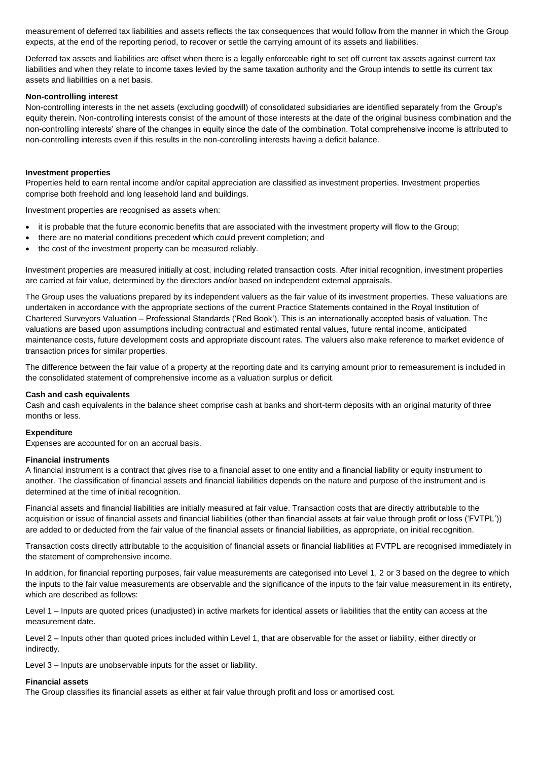measurement of deferred tax liabilities and assets reflects the tax consequences that would follow from the manner in which the Group expects, at the end of the reporting period, to recover or settle the carrying amount of its assets and liabilities.

Deferred tax assets and liabilities are offset when there is a legally enforceable right to set off current tax assets against current tax liabilities and when they relate to income taxes levied by the same taxation authority and the Group intends to settle its current tax assets and liabilities on a net basis.

**Non-controlling interest**

Non-controlling interests in the net assets (excluding goodwill) of consolidated subsidiaries are identified separately from the Group's equity therein. Non-controlling interests consist of the amount of those interests at the date of the original business combination and the non-controlling interests' share of the changes in equity since the date of the combination. Total comprehensive income is attributed to non-controlling interests even if this results in the non-controlling interests having a deficit balance.

**Investment properties**

Properties held to earn rental income and/or capital appreciation are classified as investment properties. Investment properties comprise both freehold and long leasehold land and buildings.

Investment properties are recognised as assets when:

- it is probable that the future economic benefits that are associated with the investment property will flow to the Group;
- there are no material conditions precedent which could prevent completion; and
- the cost of the investment property can be measured reliably.

Investment properties are measured initially at cost, including related transaction costs. After initial recognition, investment properties are carried at fair value, determined by the directors and/or based on independent external appraisals.

The Group uses the valuations prepared by its independent valuers as the fair value of its investment properties. These valuations are undertaken in accordance with the appropriate sections of the current Practice Statements contained in the Royal Institution of Chartered Surveyors Valuation – Professional Standards ('Red Book'). This is an internationally accepted basis of valuation. The valuations are based upon assumptions including contractual and estimated rental values, future rental income, anticipated maintenance costs, future development costs and appropriate discount rates. The valuers also make reference to market evidence of transaction prices for similar properties.

The difference between the fair value of a property at the reporting date and its carrying amount prior to remeasurement is included in the consolidated statement of comprehensive income as a valuation surplus or deficit.

**Cash and cash equivalents**

Cash and cash equivalents in the balance sheet comprise cash at banks and short-term deposits with an original maturity of three months or less.

**Expenditure**

Expenses are accounted for on an accrual basis.

**Financial instruments**

A financial instrument is a contract that gives rise to a financial asset to one entity and a financial liability or equity instrument to another. The classification of financial assets and financial liabilities depends on the nature and purpose of the instrument and is determined at the time of initial recognition.

Financial assets and financial liabilities are initially measured at fair value. Transaction costs that are directly attributable to the acquisition or issue of financial assets and financial liabilities (other than financial assets at fair value through profit or loss ('FVTPL')) are added to or deducted from the fair value of the financial assets or financial liabilities, as appropriate, on initial recognition.

Transaction costs directly attributable to the acquisition of financial assets or financial liabilities at FVTPL are recognised immediately in the statement of comprehensive income.

In addition, for financial reporting purposes, fair value measurements are categorised into Level 1, 2 or 3 based on the degree to which the inputs to the fair value measurements are observable and the significance of the inputs to the fair value measurement in its entirety, which are described as follows:

Level 1 – Inputs are quoted prices (unadjusted) in active markets for identical assets or liabilities that the entity can access at the measurement date.

Level 2 – Inputs other than quoted prices included within Level 1, that are observable for the asset or liability, either directly or indirectly.

Level 3 – Inputs are unobservable inputs for the asset or liability.

**Financial assets**

The Group classifies its financial assets as either at fair value through profit and loss or amortised cost.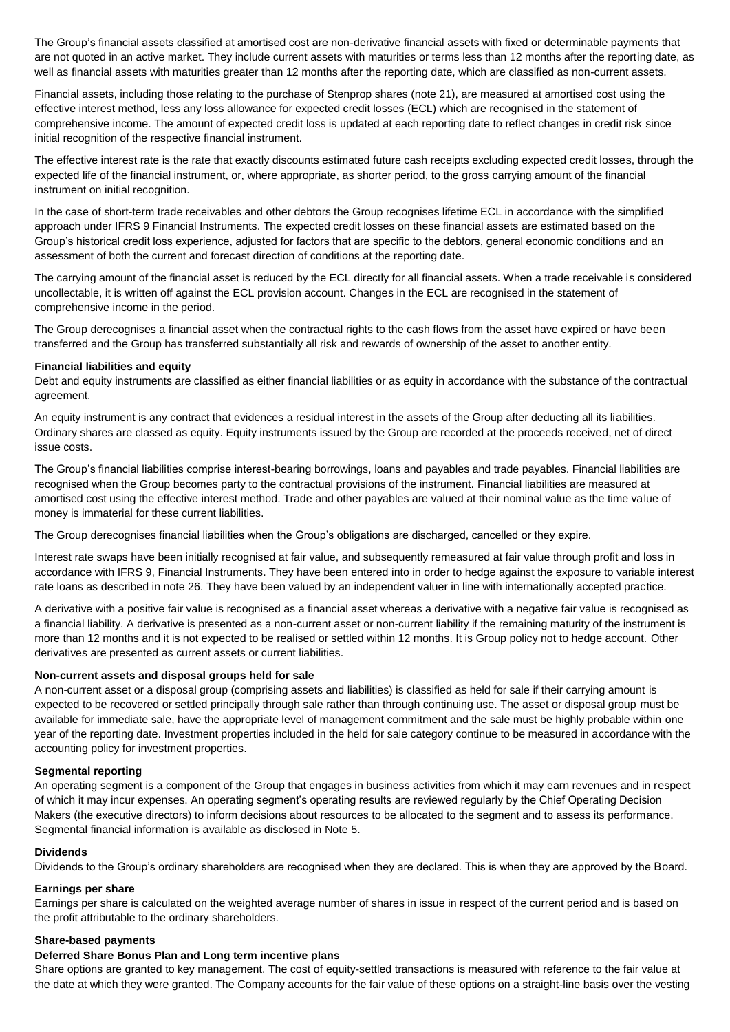The Group's financial assets classified at amortised cost are non-derivative financial assets with fixed or determinable payments that are not quoted in an active market. They include current assets with maturities or terms less than 12 months after the reporting date, as well as financial assets with maturities greater than 12 months after the reporting date, which are classified as non-current assets.

Financial assets, including those relating to the purchase of Stenprop shares (note 21), are measured at amortised cost using the effective interest method, less any loss allowance for expected credit losses (ECL) which are recognised in the statement of comprehensive income. The amount of expected credit loss is updated at each reporting date to reflect changes in credit risk since initial recognition of the respective financial instrument.

The effective interest rate is the rate that exactly discounts estimated future cash receipts excluding expected credit losses, through the expected life of the financial instrument, or, where appropriate, as shorter period, to the gross carrying amount of the financial instrument on initial recognition.

In the case of short-term trade receivables and other debtors the Group recognises lifetime ECL in accordance with the simplified approach under IFRS 9 Financial Instruments. The expected credit losses on these financial assets are estimated based on the Group's historical credit loss experience, adjusted for factors that are specific to the debtors, general economic conditions and an assessment of both the current and forecast direction of conditions at the reporting date.

The carrying amount of the financial asset is reduced by the ECL directly for all financial assets. When a trade receivable is considered uncollectable, it is written off against the ECL provision account. Changes in the ECL are recognised in the statement of comprehensive income in the period.

The Group derecognises a financial asset when the contractual rights to the cash flows from the asset have expired or have been transferred and the Group has transferred substantially all risk and rewards of ownership of the asset to another entity.

**Financial liabilities and equity**

Debt and equity instruments are classified as either financial liabilities or as equity in accordance with the substance of the contractual agreement.

An equity instrument is any contract that evidences a residual interest in the assets of the Group after deducting all its liabilities. Ordinary shares are classed as equity. Equity instruments issued by the Group are recorded at the proceeds received, net of direct issue costs.

The Group's financial liabilities comprise interest-bearing borrowings, loans and payables and trade payables. Financial liabilities are recognised when the Group becomes party to the contractual provisions of the instrument. Financial liabilities are measured at amortised cost using the effective interest method. Trade and other payables are valued at their nominal value as the time value of money is immaterial for these current liabilities.

The Group derecognises financial liabilities when the Group's obligations are discharged, cancelled or they expire.

Interest rate swaps have been initially recognised at fair value, and subsequently remeasured at fair value through profit and loss in accordance with IFRS 9, Financial Instruments. They have been entered into in order to hedge against the exposure to variable interest rate loans as described in note 26. They have been valued by an independent valuer in line with internationally accepted practice.

A derivative with a positive fair value is recognised as a financial asset whereas a derivative with a negative fair value is recognised as a financial liability. A derivative is presented as a non-current asset or non-current liability if the remaining maturity of the instrument is more than 12 months and it is not expected to be realised or settled within 12 months. It is Group policy not to hedge account. Other derivatives are presented as current assets or current liabilities.

**Non-current assets and disposal groups held for sale**

A non-current asset or a disposal group (comprising assets and liabilities) is classified as held for sale if their carrying amount is expected to be recovered or settled principally through sale rather than through continuing use. The asset or disposal group must be available for immediate sale, have the appropriate level of management commitment and the sale must be highly probable within one year of the reporting date. Investment properties included in the held for sale category continue to be measured in accordance with the accounting policy for investment properties.

**Segmental reporting**

An operating segment is a component of the Group that engages in business activities from which it may earn revenues and in respect of which it may incur expenses. An operating segment's operating results are reviewed regularly by the Chief Operating Decision Makers (the executive directors) to inform decisions about resources to be allocated to the segment and to assess its performance. Segmental financial information is available as disclosed in Note 5.

**Dividends**

Dividends to the Group's ordinary shareholders are recognised when they are declared. This is when they are approved by the Board.

**Earnings per share**

Earnings per share is calculated on the weighted average number of shares in issue in respect of the current period and is based on the profit attributable to the ordinary shareholders.

**Share-based payments**

**Deferred Share Bonus Plan and Long term incentive plans**

Share options are granted to key management. The cost of equity-settled transactions is measured with reference to the fair value at the date at which they were granted. The Company accounts for the fair value of these options on a straight-line basis over the vesting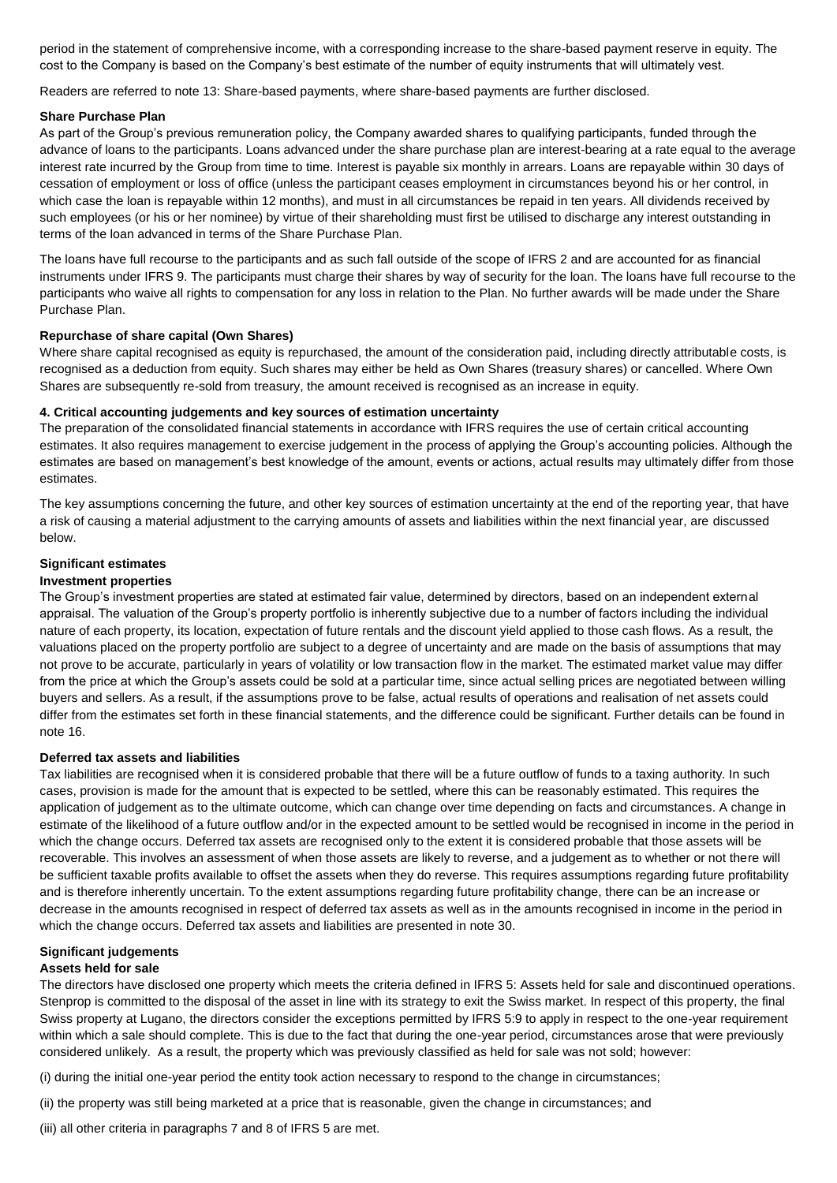period in the statement of comprehensive income, with a corresponding increase to the share-based payment reserve in equity. The cost to the Company is based on the Company's best estimate of the number of equity instruments that will ultimately vest.

Readers are referred to note 13: Share-based payments, where share-based payments are further disclosed.

**Share Purchase Plan**

As part of the Group's previous remuneration policy, the Company awarded shares to qualifying participants, funded through the advance of loans to the participants. Loans advanced under the share purchase plan are interest-bearing at a rate equal to the average interest rate incurred by the Group from time to time. Interest is payable six monthly in arrears. Loans are repayable within 30 days of cessation of employment or loss of office (unless the participant ceases employment in circumstances beyond his or her control, in which case the loan is repayable within 12 months), and must in all circumstances be repaid in ten years. All dividends received by such employees (or his or her nominee) by virtue of their shareholding must first be utilised to discharge any interest outstanding in terms of the loan advanced in terms of the Share Purchase Plan.

The loans have full recourse to the participants and as such fall outside of the scope of IFRS 2 and are accounted for as financial instruments under IFRS 9. The participants must charge their shares by way of security for the loan. The loans have full recourse to the participants who waive all rights to compensation for any loss in relation to the Plan. No further awards will be made under the Share Purchase Plan.

**Repurchase of share capital (Own Shares)**

Where share capital recognised as equity is repurchased, the amount of the consideration paid, including directly attributable costs, is recognised as a deduction from equity. Such shares may either be held as Own Shares (treasury shares) or cancelled. Where Own Shares are subsequently re-sold from treasury, the amount received is recognised as an increase in equity.

## 4. Critical accounting judgements and key sources of estimation uncertainty

The preparation of the consolidated financial statements in accordance with IFRS requires the use of certain critical accounting estimates. It also requires management to exercise judgement in the process of applying the Group's accounting policies. Although the estimates are based on management's best knowledge of the amount, events or actions, actual results may ultimately differ from those estimates.

The key assumptions concerning the future, and other key sources of estimation uncertainty at the end of the reporting year, that have a risk of causing a material adjustment to the carrying amounts of assets and liabilities within the next financial year, are discussed below.

**Significant estimates**

**Investment properties**

The Group's investment properties are stated at estimated fair value, determined by directors, based on an independent external appraisal. The valuation of the Group's property portfolio is inherently subjective due to a number of factors including the individual nature of each property, its location, expectation of future rentals and the discount yield applied to those cash flows. As a result, the valuations placed on the property portfolio are subject to a degree of uncertainty and are made on the basis of assumptions that may not prove to be accurate, particularly in years of volatility or low transaction flow in the market. The estimated market value may differ from the price at which the Group's assets could be sold at a particular time, since actual selling prices are negotiated between willing buyers and sellers. As a result, if the assumptions prove to be false, actual results of operations and realisation of net assets could differ from the estimates set forth in these financial statements, and the difference could be significant. Further details can be found in note 16.

**Deferred tax assets and liabilities**

Tax liabilities are recognised when it is considered probable that there will be a future outflow of funds to a taxing authority. In such cases, provision is made for the amount that is expected to be settled, where this can be reasonably estimated. This requires the application of judgement as to the ultimate outcome, which can change over time depending on facts and circumstances. A change in estimate of the likelihood of a future outflow and/or in the expected amount to be settled would be recognised in income in the period in which the change occurs. Deferred tax assets are recognised only to the extent it is considered probable that those assets will be recoverable. This involves an assessment of when those assets are likely to reverse, and a judgement as to whether or not there will be sufficient taxable profits available to offset the assets when they do reverse. This requires assumptions regarding future profitability and is therefore inherently uncertain. To the extent assumptions regarding future profitability change, there can be an increase or decrease in the amounts recognised in respect of deferred tax assets as well as in the amounts recognised in income in the period in which the change occurs. Deferred tax assets and liabilities are presented in note 30.

**Significant judgements**

**Assets held for sale**

The directors have disclosed one property which meets the criteria defined in IFRS 5: Assets held for sale and discontinued operations. Stenprop is committed to the disposal of the asset in line with its strategy to exit the Swiss market. In respect of this property, the final Swiss property at Lugano, the directors consider the exceptions permitted by IFRS 5:9 to apply in respect to the one-year requirement within which a sale should complete. This is due to the fact that during the one-year period, circumstances arose that were previously considered unlikely. As a result, the property which was previously classified as held for sale was not sold; however:

(i) during the initial one-year period the entity took action necessary to respond to the change in circumstances;

(ii) the property was still being marketed at a price that is reasonable, given the change in circumstances; and

(iii) all other criteria in paragraphs 7 and 8 of IFRS 5 are met.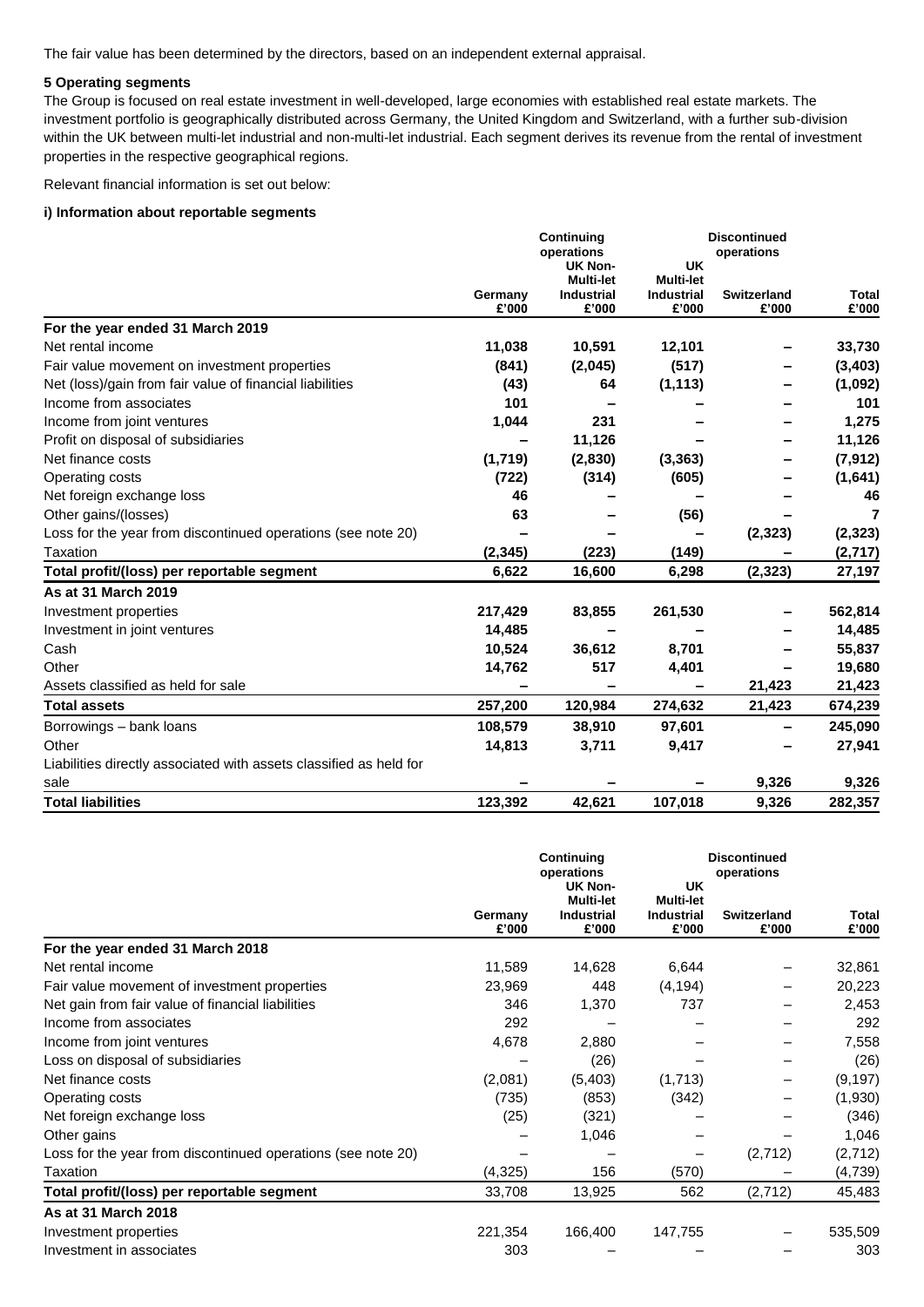The fair value has been determined by the directors, based on an independent external appraisal.

**5 Operating segments**

The Group is focused on real estate investment in well-developed, large economies with established real estate markets. The investment portfolio is geographically distributed across Germany, the United Kingdom and Switzerland, with a further sub-division within the UK between multi-let industrial and non-multi-let industrial. Each segment derives its revenue from the rental of investment properties in the respective geographical regions.

Relevant financial information is set out below:

**i) Information about reportable segments**

| | Continuing operations | | | Discontinued operations | |
|---|---|---|---|---|---|
| | **Germany £'000** | **UK Non-Multi-let Industrial £'000** | **UK Multi-let Industrial £'000** | **Switzerland £'000** | **Total £'000** |
| **For the year ended 31 March 2019** | | | | | |
| Net rental income | **11,038** | **10,591** | **12,101** | **–** | **33,730** |
| Fair value movement on investment properties | **(841)** | **(2,045)** | **(517)** | **–** | **(3,403)** |
| Net (loss)/gain from fair value of financial liabilities | **(43)** | **64** | **(1,113)** | **–** | **(1,092)** |
| Income from associates | **101** | **–** | **–** | **–** | **101** |
| Income from joint ventures | **1,044** | **231** | **–** | **–** | **1,275** |
| Profit on disposal of subsidiaries | **–** | **11,126** | **–** | **–** | **11,126** |
| Net finance costs | **(1,719)** | **(2,830)** | **(3,363)** | **–** | **(7,912)** |
| Operating costs | **(722)** | **(314)** | **(605)** | **–** | **(1,641)** |
| Net foreign exchange loss | **46** | **–** | **–** | **–** | **46** |
| Other gains/(losses) | **63** | **–** | **(56)** | **–** | **7** |
| Loss for the year from discontinued operations (see note 20) | **–** | **–** | **–** | **(2,323)** | **(2,323)** |
| Taxation | **(2,345)** | **(223)** | **(149)** | **–** | **(2,717)** |
| **Total profit/(loss) per reportable segment** | **6,622** | **16,600** | **6,298** | **(2,323)** | **27,197** |
| **As at 31 March 2019** | | | | | |
| Investment properties | **217,429** | **83,855** | **261,530** | **–** | **562,814** |
| Investment in joint ventures | **14,485** | **–** | **–** | **–** | **14,485** |
| Cash | **10,524** | **36,612** | **8,701** | **–** | **55,837** |
| Other | **14,762** | **517** | **4,401** | **–** | **19,680** |
| Assets classified as held for sale | **–** | **–** | **–** | **21,423** | **21,423** |
| **Total assets** | **257,200** | **120,984** | **274,632** | **21,423** | **674,239** |
| Borrowings – bank loans | **108,579** | **38,910** | **97,601** | **–** | **245,090** |
| Other | **14,813** | **3,711** | **9,417** | **–** | **27,941** |
| Liabilities directly associated with assets classified as held for sale | **–** | **–** | **–** | **9,326** | **9,326** |
| **Total liabilities** | **123,392** | **42,621** | **107,018** | **9,326** | **282,357** |

| | Continuing operations | | | Discontinued operations | |
|---|---|---|---|---|---|
| | **Germany £'000** | **UK Non-Multi-let Industrial £'000** | **UK Multi-let Industrial £'000** | **Switzerland £'000** | **Total £'000** |
| **For the year ended 31 March 2018** | | | | | |
| Net rental income | 11,589 | 14,628 | 6,644 | – | 32,861 |
| Fair value movement of investment properties | 23,969 | 448 | (4,194) | – | 20,223 |
| Net gain from fair value of financial liabilities | 346 | 1,370 | 737 | – | 2,453 |
| Income from associates | 292 | – | – | – | 292 |
| Income from joint ventures | 4,678 | 2,880 | – | – | 7,558 |
| Loss on disposal of subsidiaries | – | (26) | – | – | (26) |
| Net finance costs | (2,081) | (5,403) | (1,713) | – | (9,197) |
| Operating costs | (735) | (853) | (342) | – | (1,930) |
| Net foreign exchange loss | (25) | (321) | – | – | (346) |
| Other gains | – | 1,046 | – | – | 1,046 |
| Loss for the year from discontinued operations (see note 20) | – | – | – | (2,712) | (2,712) |
| Taxation | (4,325) | 156 | (570) | – | (4,739) |
| **Total profit/(loss) per reportable segment** | 33,708 | 13,925 | 562 | (2,712) | 45,483 |
| **As at 31 March 2018** | | | | | |
| Investment properties | 221,354 | 166,400 | 147,755 | – | 535,509 |
| Investment in associates | 303 | – | – | – | 303 |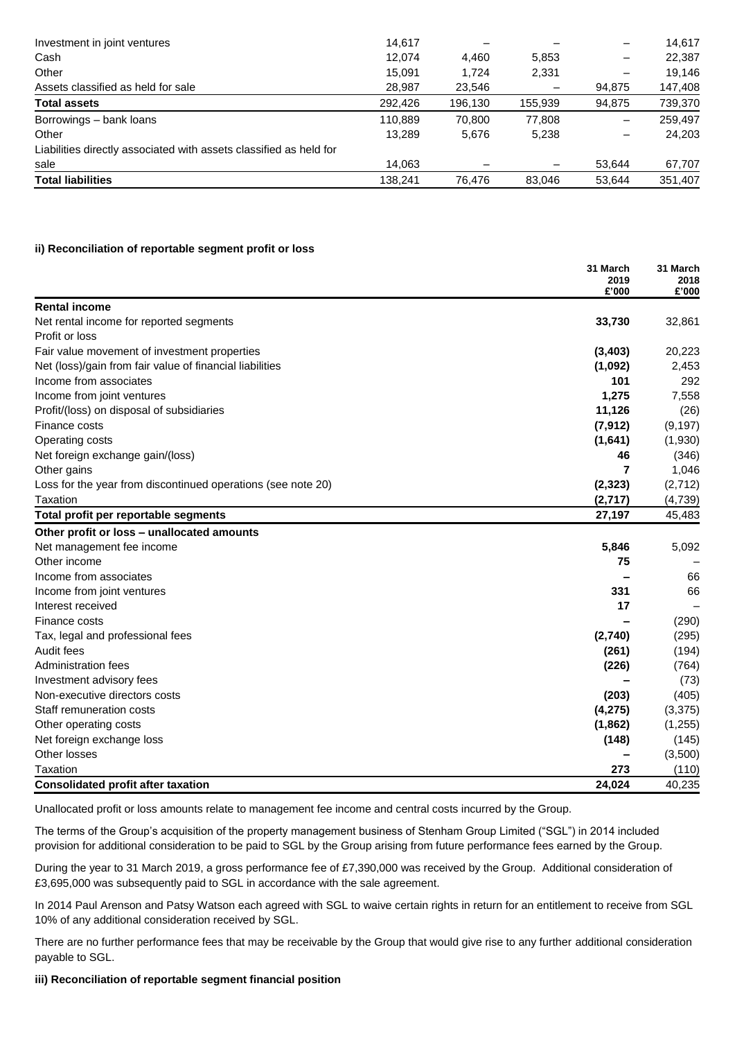| | | | | | |
|---|---|---|---|---|---|
| Investment in joint ventures | 14,617 | – | – | – | 14,617 |
| Cash | 12,074 | 4,460 | 5,853 | – | 22,387 |
| Other | 15,091 | 1,724 | 2,331 | – | 19,146 |
| Assets classified as held for sale | 28,987 | 23,546 | – | 94,875 | 147,408 |
| **Total assets** | 292,426 | 196,130 | 155,939 | 94,875 | 739,370 |
| Borrowings – bank loans | 110,889 | 70,800 | 77,808 | – | 259,497 |
| Other | 13,289 | 5,676 | 5,238 | – | 24,203 |
| Liabilities directly associated with assets classified as held for sale | 14,063 | – | – | 53,644 | 67,707 |
| **Total liabilities** | 138,241 | 76,476 | 83,046 | 53,644 | 351,407 |

**ii) Reconciliation of reportable segment profit or loss**

| | 31 March 2019 £'000 | 31 March 2018 £'000 |
|---|---|---|
| **Rental income** | | |
| Net rental income for reported segments | **33,730** | 32,861 |
| Profit or loss | | |
| Fair value movement of investment properties | **(3,403)** | 20,223 |
| Net (loss)/gain from fair value of financial liabilities | **(1,092)** | 2,453 |
| Income from associates | **101** | 292 |
| Income from joint ventures | **1,275** | 7,558 |
| Profit/(loss) on disposal of subsidiaries | **11,126** | (26) |
| Finance costs | **(7,912)** | (9,197) |
| Operating costs | **(1,641)** | (1,930) |
| Net foreign exchange gain/(loss) | **46** | (346) |
| Other gains | **7** | 1,046 |
| Loss for the year from discontinued operations (see note 20) | **(2,323)** | (2,712) |
| Taxation | **(2,717)** | (4,739) |
| **Total profit per reportable segments** | **27,197** | 45,483 |
| **Other profit or loss – unallocated amounts** | | |
| Net management fee income | **5,846** | 5,092 |
| Other income | **75** | – |
| Income from associates | **–** | 66 |
| Income from joint ventures | **331** | 66 |
| Interest received | **17** | – |
| Finance costs | **–** | (290) |
| Tax, legal and professional fees | **(2,740)** | (295) |
| Audit fees | **(261)** | (194) |
| Administration fees | **(226)** | (764) |
| Investment advisory fees | **–** | (73) |
| Non-executive directors costs | **(203)** | (405) |
| Staff remuneration costs | **(4,275)** | (3,375) |
| Other operating costs | **(1,862)** | (1,255) |
| Net foreign exchange loss | **(148)** | (145) |
| Other losses | **–** | (3,500) |
| Taxation | **273** | (110) |
| **Consolidated profit after taxation** | **24,024** | 40,235 |

Unallocated profit or loss amounts relate to management fee income and central costs incurred by the Group.

The terms of the Group's acquisition of the property management business of Stenham Group Limited ("SGL") in 2014 included provision for additional consideration to be paid to SGL by the Group arising from future performance fees earned by the Group.

During the year to 31 March 2019, a gross performance fee of £7,390,000 was received by the Group. Additional consideration of £3,695,000 was subsequently paid to SGL in accordance with the sale agreement.

In 2014 Paul Arenson and Patsy Watson each agreed with SGL to waive certain rights in return for an entitlement to receive from SGL 10% of any additional consideration received by SGL.

There are no further performance fees that may be receivable by the Group that would give rise to any further additional consideration payable to SGL.

**iii) Reconciliation of reportable segment financial position**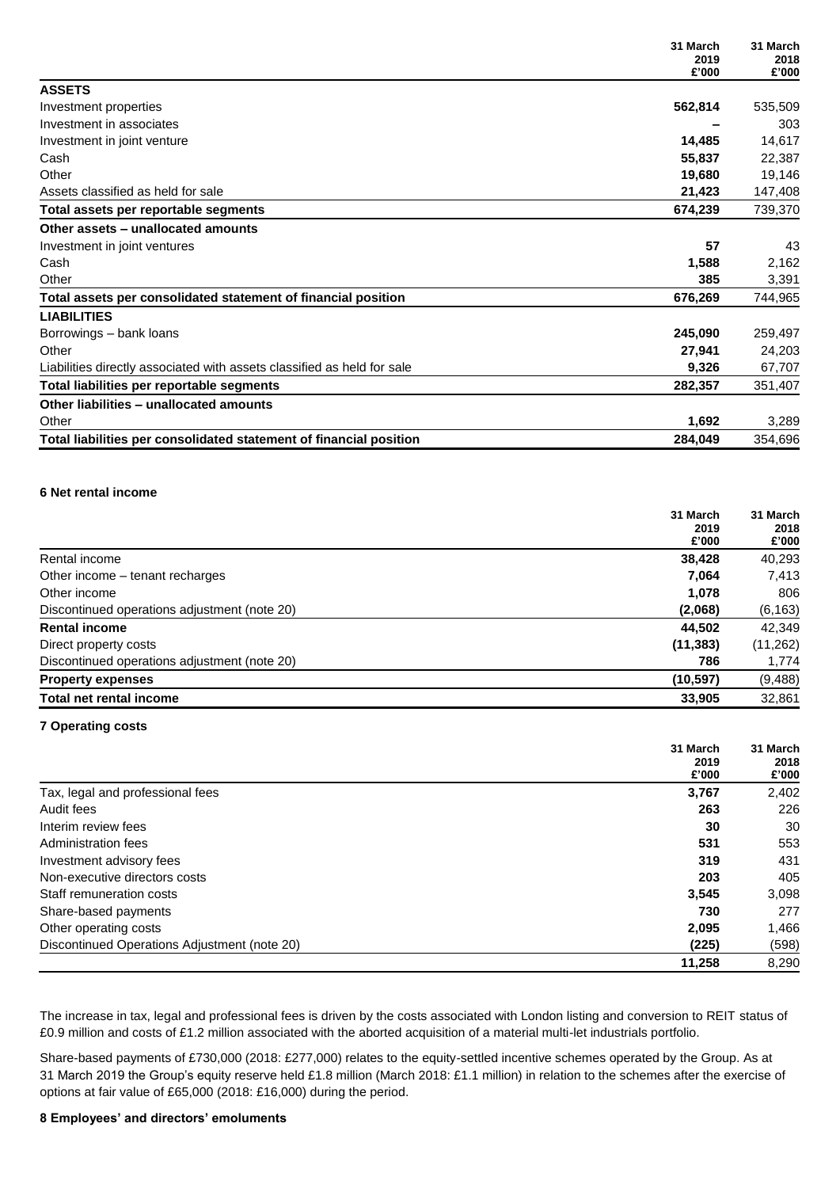| | 31 March 2019 £'000 | 31 March 2018 £'000 |
|---|---|---|
| **ASSETS** | | |
| Investment properties | **562,814** | 535,509 |
| Investment in associates | **–** | 303 |
| Investment in joint venture | **14,485** | 14,617 |
| Cash | **55,837** | 22,387 |
| Other | **19,680** | 19,146 |
| Assets classified as held for sale | **21,423** | 147,408 |
| **Total assets per reportable segments** | **674,239** | 739,370 |
| **Other assets – unallocated amounts** | | |
| Investment in joint ventures | **57** | 43 |
| Cash | **1,588** | 2,162 |
| Other | **385** | 3,391 |
| **Total assets per consolidated statement of financial position** | **676,269** | 744,965 |
| **LIABILITIES** | | |
| Borrowings – bank loans | **245,090** | 259,497 |
| Other | **27,941** | 24,203 |
| Liabilities directly associated with assets classified as held for sale | **9,326** | 67,707 |
| **Total liabilities per reportable segments** | **282,357** | 351,407 |
| **Other liabilities – unallocated amounts** | | |
| Other | **1,692** | 3,289 |
| **Total liabilities per consolidated statement of financial position** | **284,049** | 354,696 |

**6 Net rental income**

| | 31 March 2019 £'000 | 31 March 2018 £'000 |
|---|---|---|
| Rental income | **38,428** | 40,293 |
| Other income – tenant recharges | **7,064** | 7,413 |
| Other income | **1,078** | 806 |
| Discontinued operations adjustment (note 20) | **(2,068)** | (6,163) |
| **Rental income** | **44,502** | 42,349 |
| Direct property costs | **(11,383)** | (11,262) |
| Discontinued operations adjustment (note 20) | **786** | 1,774 |
| **Property expenses** | **(10,597)** | (9,488) |
| **Total net rental income** | **33,905** | 32,861 |

**7 Operating costs**

| | 31 March 2019 £'000 | 31 March 2018 £'000 |
|---|---|---|
| Tax, legal and professional fees | **3,767** | 2,402 |
| Audit fees | **263** | 226 |
| Interim review fees | **30** | 30 |
| Administration fees | **531** | 553 |
| Investment advisory fees | **319** | 431 |
| Non-executive directors costs | **203** | 405 |
| Staff remuneration costs | **3,545** | 3,098 |
| Share-based payments | **730** | 277 |
| Other operating costs | **2,095** | 1,466 |
| Discontinued Operations Adjustment (note 20) | **(225)** | (598) |
| | **11,258** | 8,290 |

The increase in tax, legal and professional fees is driven by the costs associated with London listing and conversion to REIT status of £0.9 million and costs of £1.2 million associated with the aborted acquisition of a material multi-let industrials portfolio.

Share-based payments of £730,000 (2018: £277,000) relates to the equity-settled incentive schemes operated by the Group. As at 31 March 2019 the Group's equity reserve held £1.8 million (March 2018: £1.1 million) in relation to the schemes after the exercise of options at fair value of £65,000 (2018: £16,000) during the period.

**8 Employees' and directors' emoluments**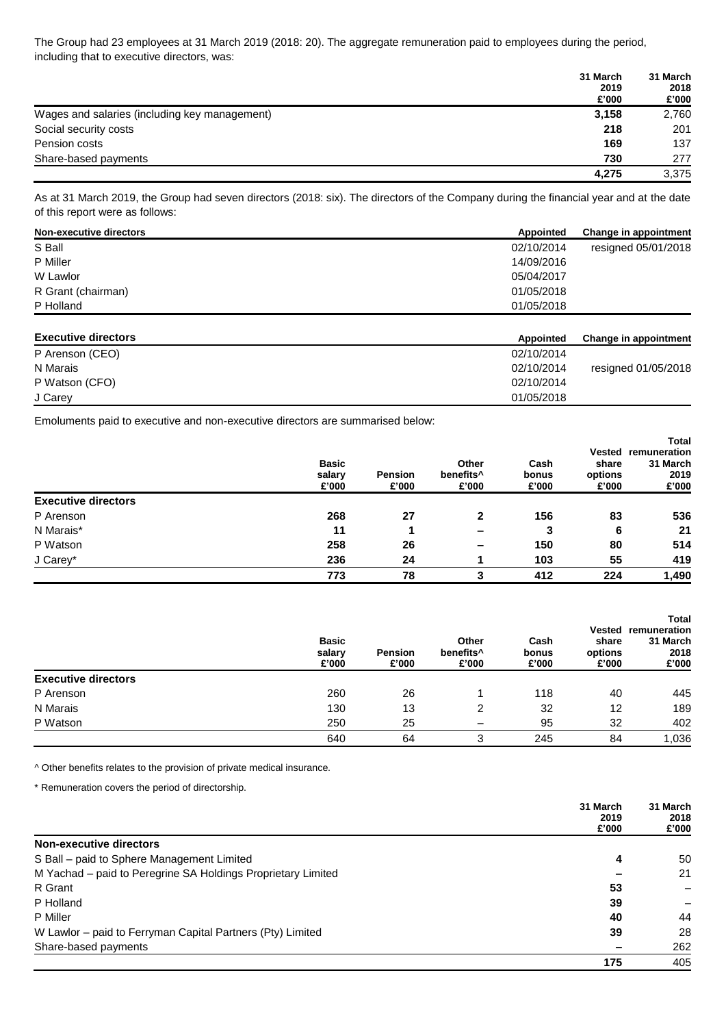The Group had 23 employees at 31 March 2019 (2018: 20). The aggregate remuneration paid to employees during the period, including that to executive directors, was:

| | 31 March 2019 £'000 | 31 March 2018 £'000 |
|---|---|---|
| Wages and salaries (including key management) | **3,158** | 2,760 |
| Social security costs | **218** | 201 |
| Pension costs | **169** | 137 |
| Share-based payments | **730** | 277 |
| | **4,275** | 3,375 |

As at 31 March 2019, the Group had seven directors (2018: six). The directors of the Company during the financial year and at the date of this report were as follows:

| Non-executive directors | Appointed | Change in appointment |
|---|---|---|
| S Ball | 02/10/2014 | resigned 05/01/2018 |
| P Miller | 14/09/2016 | |
| W Lawlor | 05/04/2017 | |
| R Grant (chairman) | 01/05/2018 | |
| P Holland | 01/05/2018 | |

| Executive directors | Appointed | Change in appointment |
|---|---|---|
| P Arenson (CEO) | 02/10/2014 | |
| N Marais | 02/10/2014 | resigned 01/05/2018 |
| P Watson (CFO) | 02/10/2014 | |
| J Carey | 01/05/2018 | |

Emoluments paid to executive and non-executive directors are summarised below:

| | Basic salary £'000 | Pension £'000 | Other benefits^ £'000 | Cash bonus £'000 | Vested share options £'000 | Total remuneration 31 March 2019 £'000 |
|---|---|---|---|---|---|---|
| **Executive directors** | | | | | | |
| P Arenson | **268** | **27** | **2** | **156** | **83** | **536** |
| N Marais* | **11** | **1** | **–** | **3** | **6** | **21** |
| P Watson | **258** | **26** | **–** | **150** | **80** | **514** |
| J Carey* | **236** | **24** | **1** | **103** | **55** | **419** |
| | **773** | **78** | **3** | **412** | **224** | **1,490** |

| | Basic salary £'000 | Pension £'000 | Other benefits^ £'000 | Cash bonus £'000 | Vested share options £'000 | Total remuneration 31 March 2018 £'000 |
|---|---|---|---|---|---|---|
| **Executive directors** | | | | | | |
| P Arenson | 260 | 26 | 1 | 118 | 40 | 445 |
| N Marais | 130 | 13 | 2 | 32 | 12 | 189 |
| P Watson | 250 | 25 | – | 95 | 32 | 402 |
| | 640 | 64 | 3 | 245 | 84 | 1,036 |

^ Other benefits relates to the provision of private medical insurance.

* Remuneration covers the period of directorship.

| | 31 March 2019 £'000 | 31 March 2018 £'000 |
|---|---|---|
| **Non-executive directors** | | |
| S Ball – paid to Sphere Management Limited | **4** | 50 |
| M Yachad – paid to Peregrine SA Holdings Proprietary Limited | **–** | 21 |
| R Grant | **53** | – |
| P Holland | **39** | – |
| P Miller | **40** | 44 |
| W Lawlor – paid to Ferryman Capital Partners (Pty) Limited | **39** | 28 |
| Share-based payments | **–** | 262 |
| | **175** | 405 |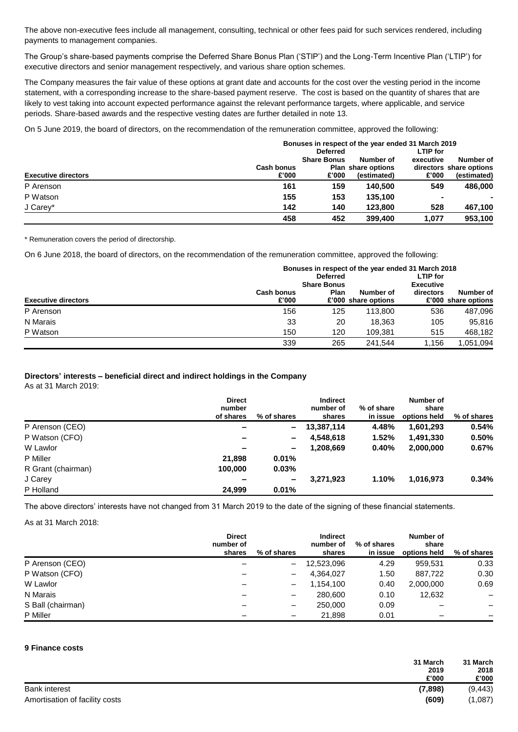The above non-executive fees include all management, consulting, technical or other fees paid for such services rendered, including payments to management companies.

The Group's share-based payments comprise the Deferred Share Bonus Plan ('STIP') and the Long-Term Incentive Plan ('LTIP') for executive directors and senior management respectively, and various share option schemes.

The Company measures the fair value of these options at grant date and accounts for the cost over the vesting period in the income statement, with a corresponding increase to the share-based payment reserve. The cost is based on the quantity of shares that are likely to vest taking into account expected performance against the relevant performance targets, where applicable, and service periods. Share-based awards and the respective vesting dates are further detailed in note 13.

On 5 June 2019, the board of directors, on the recommendation of the remuneration committee, approved the following:

| | Bonuses in respect of the year ended 31 March 2019 | | | | |
|---|---|---|---|---|---|
| **Executive directors** | **Cash bonus £'000** | **Deferred Share Bonus Plan £'000** | **Number of share options (estimated)** | **LTIP for executive directors £'000** | **Number of share options (estimated)** |
| P Arenson | **161** | **159** | **140,500** | **549** | **486,000** |
| P Watson | **155** | **153** | **135,100** | **-** | **-** |
| J Carey* | **142** | **140** | **123,800** | **528** | **467,100** |
| | **458** | **452** | **399,400** | **1,077** | **953,100** |

\* Remuneration covers the period of directorship.

On 6 June 2018, the board of directors, on the recommendation of the remuneration committee, approved the following:

| | Bonuses in respect of the year ended 31 March 2018 | | | | |
|---|---|---|---|---|---|
| **Executive directors** | **Cash bonus £'000** | **Deferred Share Bonus Plan £'000** | **Number of share options** | **LTIP for Executive directors £'000** | **Number of share options** |
| P Arenson | 156 | 125 | 113,800 | 536 | 487,096 |
| N Marais | 33 | 20 | 18,363 | 105 | 95,816 |
| P Watson | 150 | 120 | 109,381 | 515 | 468,182 |
| | 339 | 265 | 241,544 | 1,156 | 1,051,094 |

**Directors' interests – beneficial direct and indirect holdings in the Company**

As at 31 March 2019:

| | **Direct number of shares** | **% of shares** | **Indirect number of shares** | **% of share in issue** | **Number of share options held** | **% of shares** |
|---|---|---|---|---|---|---|
| P Arenson (CEO) | **–** | **–** | **13,387,114** | **4.48%** | **1,601,293** | **0.54%** |
| P Watson (CFO) | **–** | **–** | **4,548,618** | **1.52%** | **1,491,330** | **0.50%** |
| W Lawlor | **–** | **–** | **1,208,669** | **0.40%** | **2,000,000** | **0.67%** |
| P Miller | **21,898** | **0.01%** | | | | |
| R Grant (chairman) | **100,000** | **0.03%** | | | | |
| J Carey | **–** | **–** | **3,271,923** | **1.10%** | **1,016,973** | **0.34%** |
| P Holland | **24,999** | **0.01%** | | | | |

The above directors' interests have not changed from 31 March 2019 to the date of the signing of these financial statements.

As at 31 March 2018:

| | **Direct number of shares** | **% of shares** | **Indirect number of shares** | **% of shares in issue** | **Number of share options held** | **% of shares** |
|---|---|---|---|---|---|---|
| P Arenson (CEO) | – | – | 12,523,096 | 4.29 | 959,531 | 0.33 |
| P Watson (CFO) | – | – | 4,364,027 | 1.50 | 887,722 | 0.30 |
| W Lawlor | – | – | 1,154,100 | 0.40 | 2,000,000 | 0.69 |
| N Marais | – | – | 280,600 | 0.10 | 12,632 | – |
| S Ball (chairman) | – | – | 250,000 | 0.09 | – | – |
| P Miller | – | – | 21,898 | 0.01 | – | – |

**9 Finance costs**

| | **31 March 2019 £'000** | **31 March 2018 £'000** |
|---|---|---|
| Bank interest | **(7,898)** | (9,443) |
| Amortisation of facility costs | **(609)** | (1,087) |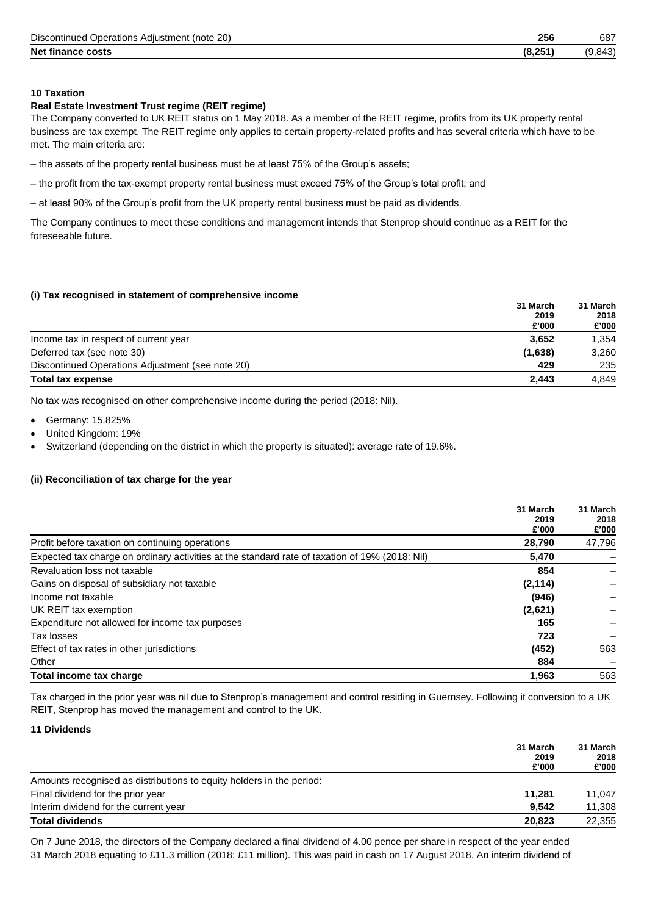| | | |
|---|---|---|
| Discontinued Operations Adjustment (note 20) | **256** | 687 |
| **Net finance costs** | **(8,251)** | (9,843) |

**10 Taxation**

**Real Estate Investment Trust regime (REIT regime)**

The Company converted to UK REIT status on 1 May 2018. As a member of the REIT regime, profits from its UK property rental business are tax exempt. The REIT regime only applies to certain property-related profits and has several criteria which have to be met. The main criteria are:

– the assets of the property rental business must be at least 75% of the Group's assets;

– the profit from the tax-exempt property rental business must exceed 75% of the Group's total profit; and

– at least 90% of the Group's profit from the UK property rental business must be paid as dividends.

The Company continues to meet these conditions and management intends that Stenprop should continue as a REIT for the foreseeable future.

**(i) Tax recognised in statement of comprehensive income**

| | 31 March 2019 £'000 | 31 March 2018 £'000 |
|---|---|---|
| Income tax in respect of current year | **3,652** | 1,354 |
| Deferred tax (see note 30) | **(1,638)** | 3,260 |
| Discontinued Operations Adjustment (see note 20) | **429** | 235 |
| **Total tax expense** | **2,443** | 4,849 |

No tax was recognised on other comprehensive income during the period (2018: Nil).

- Germany: 15.825%
- United Kingdom: 19%
- Switzerland (depending on the district in which the property is situated): average rate of 19.6%.

**(ii) Reconciliation of tax charge for the year**

| | 31 March 2019 £'000 | 31 March 2018 £'000 |
|---|---|---|
| Profit before taxation on continuing operations | **28,790** | 47,796 |
| Expected tax charge on ordinary activities at the standard rate of taxation of 19% (2018: Nil) | **5,470** | – |
| Revaluation loss not taxable | **854** | – |
| Gains on disposal of subsidiary not taxable | **(2,114)** | – |
| Income not taxable | **(946)** | – |
| UK REIT tax exemption | **(2,621)** | – |
| Expenditure not allowed for income tax purposes | **165** | – |
| Tax losses | **723** | – |
| Effect of tax rates in other jurisdictions | **(452)** | 563 |
| Other | **884** | – |
| **Total income tax charge** | **1,963** | 563 |

Tax charged in the prior year was nil due to Stenprop's management and control residing in Guernsey. Following it conversion to a UK REIT, Stenprop has moved the management and control to the UK.

**11 Dividends**

| | 31 March 2019 £'000 | 31 March 2018 £'000 |
|---|---|---|
| Amounts recognised as distributions to equity holders in the period: | | |
| Final dividend for the prior year | **11,281** | 11,047 |
| Interim dividend for the current year | **9,542** | 11,308 |
| **Total dividends** | **20,823** | 22,355 |

On 7 June 2018, the directors of the Company declared a final dividend of 4.00 pence per share in respect of the year ended 31 March 2018 equating to £11.3 million (2018: £11 million). This was paid in cash on 17 August 2018. An interim dividend of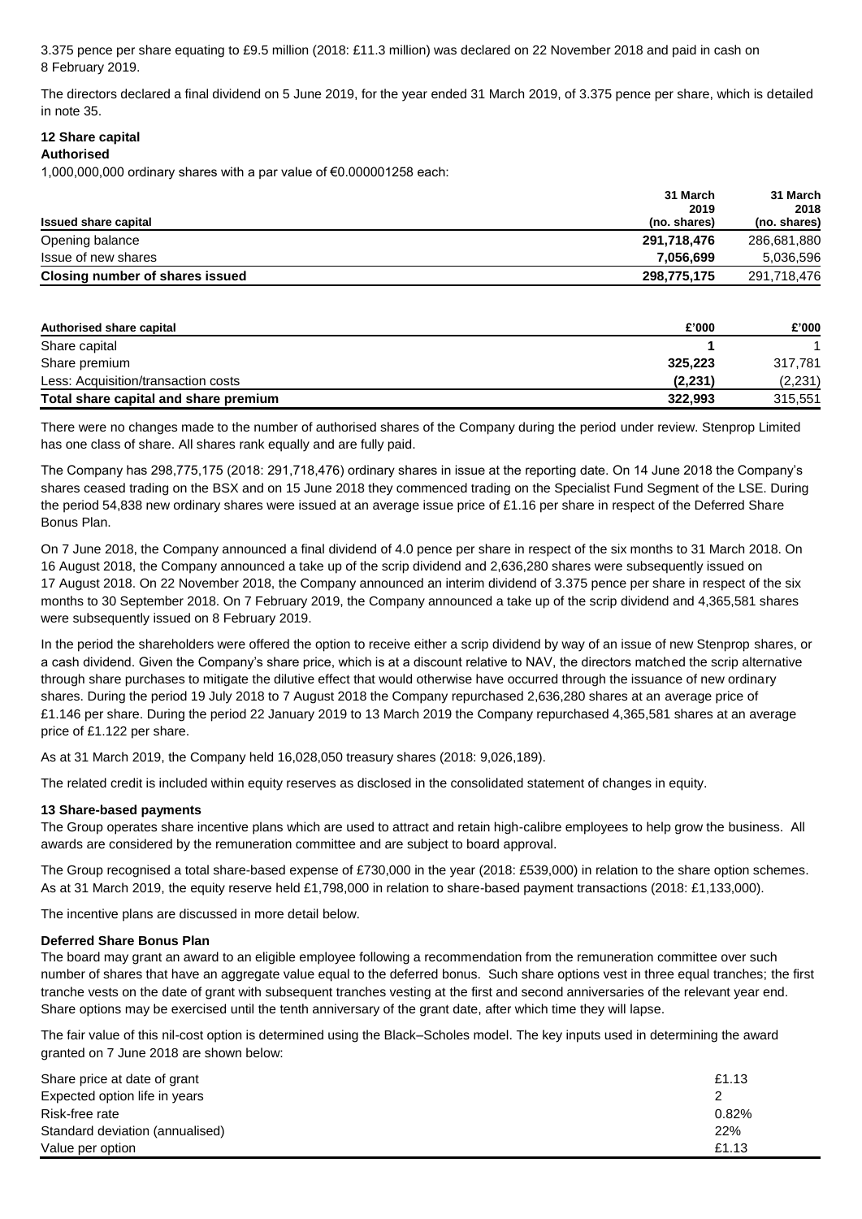3.375 pence per share equating to £9.5 million (2018: £11.3 million) was declared on 22 November 2018 and paid in cash on 8 February 2019.

The directors declared a final dividend on 5 June 2019, for the year ended 31 March 2019, of 3.375 pence per share, which is detailed in note 35.

## 12 Share capital

**Authorised**

1,000,000,000 ordinary shares with a par value of €0.000001258 each:

| Issued share capital | 31 March 2019 (no. shares) | 31 March 2018 (no. shares) |
|---|---|---|
| Opening balance | **291,718,476** | 286,681,880 |
| Issue of new shares | **7,056,699** | 5,036,596 |
| **Closing number of shares issued** | **298,775,175** | 291,718,476 |

| Authorised share capital | £'000 | £'000 |
|---|---|---|
| Share capital | **1** | 1 |
| Share premium | **325,223** | 317,781 |
| Less: Acquisition/transaction costs | **(2,231)** | (2,231) |
| **Total share capital and share premium** | **322,993** | 315,551 |

There were no changes made to the number of authorised shares of the Company during the period under review. Stenprop Limited has one class of share. All shares rank equally and are fully paid.

The Company has 298,775,175 (2018: 291,718,476) ordinary shares in issue at the reporting date. On 14 June 2018 the Company's shares ceased trading on the BSX and on 15 June 2018 they commenced trading on the Specialist Fund Segment of the LSE. During the period 54,838 new ordinary shares were issued at an average issue price of £1.16 per share in respect of the Deferred Share Bonus Plan.

On 7 June 2018, the Company announced a final dividend of 4.0 pence per share in respect of the six months to 31 March 2018. On 16 August 2018, the Company announced a take up of the scrip dividend and 2,636,280 shares were subsequently issued on 17 August 2018. On 22 November 2018, the Company announced an interim dividend of 3.375 pence per share in respect of the six months to 30 September 2018. On 7 February 2019, the Company announced a take up of the scrip dividend and 4,365,581 shares were subsequently issued on 8 February 2019.

In the period the shareholders were offered the option to receive either a scrip dividend by way of an issue of new Stenprop shares, or a cash dividend. Given the Company's share price, which is at a discount relative to NAV, the directors matched the scrip alternative through share purchases to mitigate the dilutive effect that would otherwise have occurred through the issuance of new ordinary shares. During the period 19 July 2018 to 7 August 2018 the Company repurchased 2,636,280 shares at an average price of £1.146 per share. During the period 22 January 2019 to 13 March 2019 the Company repurchased 4,365,581 shares at an average price of £1.122 per share.

As at 31 March 2019, the Company held 16,028,050 treasury shares (2018: 9,026,189).

The related credit is included within equity reserves as disclosed in the consolidated statement of changes in equity.

## 13 Share-based payments

The Group operates share incentive plans which are used to attract and retain high-calibre employees to help grow the business. All awards are considered by the remuneration committee and are subject to board approval.

The Group recognised a total share-based expense of £730,000 in the year (2018: £539,000) in relation to the share option schemes. As at 31 March 2019, the equity reserve held £1,798,000 in relation to share-based payment transactions (2018: £1,133,000).

The incentive plans are discussed in more detail below.

**Deferred Share Bonus Plan**

The board may grant an award to an eligible employee following a recommendation from the remuneration committee over such number of shares that have an aggregate value equal to the deferred bonus. Such share options vest in three equal tranches; the first tranche vests on the date of grant with subsequent tranches vesting at the first and second anniversaries of the relevant year end. Share options may be exercised until the tenth anniversary of the grant date, after which time they will lapse.

The fair value of this nil-cost option is determined using the Black–Scholes model. The key inputs used in determining the award granted on 7 June 2018 are shown below:

| | |
|---|---|
| Share price at date of grant | £1.13 |
| Expected option life in years | 2 |
| Risk-free rate | 0.82% |
| Standard deviation (annualised) | 22% |
| Value per option | £1.13 |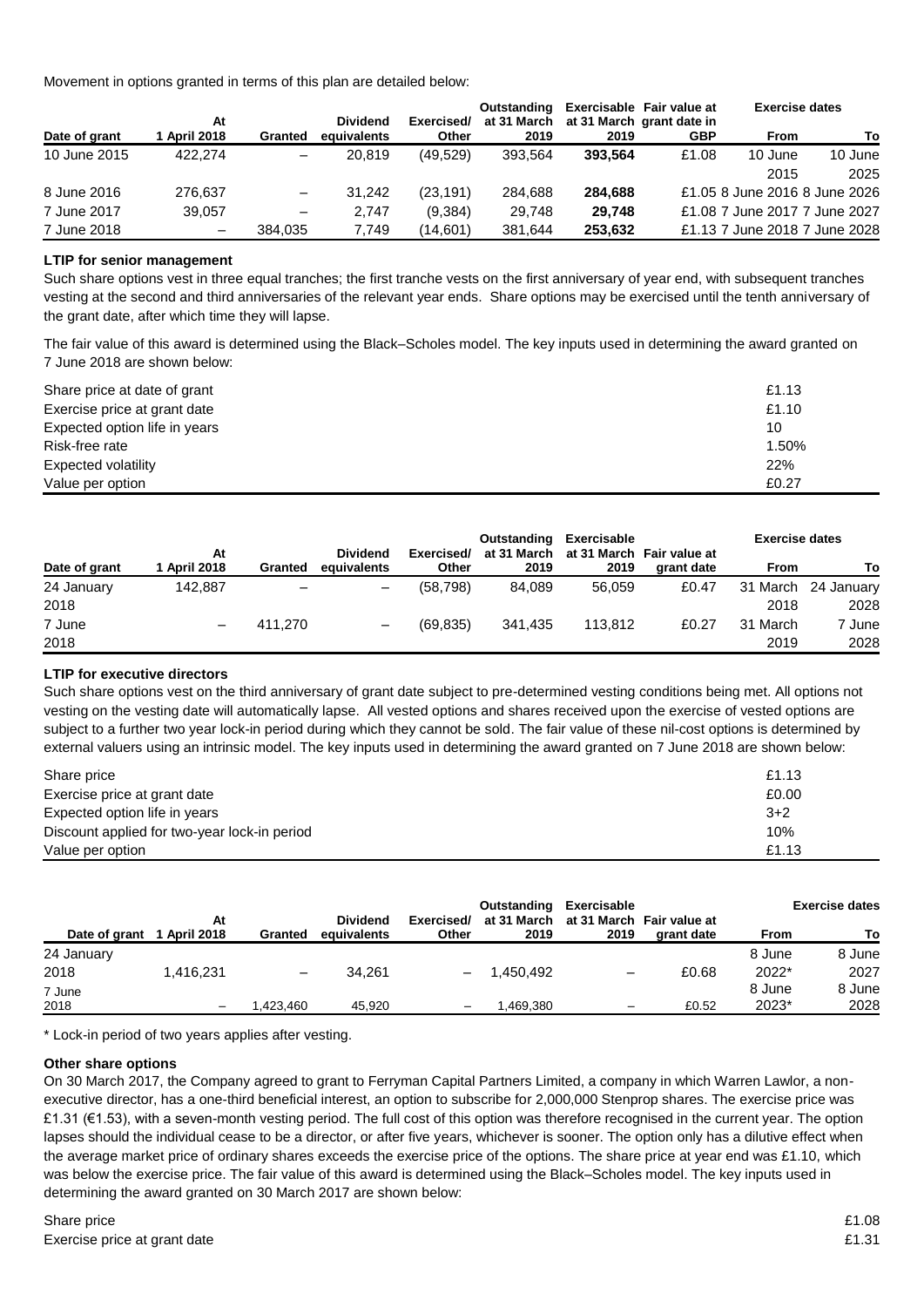Movement in options granted in terms of this plan are detailed below:

| Date of grant | At 1 April 2018 | Granted | Dividend equivalents | Exercised/ Other | Outstanding at 31 March 2019 | Exercisable at 31 March 2019 | Fair value at grant date in GBP | Exercise dates From | To |
|---|---|---|---|---|---|---|---|---|---|
| 10 June 2015 | 422,274 | – | 20,819 | (49,529) | 393,564 | **393,564** | £1.08 | 10 June 2015 | 10 June 2025 |
| 8 June 2016 | 276,637 | – | 31,242 | (23,191) | 284,688 | **284,688** | £1.05 | 8 June 2016 | 8 June 2026 |
| 7 June 2017 | 39,057 | – | 2,747 | (9,384) | 29,748 | **29,748** | £1.08 | 7 June 2017 | 7 June 2027 |
| 7 June 2018 | – | 384,035 | 7,749 | (14,601) | 381,644 | **253,632** | £1.13 | 7 June 2018 | 7 June 2028 |

**LTIP for senior management**

Such share options vest in three equal tranches; the first tranche vests on the first anniversary of year end, with subsequent tranches vesting at the second and third anniversaries of the relevant year ends. Share options may be exercised until the tenth anniversary of the grant date, after which time they will lapse.

The fair value of this award is determined using the Black–Scholes model. The key inputs used in determining the award granted on 7 June 2018 are shown below:

| | |
|---|---|
| Share price at date of grant | £1.13 |
| Exercise price at grant date | £1.10 |
| Expected option life in years | 10 |
| Risk-free rate | 1.50% |
| Expected volatility | 22% |
| Value per option | £0.27 |

| Date of grant | At 1 April 2018 | Granted | Dividend equivalents | Exercised/ Other | Outstanding at 31 March 2019 | Exercisable at 31 March 2019 | Fair value at grant date | Exercise dates From | To |
|---|---|---|---|---|---|---|---|---|---|
| 24 January 2018 | 142,887 | – | – | (58,798) | 84,089 | 56,059 | £0.47 | 31 March 2018 | 24 January 2028 |
| 7 June 2018 | – | 411,270 | – | (69,835) | 341,435 | 113,812 | £0.27 | 31 March 2019 | 7 June 2028 |

**LTIP for executive directors**

Such share options vest on the third anniversary of grant date subject to pre-determined vesting conditions being met. All options not vesting on the vesting date will automatically lapse. All vested options and shares received upon the exercise of vested options are subject to a further two year lock-in period during which they cannot be sold. The fair value of these nil-cost options is determined by external valuers using an intrinsic model. The key inputs used in determining the award granted on 7 June 2018 are shown below:

| | |
|---|---|
| Share price | £1.13 |
| Exercise price at grant date | £0.00 |
| Expected option life in years | 3+2 |
| Discount applied for two-year lock-in period | 10% |
| Value per option | £1.13 |

| Date of grant | At 1 April 2018 | Granted | Dividend equivalents | Exercised/ Other | Outstanding at 31 March 2019 | Exercisable at 31 March 2019 | Fair value at grant date | Exercise dates From | To |
|---|---|---|---|---|---|---|---|---|---|
| 24 January 2018 | 1,416,231 | – | 34,261 | – | 1,450,492 | – | £0.68 | 8 June 2022* | 8 June 2027 |
| 7 June 2018 | – | 1,423,460 | 45,920 | – | 1,469,380 | – | £0.52 | 8 June 2023* | 8 June 2028 |

\* Lock-in period of two years applies after vesting.

**Other share options**

On 30 March 2017, the Company agreed to grant to Ferryman Capital Partners Limited, a company in which Warren Lawlor, a non-executive director, has a one-third beneficial interest, an option to subscribe for 2,000,000 Stenprop shares. The exercise price was £1.31 (€1.53), with a seven-month vesting period. The full cost of this option was therefore recognised in the current year. The option lapses should the individual cease to be a director, or after five years, whichever is sooner. The option only has a dilutive effect when the average market price of ordinary shares exceeds the exercise price of the options. The share price at year end was £1.10, which was below the exercise price. The fair value of this award is determined using the Black–Scholes model. The key inputs used in determining the award granted on 30 March 2017 are shown below:

| | |
|---|---|
| Share price | £1.08 |
| Exercise price at grant date | £1.31 |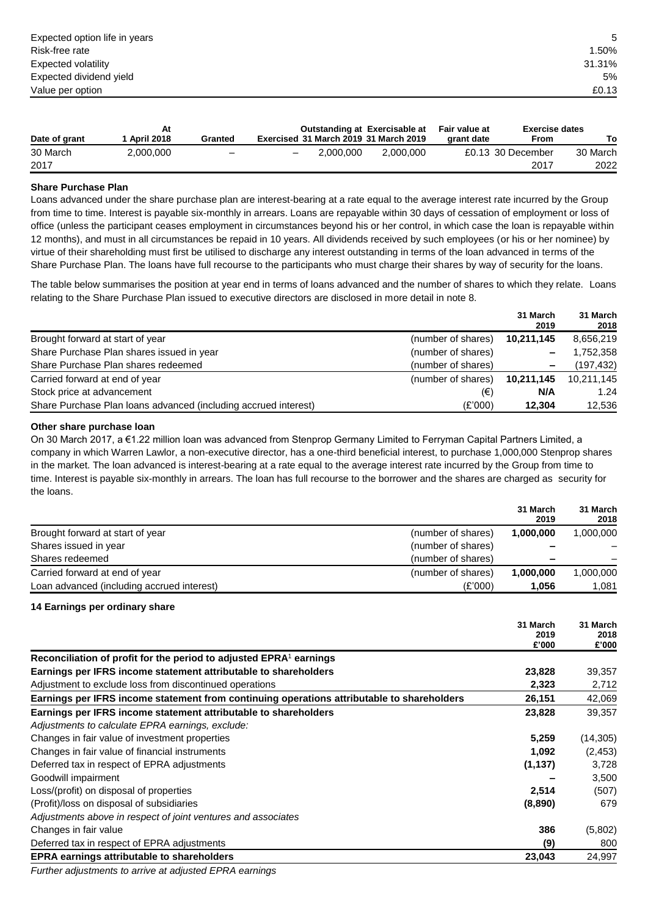| | |
|---|---|
| Expected option life in years | 5 |
| Risk-free rate | 1.50% |
| Expected volatility | 31.31% |
| Expected dividend yield | 5% |
| Value per option | £0.13 |

| Date of grant | At 1 April 2018 | Granted | Exercised | Outstanding at 31 March 2019 | Exercisable at 31 March 2019 | Fair value at grant date | Exercise dates From | To |
|---|---|---|---|---|---|---|---|---|
| 30 March 2017 | 2,000,000 | – | – | 2,000,000 | 2,000,000 | £0.13 | 30 December 2017 | 30 March 2022 |

**Share Purchase Plan**

Loans advanced under the share purchase plan are interest-bearing at a rate equal to the average interest rate incurred by the Group from time to time. Interest is payable six-monthly in arrears. Loans are repayable within 30 days of cessation of employment or loss of office (unless the participant ceases employment in circumstances beyond his or her control, in which case the loan is repayable within 12 months), and must in all circumstances be repaid in 10 years. All dividends received by such employees (or his or her nominee) by virtue of their shareholding must first be utilised to discharge any interest outstanding in terms of the loan advanced in terms of the Share Purchase Plan. The loans have full recourse to the participants who must charge their shares by way of security for the loans.

The table below summarises the position at year end in terms of loans advanced and the number of shares to which they relate. Loans relating to the Share Purchase Plan issued to executive directors are disclosed in more detail in note 8.

| | | 31 March 2019 | 31 March 2018 |
|---|---|---|---|
| Brought forward at start of year | (number of shares) | **10,211,145** | 8,656,219 |
| Share Purchase Plan shares issued in year | (number of shares) | **–** | 1,752,358 |
| Share Purchase Plan shares redeemed | (number of shares) | **–** | (197,432) |
| Carried forward at end of year | (number of shares) | **10,211,145** | 10,211,145 |
| Stock price at advancement | (€) | **N/A** | 1.24 |
| Share Purchase Plan loans advanced (including accrued interest) | (£'000) | **12,304** | 12,536 |

**Other share purchase loan**

On 30 March 2017, a €1.22 million loan was advanced from Stenprop Germany Limited to Ferryman Capital Partners Limited, a company in which Warren Lawlor, a non-executive director, has a one-third beneficial interest, to purchase 1,000,000 Stenprop shares in the market. The loan advanced is interest-bearing at a rate equal to the average interest rate incurred by the Group from time to time. Interest is payable six-monthly in arrears. The loan has full recourse to the borrower and the shares are charged as security for the loans.

| | | 31 March 2019 | 31 March 2018 |
|---|---|---|---|
| Brought forward at start of year | (number of shares) | **1,000,000** | 1,000,000 |
| Shares issued in year | (number of shares) | **–** | – |
| Shares redeemed | (number of shares) | **–** | – |
| Carried forward at end of year | (number of shares) | **1,000,000** | 1,000,000 |
| Loan advanced (including accrued interest) | (£'000) | **1,056** | 1,081 |

**14 Earnings per ordinary share**

| | 31 March 2019 £'000 | 31 March 2018 £'000 |
|---|---|---|
| **Reconciliation of profit for the period to adjusted EPRA[1] earnings** | | |
| **Earnings per IFRS income statement attributable to shareholders** | **23,828** | 39,357 |
| Adjustment to exclude loss from discontinued operations | **2,323** | 2,712 |
| **Earnings per IFRS income statement from continuing operations attributable to shareholders** | **26,151** | 42,069 |
| **Earnings per IFRS income statement attributable to shareholders** | **23,828** | 39,357 |
| *Adjustments to calculate EPRA earnings, exclude:* | | |
| Changes in fair value of investment properties | **5,259** | (14,305) |
| Changes in fair value of financial instruments | **1,092** | (2,453) |
| Deferred tax in respect of EPRA adjustments | **(1,137)** | 3,728 |
| Goodwill impairment | **–** | 3,500 |
| Loss/(profit) on disposal of properties | **2,514** | (507) |
| (Profit)/loss on disposal of subsidiaries | **(8,890)** | 679 |
| *Adjustments above in respect of joint ventures and associates* | | |
| Changes in fair value | **386** | (5,802) |
| Deferred tax in respect of EPRA adjustments | **(9)** | 800 |
| **EPRA earnings attributable to shareholders** | **23,043** | 24,997 |

*Further adjustments to arrive at adjusted EPRA earnings*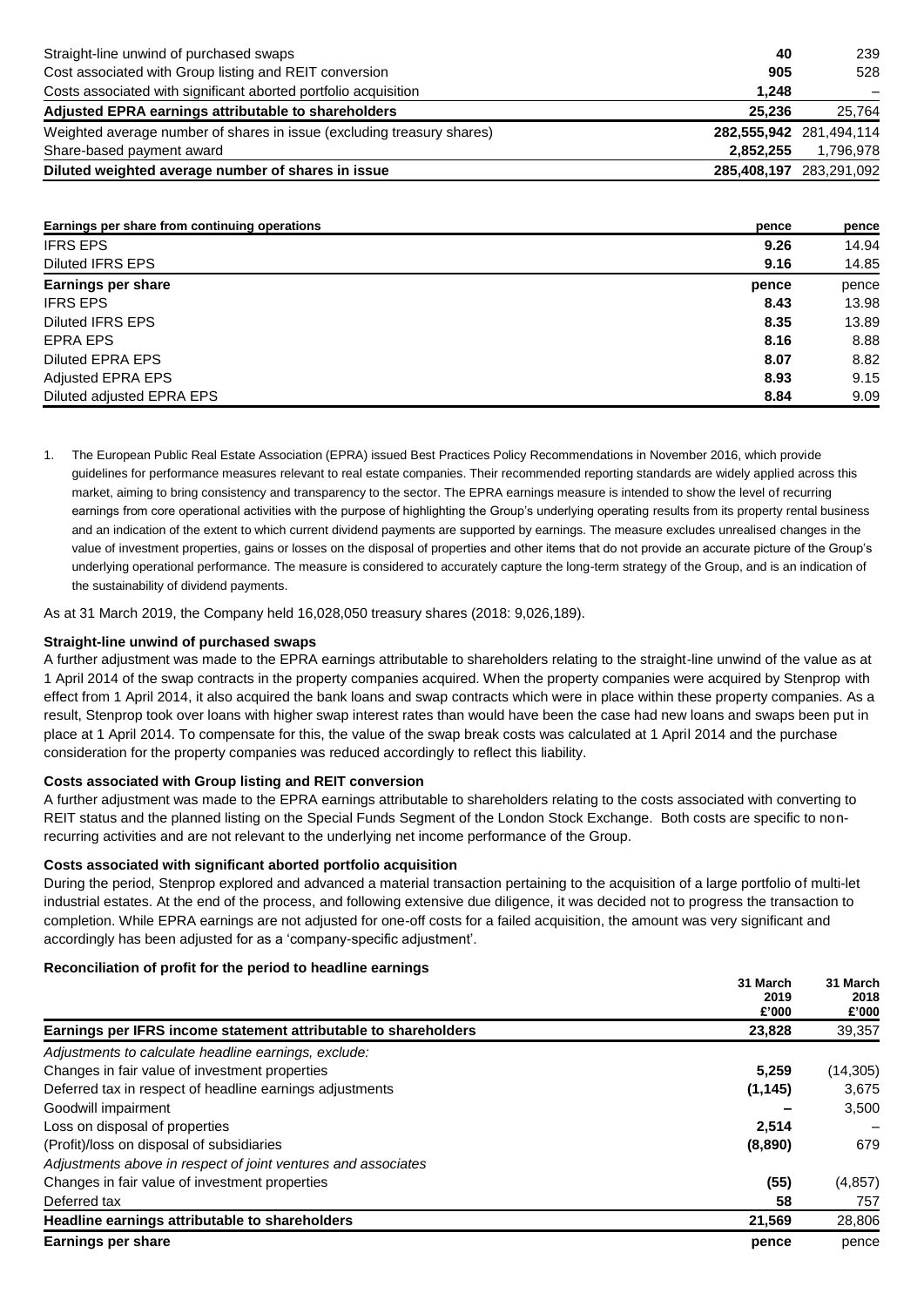| | | |
|---|---|---|
| Straight-line unwind of purchased swaps | **40** | 239 |
| Cost associated with Group listing and REIT conversion | **905** | 528 |
| Costs associated with significant aborted portfolio acquisition | **1,248** | – |
| **Adjusted EPRA earnings attributable to shareholders** | **25,236** | **25,764** |
| Weighted average number of shares in issue (excluding treasury shares) | **282,555,942** | 281,494,114 |
| Share-based payment award | **2,852,255** | 1,796,978 |
| **Diluted weighted average number of shares in issue** | **285,408,197** | 283,291,092 |

| **Earnings per share from continuing operations** | **pence** | **pence** |
|---|---|---|
| IFRS EPS | **9.26** | 14.94 |
| Diluted IFRS EPS | **9.16** | 14.85 |
| **Earnings per share** | **pence** | pence |
| IFRS EPS | **8.43** | 13.98 |
| Diluted IFRS EPS | **8.35** | 13.89 |
| EPRA EPS | **8.16** | 8.88 |
| Diluted EPRA EPS | **8.07** | 8.82 |
| Adjusted EPRA EPS | **8.93** | 9.15 |
| Diluted adjusted EPRA EPS | **8.84** | 9.09 |

1. The European Public Real Estate Association (EPRA) issued Best Practices Policy Recommendations in November 2016, which provide guidelines for performance measures relevant to real estate companies. Their recommended reporting standards are widely applied across this market, aiming to bring consistency and transparency to the sector. The EPRA earnings measure is intended to show the level of recurring earnings from core operational activities with the purpose of highlighting the Group's underlying operating results from its property rental business and an indication of the extent to which current dividend payments are supported by earnings. The measure excludes unrealised changes in the value of investment properties, gains or losses on the disposal of properties and other items that do not provide an accurate picture of the Group's underlying operational performance. The measure is considered to accurately capture the long-term strategy of the Group, and is an indication of the sustainability of dividend payments.

As at 31 March 2019, the Company held 16,028,050 treasury shares (2018: 9,026,189).

**Straight-line unwind of purchased swaps**

A further adjustment was made to the EPRA earnings attributable to shareholders relating to the straight-line unwind of the value as at 1 April 2014 of the swap contracts in the property companies acquired. When the property companies were acquired by Stenprop with effect from 1 April 2014, it also acquired the bank loans and swap contracts which were in place within these property companies. As a result, Stenprop took over loans with higher swap interest rates than would have been the case had new loans and swaps been put in place at 1 April 2014. To compensate for this, the value of the swap break costs was calculated at 1 April 2014 and the purchase consideration for the property companies was reduced accordingly to reflect this liability.

**Costs associated with Group listing and REIT conversion**

A further adjustment was made to the EPRA earnings attributable to shareholders relating to the costs associated with converting to REIT status and the planned listing on the Special Funds Segment of the London Stock Exchange. Both costs are specific to non-recurring activities and are not relevant to the underlying net income performance of the Group.

**Costs associated with significant aborted portfolio acquisition**

During the period, Stenprop explored and advanced a material transaction pertaining to the acquisition of a large portfolio of multi-let industrial estates. At the end of the process, and following extensive due diligence, it was decided not to progress the transaction to completion. While EPRA earnings are not adjusted for one-off costs for a failed acquisition, the amount was very significant and accordingly has been adjusted for as a 'company-specific adjustment'.

**Reconciliation of profit for the period to headline earnings**

| | **31 March 2019 £'000** | **31 March 2018 £'000** |
|---|---|---|
| **Earnings per IFRS income statement attributable to shareholders** | **23,828** | 39,357 |
| *Adjustments to calculate headline earnings, exclude:* | | |
| Changes in fair value of investment properties | **5,259** | (14,305) |
| Deferred tax in respect of headline earnings adjustments | **(1,145)** | 3,675 |
| Goodwill impairment | **–** | 3,500 |
| Loss on disposal of properties | **2,514** | – |
| (Profit)/loss on disposal of subsidiaries | **(8,890)** | 679 |
| *Adjustments above in respect of joint ventures and associates* | | |
| Changes in fair value of investment properties | **(55)** | (4,857) |
| Deferred tax | **58** | 757 |
| **Headline earnings attributable to shareholders** | **21,569** | 28,806 |
| **Earnings per share** | **pence** | pence |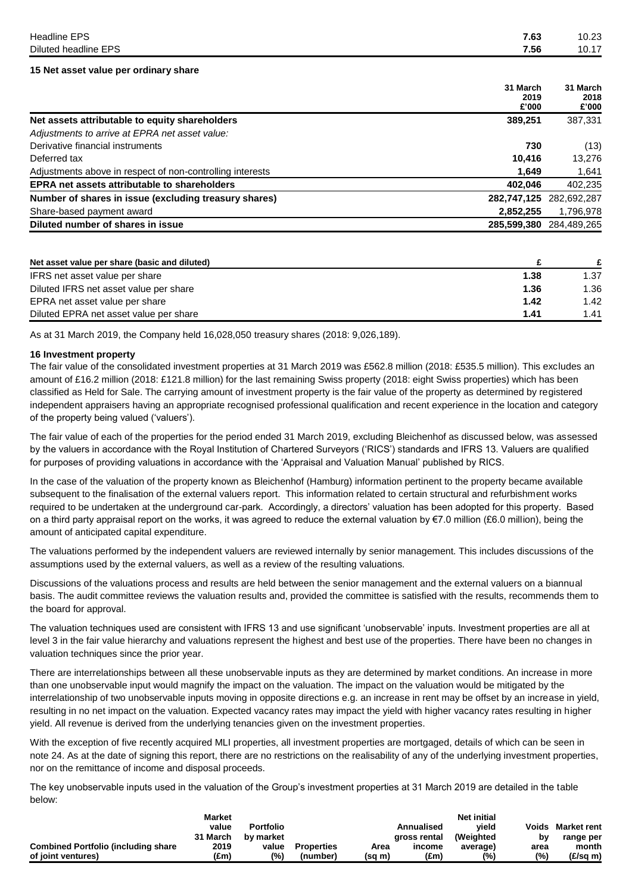| | | |
|---|---|---|
| Headline EPS | **7.63** | 10.23 |
| Diluted headline EPS | **7.56** | 10.17 |

## 15 Net asset value per ordinary share

| | 31 March 2019 £'000 | 31 March 2018 £'000 |
|---|---|---|
| **Net assets attributable to equity shareholders** | **389,251** | 387,331 |
| *Adjustments to arrive at EPRA net asset value:* | | |
| Derivative financial instruments | **730** | (13) |
| Deferred tax | **10,416** | 13,276 |
| Adjustments above in respect of non-controlling interests | **1,649** | 1,641 |
| **EPRA net assets attributable to shareholders** | **402,046** | 402,235 |
| **Number of shares in issue (excluding treasury shares)** | **282,747,125** | 282,692,287 |
| Share-based payment award | **2,852,255** | 1,796,978 |
| **Diluted number of shares in issue** | **285,599,380** | 284,489,265 |

| **Net asset value per share (basic and diluted)** | **£** | **£** |
|---|---|---|
| IFRS net asset value per share | **1.38** | 1.37 |
| Diluted IFRS net asset value per share | **1.36** | 1.36 |
| EPRA net asset value per share | **1.42** | 1.42 |
| Diluted EPRA net asset value per share | **1.41** | 1.41 |

As at 31 March 2019, the Company held 16,028,050 treasury shares (2018: 9,026,189).

## 16 Investment property

The fair value of the consolidated investment properties at 31 March 2019 was £562.8 million (2018: £535.5 million). This excludes an amount of £16.2 million (2018: £121.8 million) for the last remaining Swiss property (2018: eight Swiss properties) which has been classified as Held for Sale. The carrying amount of investment property is the fair value of the property as determined by registered independent appraisers having an appropriate recognised professional qualification and recent experience in the location and category of the property being valued ('valuers').

The fair value of each of the properties for the period ended 31 March 2019, excluding Bleichenhof as discussed below, was assessed by the valuers in accordance with the Royal Institution of Chartered Surveyors ('RICS') standards and IFRS 13. Valuers are qualified for purposes of providing valuations in accordance with the 'Appraisal and Valuation Manual' published by RICS.

In the case of the valuation of the property known as Bleichenhof (Hamburg) information pertinent to the property became available subsequent to the finalisation of the external valuers report. This information related to certain structural and refurbishment works required to be undertaken at the underground car-park. Accordingly, a directors' valuation has been adopted for this property. Based on a third party appraisal report on the works, it was agreed to reduce the external valuation by €7.0 million (£6.0 million), being the amount of anticipated capital expenditure.

The valuations performed by the independent valuers are reviewed internally by senior management. This includes discussions of the assumptions used by the external valuers, as well as a review of the resulting valuations.

Discussions of the valuations process and results are held between the senior management and the external valuers on a biannual basis. The audit committee reviews the valuation results and, provided the committee is satisfied with the results, recommends them to the board for approval.

The valuation techniques used are consistent with IFRS 13 and use significant 'unobservable' inputs. Investment properties are all at level 3 in the fair value hierarchy and valuations represent the highest and best use of the properties. There have been no changes in valuation techniques since the prior year.

There are interrelationships between all these unobservable inputs as they are determined by market conditions. An increase in more than one unobservable input would magnify the impact on the valuation. The impact on the valuation would be mitigated by the interrelationship of two unobservable inputs moving in opposite directions e.g. an increase in rent may be offset by an increase in yield, resulting in no net impact on the valuation. Expected vacancy rates may impact the yield with higher vacancy rates resulting in higher yield. All revenue is derived from the underlying tenancies given on the investment properties.

With the exception of five recently acquired MLI properties, all investment properties are mortgaged, details of which can be seen in note 24. As at the date of signing this report, there are no restrictions on the realisability of any of the underlying investment properties, nor on the remittance of income and disposal proceeds.

The key unobservable inputs used in the valuation of the Group's investment properties at 31 March 2019 are detailed in the table below:

| Combined Portfolio (including share of joint ventures) | Market value 31 March 2019 (£m) | Portfolio by market value (%) | Properties (number) | Area (sq m) | Annualised gross rental income (£m) | Net initial yield (Weighted average) (%) | Voids by area (%) | Market rent range per month (£/sq m) |
|---|---|---|---|---|---|---|---|---|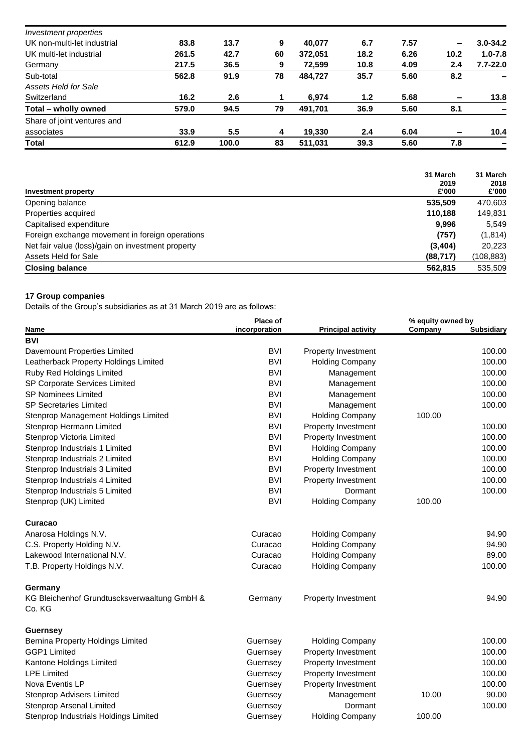| | | | | | | | | |
|---|---|---|---|---|---|---|---|---|
| *Investment properties* | | | | | | | | |
| UK non-multi-let industrial | **83.8** | **13.7** | **9** | **40,077** | **6.7** | **7.57** | **–** | **3.0-34.2** |
| UK multi-let industrial | **261.5** | **42.7** | **60** | **372,051** | **18.2** | **6.26** | **10.2** | **1.0-7.8** |
| Germany | **217.5** | **36.5** | **9** | **72,599** | **10.8** | **4.09** | **2.4** | **7.7-22.0** |
| Sub-total | **562.8** | **91.9** | **78** | **484,727** | **35.7** | **5.60** | **8.2** | **–** |
| *Assets Held for Sale* | | | | | | | | |
| Switzerland | **16.2** | **2.6** | **1** | **6,974** | **1.2** | **5.68** | **–** | **13.8** |
| **Total – wholly owned** | **579.0** | **94.5** | **79** | **491,701** | **36.9** | **5.60** | **8.1** | **–** |
| Share of joint ventures and associates | **33.9** | **5.5** | **4** | **19,330** | **2.4** | **6.04** | **–** | **10.4** |
| **Total** | **612.9** | **100.0** | **83** | **511,031** | **39.3** | **5.60** | **7.8** | **–** |

| **Investment property** | **31 March 2019 £'000** | **31 March 2018 £'000** |
|---|---|---|
| Opening balance | **535,509** | 470,603 |
| Properties acquired | **110,188** | 149,831 |
| Capitalised expenditure | **9,996** | 5,549 |
| Foreign exchange movement in foreign operations | **(757)** | (1,814) |
| Net fair value (loss)/gain on investment property | **(3,404)** | 20,223 |
| Assets Held for Sale | **(88,717)** | (108,883) |
| **Closing balance** | **562,815** | 535,509 |

### 17 Group companies

Details of the Group's subsidiaries as at 31 March 2019 are as follows:

| **Name** | **Place of incorporation** | **Principal activity** | **% equity owned by Company** | **Subsidiary** |
|---|---|---|---|---|
| **BVI** | | | | |
| Davemount Properties Limited | BVI | Property Investment | | 100.00 |
| Leatherback Property Holdings Limited | BVI | Holding Company | | 100.00 |
| Ruby Red Holdings Limited | BVI | Management | | 100.00 |
| SP Corporate Services Limited | BVI | Management | | 100.00 |
| SP Nominees Limited | BVI | Management | | 100.00 |
| SP Secretaries Limited | BVI | Management | | 100.00 |
| Stenprop Management Holdings Limited | BVI | Holding Company | 100.00 | |
| Stenprop Hermann Limited | BVI | Property Investment | | 100.00 |
| Stenprop Victoria Limited | BVI | Property Investment | | 100.00 |
| Stenprop Industrials 1 Limited | BVI | Holding Company | | 100.00 |
| Stenprop Industrials 2 Limited | BVI | Holding Company | | 100.00 |
| Stenprop Industrials 3 Limited | BVI | Property Investment | | 100.00 |
| Stenprop Industrials 4 Limited | BVI | Property Investment | | 100.00 |
| Stenprop Industrials 5 Limited | BVI | Dormant | | 100.00 |
| Stenprop (UK) Limited | BVI | Holding Company | 100.00 | |
| **Curacao** | | | | |
| Anarosa Holdings N.V. | Curacao | Holding Company | | 94.90 |
| C.S. Property Holding N.V. | Curacao | Holding Company | | 94.90 |
| Lakewood International N.V. | Curacao | Holding Company | | 89.00 |
| T.B. Property Holdings N.V. | Curacao | Holding Company | | 100.00 |
| **Germany** | | | | |
| KG Bleichenhof Grundtuscksverwaaltung GmbH & Co. KG | Germany | Property Investment | | 94.90 |
| **Guernsey** | | | | |
| Bernina Property Holdings Limited | Guernsey | Holding Company | | 100.00 |
| GGP1 Limited | Guernsey | Property Investment | | 100.00 |
| Kantone Holdings Limited | Guernsey | Property Investment | | 100.00 |
| LPE Limited | Guernsey | Property Investment | | 100.00 |
| Nova Eventis LP | Guernsey | Property Investment | | 100.00 |
| Stenprop Advisers Limited | Guernsey | Management | 10.00 | 90.00 |
| Stenprop Arsenal Limited | Guernsey | Dormant | | 100.00 |
| Stenprop Industrials Holdings Limited | Guernsey | Holding Company | 100.00 | |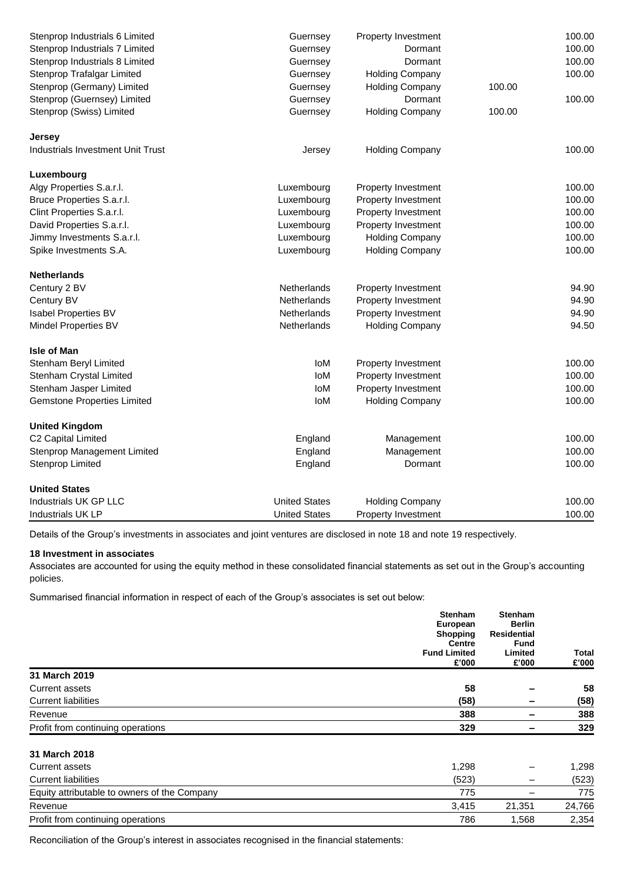| | | | | |
|---|---|---|---|---|
| Stenprop Industrials 6 Limited | Guernsey | Property Investment | | 100.00 |
| Stenprop Industrials 7 Limited | Guernsey | Dormant | | 100.00 |
| Stenprop Industrials 8 Limited | Guernsey | Dormant | | 100.00 |
| Stenprop Trafalgar Limited | Guernsey | Holding Company | | 100.00 |
| Stenprop (Germany) Limited | Guernsey | Holding Company | 100.00 | |
| Stenprop (Guernsey) Limited | Guernsey | Dormant | | 100.00 |
| Stenprop (Swiss) Limited | Guernsey | Holding Company | 100.00 | |
| **Jersey** | | | | |
| Industrials Investment Unit Trust | Jersey | Holding Company | | 100.00 |
| **Luxembourg** | | | | |
| Algy Properties S.a.r.l. | Luxembourg | Property Investment | | 100.00 |
| Bruce Properties S.a.r.l. | Luxembourg | Property Investment | | 100.00 |
| Clint Properties S.a.r.l. | Luxembourg | Property Investment | | 100.00 |
| David Properties S.a.r.l. | Luxembourg | Property Investment | | 100.00 |
| Jimmy Investments S.a.r.l. | Luxembourg | Holding Company | | 100.00 |
| Spike Investments S.A. | Luxembourg | Holding Company | | 100.00 |
| **Netherlands** | | | | |
| Century 2 BV | Netherlands | Property Investment | | 94.90 |
| Century BV | Netherlands | Property Investment | | 94.90 |
| Isabel Properties BV | Netherlands | Property Investment | | 94.90 |
| Mindel Properties BV | Netherlands | Holding Company | | 94.50 |
| **Isle of Man** | | | | |
| Stenham Beryl Limited | IoM | Property Investment | | 100.00 |
| Stenham Crystal Limited | IoM | Property Investment | | 100.00 |
| Stenham Jasper Limited | IoM | Property Investment | | 100.00 |
| Gemstone Properties Limited | IoM | Holding Company | | 100.00 |
| **United Kingdom** | | | | |
| C2 Capital Limited | England | Management | | 100.00 |
| Stenprop Management Limited | England | Management | | 100.00 |
| Stenprop Limited | England | Dormant | | 100.00 |
| **United States** | | | | |
| Industrials UK GP LLC | United States | Holding Company | | 100.00 |
| Industrials UK LP | United States | Property Investment | | 100.00 |

Details of the Group's investments in associates and joint ventures are disclosed in note 18 and note 19 respectively.

**18 Investment in associates**

Associates are accounted for using the equity method in these consolidated financial statements as set out in the Group's accounting policies.

Summarised financial information in respect of each of the Group's associates is set out below:

| | Stenham European Shopping Centre Fund Limited £'000 | Stenham Berlin Residential Fund Limited £'000 | Total £'000 |
|---|---|---|---|
| **31 March 2019** | | | |
| Current assets | **58** | **–** | **58** |
| Current liabilities | **(58)** | **–** | **(58)** |
| Revenue | **388** | **–** | **388** |
| Profit from continuing operations | **329** | **–** | **329** |
| **31 March 2018** | | | |
| Current assets | 1,298 | – | 1,298 |
| Current liabilities | (523) | – | (523) |
| Equity attributable to owners of the Company | 775 | – | 775 |
| Revenue | 3,415 | 21,351 | 24,766 |
| Profit from continuing operations | 786 | 1,568 | 2,354 |

Reconciliation of the Group's interest in associates recognised in the financial statements: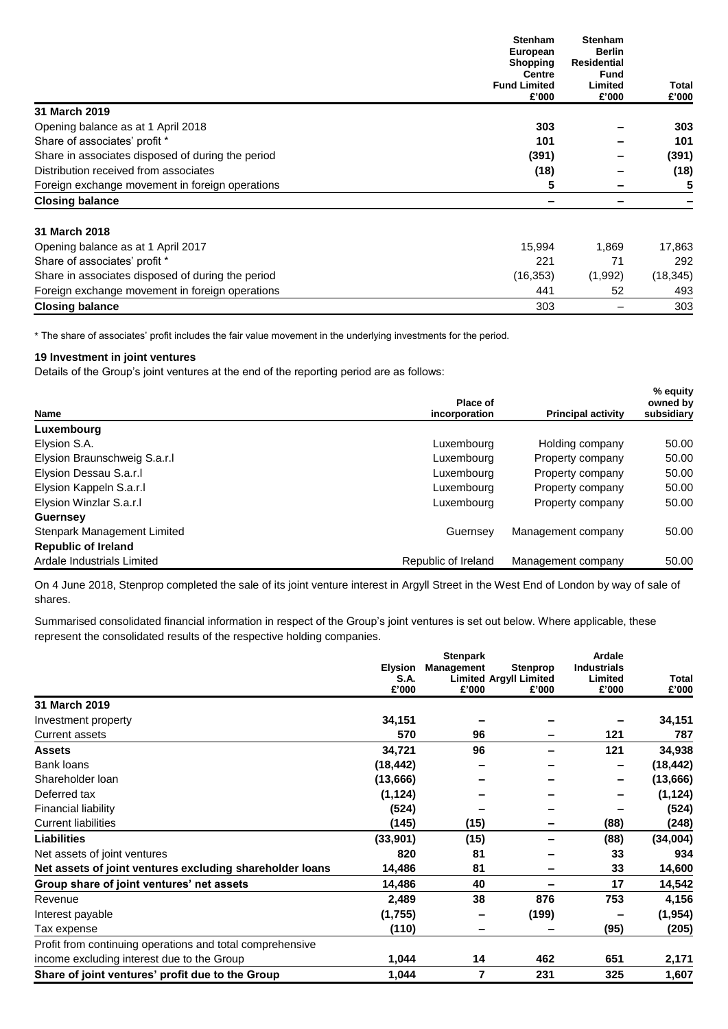| | Stenham European Shopping Centre Fund Limited £'000 | Stenham Berlin Residential Fund Limited £'000 | Total £'000 |
|---|---|---|---|
| **31 March 2019** | | | |
| Opening balance as at 1 April 2018 | **303** | **–** | **303** |
| Share of associates' profit * | **101** | **–** | **101** |
| Share in associates disposed of during the period | **(391)** | **–** | **(391)** |
| Distribution received from associates | **(18)** | **–** | **(18)** |
| Foreign exchange movement in foreign operations | **5** | **–** | **5** |
| **Closing balance** | **–** | **–** | **–** |
| **31 March 2018** | | | |
| Opening balance as at 1 April 2017 | 15,994 | 1,869 | 17,863 |
| Share of associates' profit * | 221 | 71 | 292 |
| Share in associates disposed of during the period | (16,353) | (1,992) | (18,345) |
| Foreign exchange movement in foreign operations | 441 | 52 | 493 |
| **Closing balance** | 303 | – | 303 |

\* The share of associates' profit includes the fair value movement in the underlying investments for the period.

**19 Investment in joint ventures**

Details of the Group's joint ventures at the end of the reporting period are as follows:

| Name | Place of incorporation | Principal activity | % equity owned by subsidiary |
|---|---|---|---|
| **Luxembourg** | | | |
| Elysion S.A. | Luxembourg | Holding company | 50.00 |
| Elysion Braunschweig S.a.r.l | Luxembourg | Property company | 50.00 |
| Elysion Dessau S.a.r.l | Luxembourg | Property company | 50.00 |
| Elysion Kappeln S.a.r.l | Luxembourg | Property company | 50.00 |
| Elysion Winzlar S.a.r.l | Luxembourg | Property company | 50.00 |
| **Guernsey** | | | |
| Stenpark Management Limited | Guernsey | Management company | 50.00 |
| **Republic of Ireland** | | | |
| Ardale Industrials Limited | Republic of Ireland | Management company | 50.00 |

On 4 June 2018, Stenprop completed the sale of its joint venture interest in Argyll Street in the West End of London by way of sale of shares.

Summarised consolidated financial information in respect of the Group's joint ventures is set out below. Where applicable, these represent the consolidated results of the respective holding companies.

| | Elysion S.A. £'000 | Stenpark Management Limited £'000 | Stenprop Argyll Limited £'000 | Ardale Industrials Limited £'000 | Total £'000 |
|---|---|---|---|---|---|
| **31 March 2019** | | | | | |
| Investment property | **34,151** | **–** | **–** | **–** | **34,151** |
| Current assets | **570** | **96** | **–** | **121** | **787** |
| **Assets** | **34,721** | **96** | **–** | **121** | **34,938** |
| Bank loans | **(18,442)** | **–** | **–** | **–** | **(18,442)** |
| Shareholder loan | **(13,666)** | **–** | **–** | **–** | **(13,666)** |
| Deferred tax | **(1,124)** | **–** | **–** | **–** | **(1,124)** |
| Financial liability | **(524)** | **–** | **–** | **–** | **(524)** |
| Current liabilities | **(145)** | **(15)** | **–** | **(88)** | **(248)** |
| **Liabilities** | **(33,901)** | **(15)** | **–** | **(88)** | **(34,004)** |
| Net assets of joint ventures | **820** | **81** | **–** | **33** | **934** |
| **Net assets of joint ventures excluding shareholder loans** | **14,486** | **81** | **–** | **33** | **14,600** |
| **Group share of joint ventures' net assets** | **14,486** | **40** | **–** | **17** | **14,542** |
| Revenue | **2,489** | **38** | **876** | **753** | **4,156** |
| Interest payable | **(1,755)** | **–** | **(199)** | **–** | **(1,954)** |
| Tax expense | **(110)** | **–** | **–** | **(95)** | **(205)** |
| Profit from continuing operations and total comprehensive income excluding interest due to the Group | **1,044** | **14** | **462** | **651** | **2,171** |
| **Share of joint ventures' profit due to the Group** | **1,044** | **7** | **231** | **325** | **1,607** |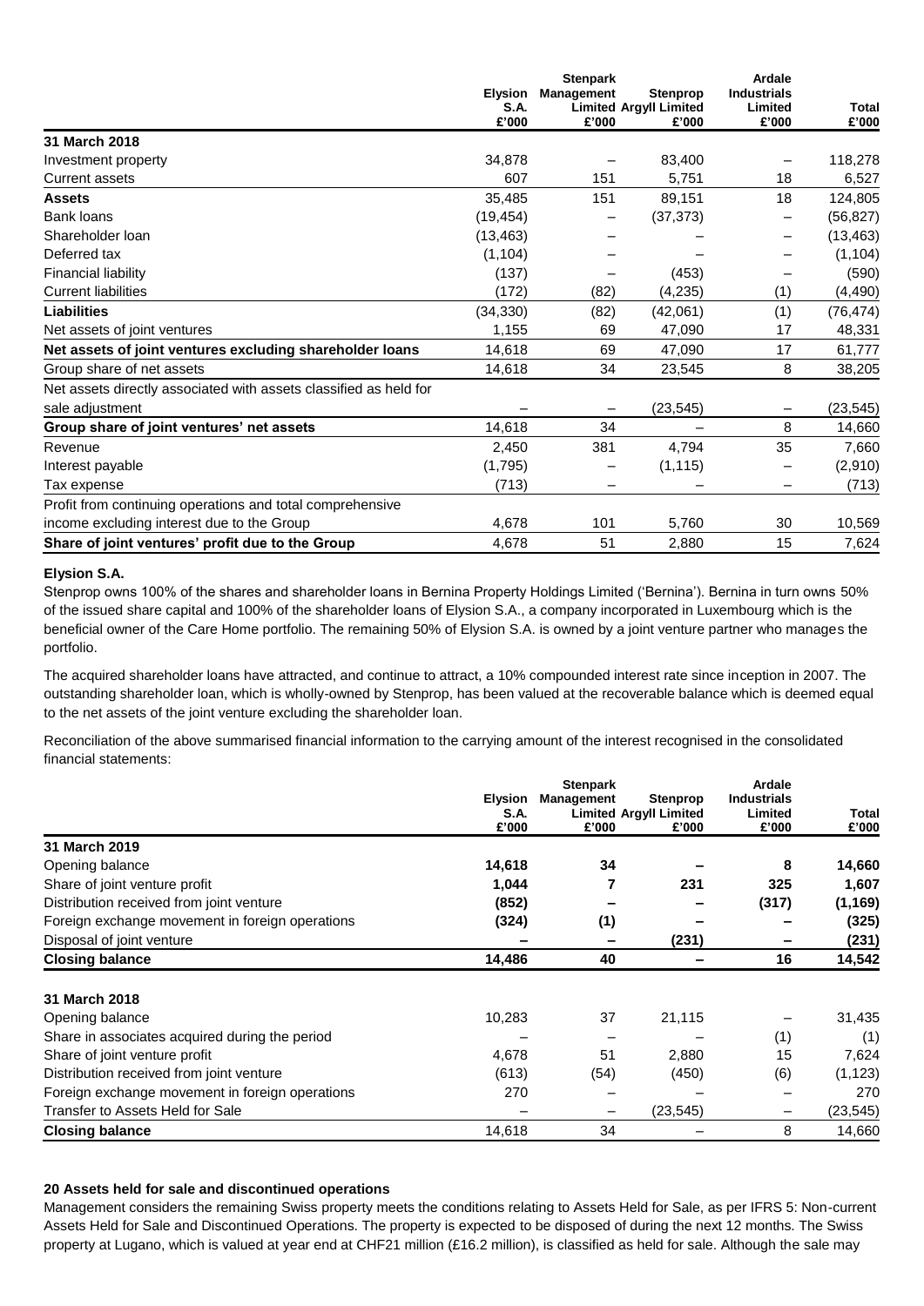| | Elysion S.A. £'000 | Stenpark Management Limited £'000 | Stenprop Argyll Limited £'000 | Ardale Industrials Limited £'000 | Total £'000 |
|---|---|---|---|---|---|
| **31 March 2018** | | | | | |
| Investment property | 34,878 | – | 83,400 | – | 118,278 |
| Current assets | 607 | 151 | 5,751 | 18 | 6,527 |
| **Assets** | 35,485 | 151 | 89,151 | 18 | 124,805 |
| Bank loans | (19,454) | – | (37,373) | – | (56,827) |
| Shareholder loan | (13,463) | – | – | – | (13,463) |
| Deferred tax | (1,104) | – | – | – | (1,104) |
| Financial liability | (137) | – | (453) | – | (590) |
| Current liabilities | (172) | (82) | (4,235) | (1) | (4,490) |
| **Liabilities** | (34,330) | (82) | (42,061) | (1) | (76,474) |
| Net assets of joint ventures | 1,155 | 69 | 47,090 | 17 | 48,331 |
| **Net assets of joint ventures excluding shareholder loans** | 14,618 | 69 | 47,090 | 17 | 61,777 |
| Group share of net assets | 14,618 | 34 | 23,545 | 8 | 38,205 |
| Net assets directly associated with assets classified as held for sale adjustment | – | – | (23,545) | – | (23,545) |
| **Group share of joint ventures' net assets** | 14,618 | 34 | – | 8 | 14,660 |
| Revenue | 2,450 | 381 | 4,794 | 35 | 7,660 |
| Interest payable | (1,795) | – | (1,115) | – | (2,910) |
| Tax expense | (713) | – | – | – | (713) |
| Profit from continuing operations and total comprehensive income excluding interest due to the Group | 4,678 | 101 | 5,760 | 30 | 10,569 |
| **Share of joint ventures' profit due to the Group** | 4,678 | 51 | 2,880 | 15 | 7,624 |

**Elysion S.A.**

Stenprop owns 100% of the shares and shareholder loans in Bernina Property Holdings Limited ('Bernina'). Bernina in turn owns 50% of the issued share capital and 100% of the shareholder loans of Elysion S.A., a company incorporated in Luxembourg which is the beneficial owner of the Care Home portfolio. The remaining 50% of Elysion S.A. is owned by a joint venture partner who manages the portfolio.

The acquired shareholder loans have attracted, and continue to attract, a 10% compounded interest rate since inception in 2007. The outstanding shareholder loan, which is wholly-owned by Stenprop, has been valued at the recoverable balance which is deemed equal to the net assets of the joint venture excluding the shareholder loan.

Reconciliation of the above summarised financial information to the carrying amount of the interest recognised in the consolidated financial statements:

| | Elysion S.A. £'000 | Stenpark Management Limited £'000 | Stenprop Argyll Limited £'000 | Ardale Industrials Limited £'000 | Total £'000 |
|---|---|---|---|---|---|
| **31 March 2019** | | | | | |
| Opening balance | **14,618** | **34** | **–** | **8** | **14,660** |
| Share of joint venture profit | **1,044** | **7** | **231** | **325** | **1,607** |
| Distribution received from joint venture | **(852)** | **–** | **–** | **(317)** | **(1,169)** |
| Foreign exchange movement in foreign operations | **(324)** | **(1)** | **–** | **–** | **(325)** |
| Disposal of joint venture | **–** | **–** | **(231)** | **–** | **(231)** |
| **Closing balance** | **14,486** | **40** | **–** | **16** | **14,542** |
| | | | | | |
| **31 March 2018** | | | | | |
| Opening balance | 10,283 | 37 | 21,115 | – | 31,435 |
| Share in associates acquired during the period | – | – | – | (1) | (1) |
| Share of joint venture profit | 4,678 | 51 | 2,880 | 15 | 7,624 |
| Distribution received from joint venture | (613) | (54) | (450) | (6) | (1,123) |
| Foreign exchange movement in foreign operations | 270 | – | – | – | 270 |
| Transfer to Assets Held for Sale | – | – | (23,545) | – | (23,545) |
| **Closing balance** | 14,618 | 34 | – | 8 | 14,660 |

**20 Assets held for sale and discontinued operations**

Management considers the remaining Swiss property meets the conditions relating to Assets Held for Sale, as per IFRS 5: Non-current Assets Held for Sale and Discontinued Operations. The property is expected to be disposed of during the next 12 months. The Swiss property at Lugano, which is valued at year end at CHF21 million (£16.2 million), is classified as held for sale. Although the sale may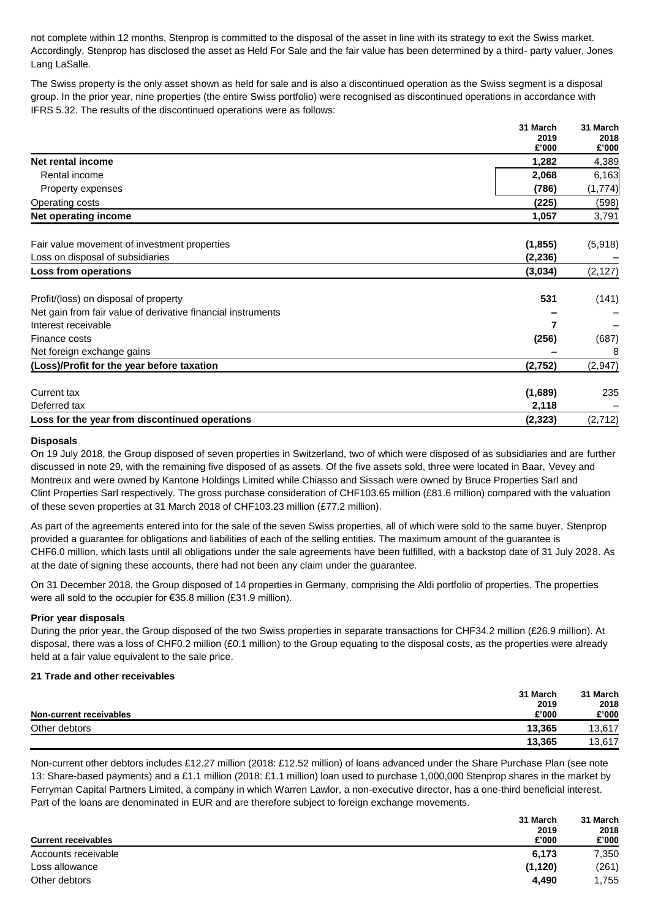not complete within 12 months, Stenprop is committed to the disposal of the asset in line with its strategy to exit the Swiss market. Accordingly, Stenprop has disclosed the asset as Held For Sale and the fair value has been determined by a third- party valuer, Jones Lang LaSalle.

The Swiss property is the only asset shown as held for sale and is also a discontinued operation as the Swiss segment is a disposal group. In the prior year, nine properties (the entire Swiss portfolio) were recognised as discontinued operations in accordance with IFRS 5.32. The results of the discontinued operations were as follows:

| | 31 March 2019 £'000 | 31 March 2018 £'000 |
|---|---|---|
| **Net rental income** | **1,282** | 4,389 |
| Rental income | **2,068** | 6,163 |
| Property expenses | **(786)** | (1,774) |
| Operating costs | **(225)** | (598) |
| **Net operating income** | **1,057** | 3,791 |
| Fair value movement of investment properties | **(1,855)** | (5,918) |
| Loss on disposal of subsidiaries | **(2,236)** | – |
| **Loss from operations** | **(3,034)** | (2,127) |
| Profit/(loss) on disposal of property | **531** | (141) |
| Net gain from fair value of derivative financial instruments | **–** | – |
| Interest receivable | **7** | – |
| Finance costs | **(256)** | (687) |
| Net foreign exchange gains | **–** | 8 |
| **(Loss)/Profit for the year before taxation** | **(2,752)** | (2,947) |
| Current tax | **(1,689)** | 235 |
| Deferred tax | **2,118** | – |
| **Loss for the year from discontinued operations** | **(2,323)** | (2,712) |

**Disposals**

On 19 July 2018, the Group disposed of seven properties in Switzerland, two of which were disposed of as subsidiaries and are further discussed in note 29, with the remaining five disposed of as assets. Of the five assets sold, three were located in Baar, Vevey and Montreux and were owned by Kantone Holdings Limited while Chiasso and Sissach were owned by Bruce Properties Sarl and Clint Properties Sarl respectively. The gross purchase consideration of CHF103.65 million (£81.6 million) compared with the valuation of these seven properties at 31 March 2018 of CHF103.23 million (£77.2 million).

As part of the agreements entered into for the sale of the seven Swiss properties, all of which were sold to the same buyer, Stenprop provided a guarantee for obligations and liabilities of each of the selling entities. The maximum amount of the guarantee is CHF6.0 million, which lasts until all obligations under the sale agreements have been fulfilled, with a backstop date of 31 July 2028. As at the date of signing these accounts, there had not been any claim under the guarantee.

On 31 December 2018, the Group disposed of 14 properties in Germany, comprising the Aldi portfolio of properties. The properties were all sold to the occupier for €35.8 million (£31.9 million).

**Prior year disposals**

During the prior year, the Group disposed of the two Swiss properties in separate transactions for CHF34.2 million (£26.9 million). At disposal, there was a loss of CHF0.2 million (£0.1 million) to the Group equating to the disposal costs, as the properties were already held at a fair value equivalent to the sale price.

## 21 Trade and other receivables

| **Non-current receivables** | 31 March 2019 £'000 | 31 March 2018 £'000 |
|---|---|---|
| Other debtors | **13,365** | 13,617 |
| | **13,365** | 13,617 |

Non-current other debtors includes £12.27 million (2018: £12.52 million) of loans advanced under the Share Purchase Plan (see note 13: Share-based payments) and a £1.1 million (2018: £1.1 million) loan used to purchase 1,000,000 Stenprop shares in the market by Ferryman Capital Partners Limited, a company in which Warren Lawlor, a non-executive director, has a one-third beneficial interest. Part of the loans are denominated in EUR and are therefore subject to foreign exchange movements.

| **Current receivables** | 31 March 2019 £'000 | 31 March 2018 £'000 |
|---|---|---|
| Accounts receivable | **6,173** | 7,350 |
| Loss allowance | **(1,120)** | (261) |
| Other debtors | **4,490** | 1,755 |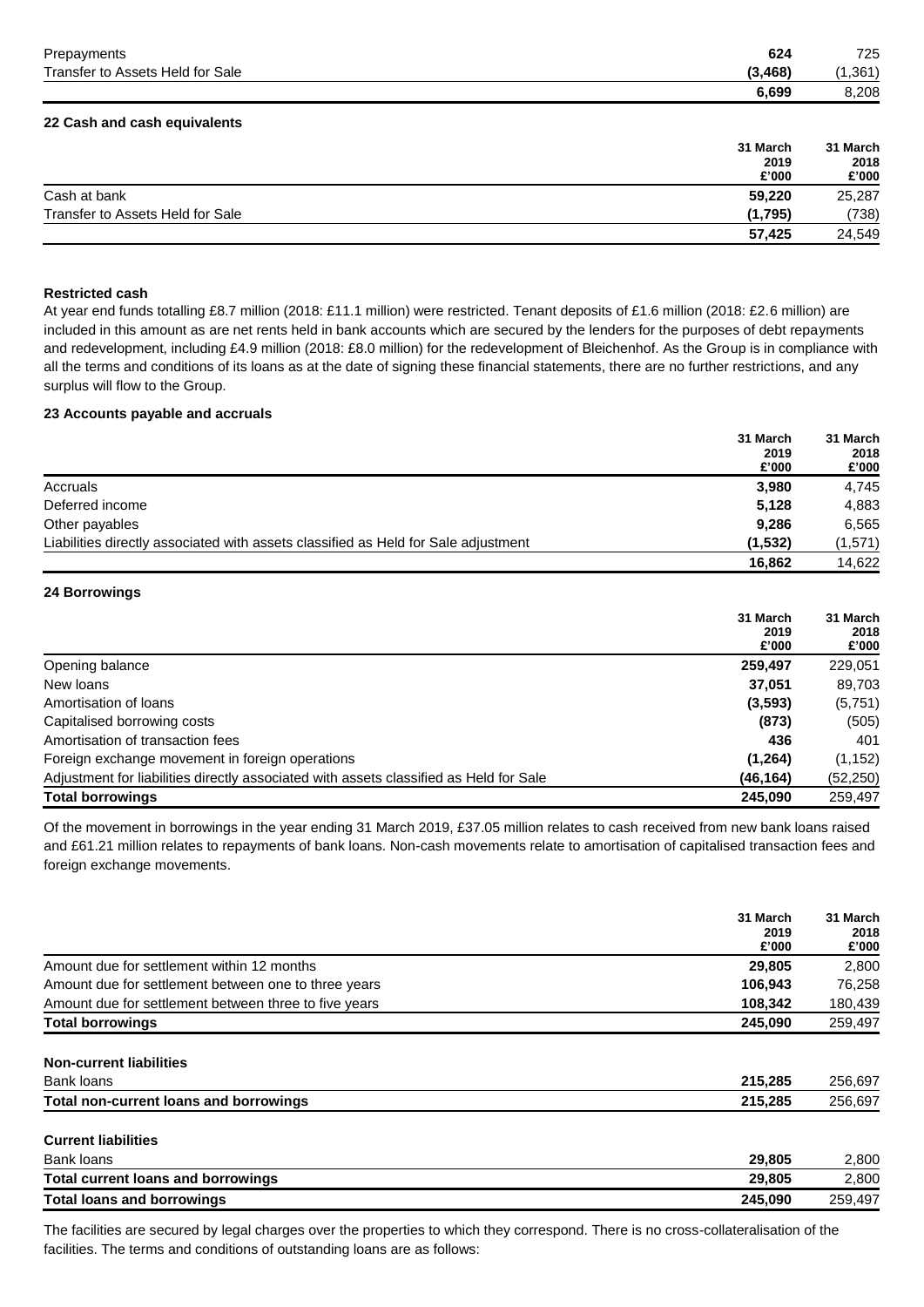| | | |
|---|---|---|
| Prepayments | **624** | 725 |
| Transfer to Assets Held for Sale | **(3,468)** | (1,361) |
| | **6,699** | 8,208 |

### 22 Cash and cash equivalents

| | 31 March 2019 £'000 | 31 March 2018 £'000 |
|---|---|---|
| Cash at bank | **59,220** | 25,287 |
| Transfer to Assets Held for Sale | **(1,795)** | (738) |
| | **57,425** | 24,549 |

**Restricted cash**

At year end funds totalling £8.7 million (2018: £11.1 million) were restricted. Tenant deposits of £1.6 million (2018: £2.6 million) are included in this amount as are net rents held in bank accounts which are secured by the lenders for the purposes of debt repayments and redevelopment, including £4.9 million (2018: £8.0 million) for the redevelopment of Bleichenhof. As the Group is in compliance with all the terms and conditions of its loans as at the date of signing these financial statements, there are no further restrictions, and any surplus will flow to the Group.

### 23 Accounts payable and accruals

| | 31 March 2019 £'000 | 31 March 2018 £'000 |
|---|---|---|
| Accruals | **3,980** | 4,745 |
| Deferred income | **5,128** | 4,883 |
| Other payables | **9,286** | 6,565 |
| Liabilities directly associated with assets classified as Held for Sale adjustment | **(1,532)** | (1,571) |
| | **16,862** | 14,622 |

### 24 Borrowings

| | 31 March 2019 £'000 | 31 March 2018 £'000 |
|---|---|---|
| Opening balance | **259,497** | 229,051 |
| New loans | **37,051** | 89,703 |
| Amortisation of loans | **(3,593)** | (5,751) |
| Capitalised borrowing costs | **(873)** | (505) |
| Amortisation of transaction fees | **436** | 401 |
| Foreign exchange movement in foreign operations | **(1,264)** | (1,152) |
| Adjustment for liabilities directly associated with assets classified as Held for Sale | **(46,164)** | (52,250) |
| **Total borrowings** | **245,090** | 259,497 |

Of the movement in borrowings in the year ending 31 March 2019, £37.05 million relates to cash received from new bank loans raised and £61.21 million relates to repayments of bank loans. Non-cash movements relate to amortisation of capitalised transaction fees and foreign exchange movements.

| | 31 March 2019 £'000 | 31 March 2018 £'000 |
|---|---|---|
| Amount due for settlement within 12 months | **29,805** | 2,800 |
| Amount due for settlement between one to three years | **106,943** | 76,258 |
| Amount due for settlement between three to five years | **108,342** | 180,439 |
| **Total borrowings** | **245,090** | 259,497 |
| **Non-current liabilities** | | |
| Bank loans | **215,285** | 256,697 |
| **Total non-current loans and borrowings** | **215,285** | 256,697 |
| **Current liabilities** | | |
| Bank loans | **29,805** | 2,800 |
| **Total current loans and borrowings** | **29,805** | 2,800 |
| **Total loans and borrowings** | **245,090** | 259,497 |

The facilities are secured by legal charges over the properties to which they correspond. There is no cross-collateralisation of the facilities. The terms and conditions of outstanding loans are as follows: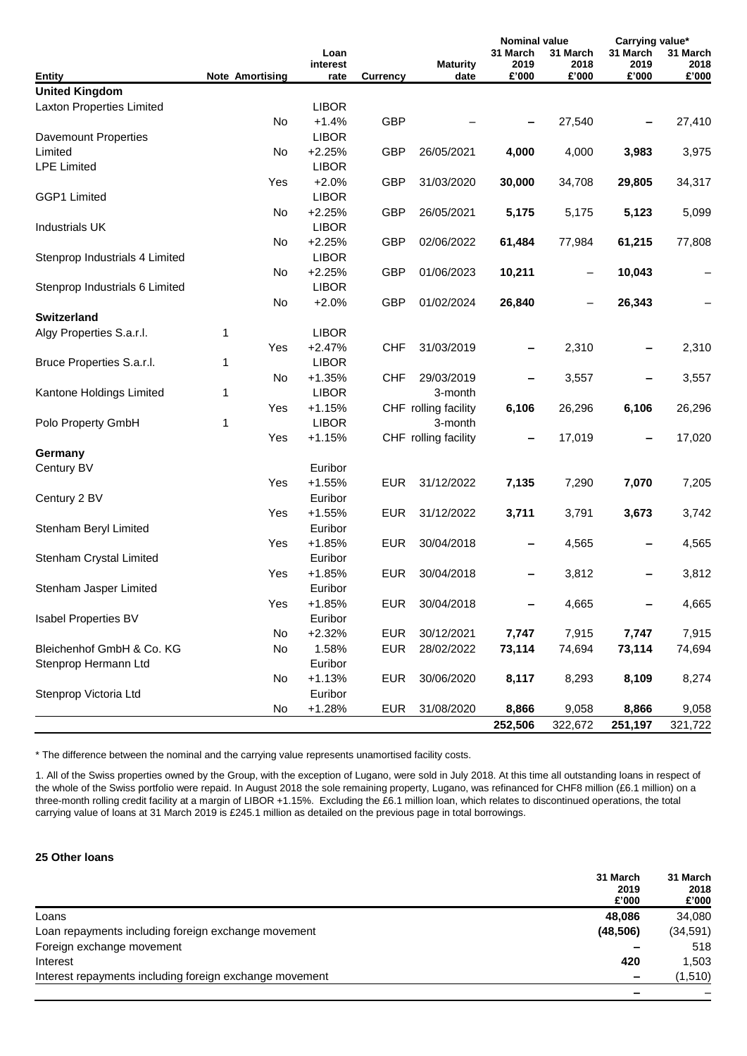| Entity | Note | Amortising | Loan interest rate | Currency | Maturity date | Nominal value 31 March 2019 £'000 | Nominal value 31 March 2018 £'000 | Carrying value* 31 March 2019 £'000 | Carrying value* 31 March 2018 £'000 |
|---|---|---|---|---|---|---|---|---|---|
| **United Kingdom** | | | | | | | | | |
| Laxton Properties Limited | | No | LIBOR +1.4% | GBP | – | **–** | 27,540 | **–** | 27,410 |
| Davemount Properties Limited | | No | LIBOR +2.25% | GBP | 26/05/2021 | **4,000** | 4,000 | **3,983** | 3,975 |
| LPE Limited | | Yes | LIBOR +2.0% | GBP | 31/03/2020 | **30,000** | 34,708 | **29,805** | 34,317 |
| GGP1 Limited | | No | LIBOR +2.25% | GBP | 26/05/2021 | **5,175** | 5,175 | **5,123** | 5,099 |
| Industrials UK | | No | LIBOR +2.25% | GBP | 02/06/2022 | **61,484** | 77,984 | **61,215** | 77,808 |
| Stenprop Industrials 4 Limited | | No | LIBOR +2.25% | GBP | 01/06/2023 | **10,211** | – | **10,043** | – |
| Stenprop Industrials 6 Limited | | No | LIBOR +2.0% | GBP | 01/02/2024 | **26,840** | – | **26,343** | – |
| **Switzerland** | | | | | | | | | |
| Algy Properties S.a.r.l. | 1 | Yes | LIBOR +2.47% | CHF | 31/03/2019 | **–** | 2,310 | **–** | 2,310 |
| Bruce Properties S.a.r.l. | 1 | No | LIBOR +1.35% | CHF | 29/03/2019 | **–** | 3,557 | **–** | 3,557 |
| Kantone Holdings Limited | 1 | Yes | LIBOR +1.15% | CHF | 3-month rolling facility | **6,106** | 26,296 | **6,106** | 26,296 |
| Polo Property GmbH | 1 | Yes | LIBOR +1.15% | CHF | 3-month rolling facility | **–** | 17,019 | **–** | 17,020 |
| **Germany** | | | | | | | | | |
| Century BV | | Yes | Euribor +1.55% | EUR | 31/12/2022 | **7,135** | 7,290 | **7,070** | 7,205 |
| Century 2 BV | | Yes | Euribor +1.55% | EUR | 31/12/2022 | **3,711** | 3,791 | **3,673** | 3,742 |
| Stenham Beryl Limited | | Yes | Euribor +1.85% | EUR | 30/04/2018 | **–** | 4,565 | **–** | 4,565 |
| Stenham Crystal Limited | | Yes | Euribor +1.85% | EUR | 30/04/2018 | **–** | 3,812 | **–** | 3,812 |
| Stenham Jasper Limited | | Yes | Euribor +1.85% | EUR | 30/04/2018 | **–** | 4,665 | **–** | 4,665 |
| Isabel Properties BV | | No | Euribor +2.32% | EUR | 30/12/2021 | **7,747** | 7,915 | **7,747** | 7,915 |
| Bleichenhof GmbH & Co. KG | | No | 1.58% | EUR | 28/02/2022 | **73,114** | 74,694 | **73,114** | 74,694 |
| Stenprop Hermann Ltd | | No | Euribor +1.13% | EUR | 30/06/2020 | **8,117** | 8,293 | **8,109** | 8,274 |
| Stenprop Victoria Ltd | | No | Euribor +1.28% | EUR | 31/08/2020 | **8,866** | 9,058 | **8,866** | 9,058 |
| | | | | | | **252,506** | 322,672 | **251,197** | 321,722 |

* The difference between the nominal and the carrying value represents unamortised facility costs.

1. All of the Swiss properties owned by the Group, with the exception of Lugano, were sold in July 2018. At this time all outstanding loans in respect of the whole of the Swiss portfolio were repaid. In August 2018 the sole remaining property, Lugano, was refinanced for CHF8 million (£6.1 million) on a three-month rolling credit facility at a margin of LIBOR +1.15%. Excluding the £6.1 million loan, which relates to discontinued operations, the total carrying value of loans at 31 March 2019 is £245.1 million as detailed on the previous page in total borrowings.

**25 Other loans**

| | 31 March 2019 £'000 | 31 March 2018 £'000 |
|---|---|---|
| Loans | **48,086** | 34,080 |
| Loan repayments including foreign exchange movement | **(48,506)** | (34,591) |
| Foreign exchange movement | **–** | 518 |
| Interest | **420** | 1,503 |
| Interest repayments including foreign exchange movement | **–** | (1,510) |
| | **–** | – |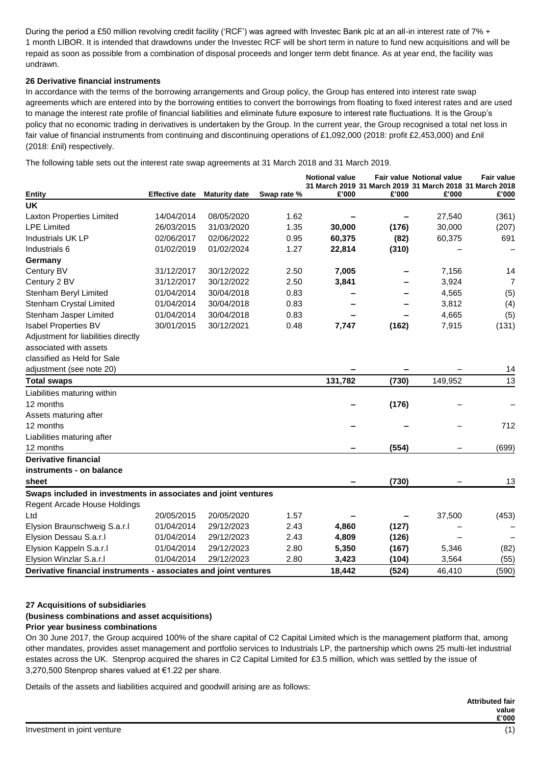During the period a £50 million revolving credit facility ('RCF') was agreed with Investec Bank plc at an all-in interest rate of 7% + 1 month LIBOR. It is intended that drawdowns under the Investec RCF will be short term in nature to fund new acquisitions and will be repaid as soon as possible from a combination of disposal proceeds and longer term debt finance. As at year end, the facility was undrawn.

**26 Derivative financial instruments**

In accordance with the terms of the borrowing arrangements and Group policy, the Group has entered into interest rate swap agreements which are entered into by the borrowing entities to convert the borrowings from floating to fixed interest rates and are used to manage the interest rate profile of financial liabilities and eliminate future exposure to interest rate fluctuations. It is the Group's policy that no economic trading in derivatives is undertaken by the Group. In the current year, the Group recognised a total net loss in fair value of financial instruments from continuing and discontinuing operations of £1,092,000 (2018: profit £2,453,000) and £nil (2018: £nil) respectively.

The following table sets out the interest rate swap agreements at 31 March 2018 and 31 March 2019.

| Entity | Effective date | Maturity date | Swap rate % | Notional value 31 March 2019 £'000 | Fair value 31 March 2019 £'000 | Notional value 31 March 2018 £'000 | Fair value 31 March 2018 £'000 |
|---|---|---|---|---|---|---|---|
| **UK** | | | | | | | |
| Laxton Properties Limited | 14/04/2014 | 08/05/2020 | 1.62 | – | – | 27,540 | (361) |
| LPE Limited | 26/03/2015 | 31/03/2020 | 1.35 | **30,000** | **(176)** | 30,000 | (207) |
| Industrials UK LP | 02/06/2017 | 02/06/2022 | 0.95 | **60,375** | **(82)** | 60,375 | 691 |
| Industrials 6 | 01/02/2019 | 01/02/2024 | 1.27 | **22,814** | **(310)** | – | – |
| **Germany** | | | | | | | |
| Century BV | 31/12/2017 | 30/12/2022 | 2.50 | **7,005** | – | 7,156 | 14 |
| Century 2 BV | 31/12/2017 | 30/12/2022 | 2.50 | **3,841** | – | 3,924 | 7 |
| Stenham Beryl Limited | 01/04/2014 | 30/04/2018 | 0.83 | – | – | 4,565 | (5) |
| Stenham Crystal Limited | 01/04/2014 | 30/04/2018 | 0.83 | – | – | 3,812 | (4) |
| Stenham Jasper Limited | 01/04/2014 | 30/04/2018 | 0.83 | – | – | 4,665 | (5) |
| Isabel Properties BV | 30/01/2015 | 30/12/2021 | 0.48 | **7,747** | **(162)** | 7,915 | (131) |
| Adjustment for liabilities directly associated with assets classified as Held for Sale adjustment (see note 20) | | | | – | – | – | 14 |
| **Total swaps** | | | | **131,782** | **(730)** | 149,952 | 13 |
| Liabilities maturing within 12 months | | | | – | **(176)** | – | – |
| Assets maturing after 12 months | | | | – | – | – | 712 |
| Liabilities maturing after 12 months | | | | – | **(554)** | – | (699) |
| **Derivative financial instruments - on balance sheet** | | | | – | **(730)** | – | 13 |
| **Swaps included in investments in associates and joint ventures** | | | | | | | |
| Regent Arcade House Holdings Ltd | 20/05/2015 | 20/05/2020 | 1.57 | – | – | 37,500 | (453) |
| Elysion Braunschweig S.a.r.l | 01/04/2014 | 29/12/2023 | 2.43 | **4,860** | **(127)** | – | – |
| Elysion Dessau S.a.r.l | 01/04/2014 | 29/12/2023 | 2.43 | **4,809** | **(126)** | – | – |
| Elysion Kappeln S.a.r.l | 01/04/2014 | 29/12/2023 | 2.80 | **5,350** | **(167)** | 5,346 | (82) |
| Elysion Winzlar S.a.r.l | 01/04/2014 | 29/12/2023 | 2.80 | **3,423** | **(104)** | 3,564 | (55) |
| **Derivative financial instruments - associates and joint ventures** | | | | **18,442** | **(524)** | 46,410 | (590) |

**27 Acquisitions of subsidiaries**

**(business combinations and asset acquisitions)**

**Prior year business combinations**

On 30 June 2017, the Group acquired 100% of the share capital of C2 Capital Limited which is the management platform that, among other mandates, provides asset management and portfolio services to Industrials LP, the partnership which owns 25 multi-let industrial estates across the UK. Stenprop acquired the shares in C2 Capital Limited for £3.5 million, which was settled by the issue of 3,270,500 Stenprop shares valued at €1.22 per share.

Details of the assets and liabilities acquired and goodwill arising are as follows:

| | Attributed fair value £'000 |
|---|---|
| Investment in joint venture | (1) |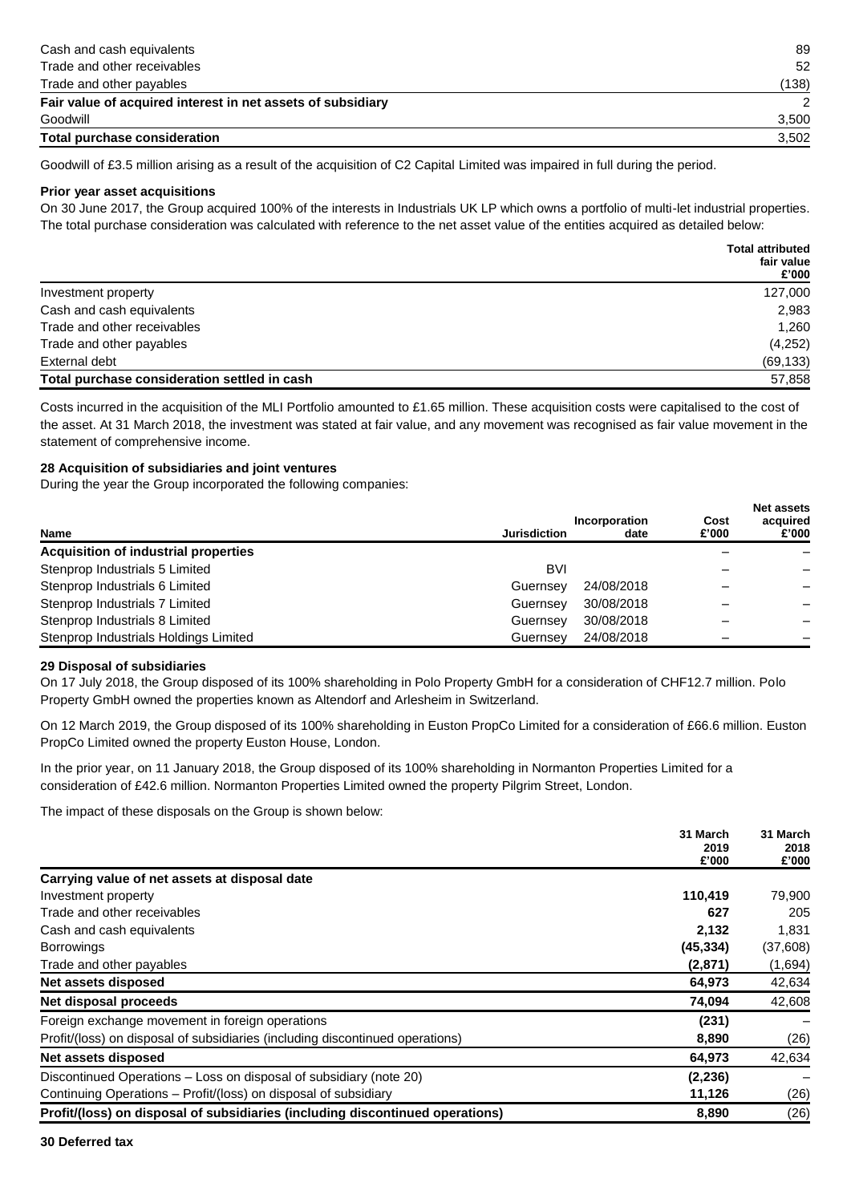| | |
|---|---|
| Cash and cash equivalents | 89 |
| Trade and other receivables | 52 |
| Trade and other payables | (138) |
| **Fair value of acquired interest in net assets of subsidiary** | 2 |
| Goodwill | 3,500 |
| **Total purchase consideration** | 3,502 |

Goodwill of £3.5 million arising as a result of the acquisition of C2 Capital Limited was impaired in full during the period.

**Prior year asset acquisitions**

On 30 June 2017, the Group acquired 100% of the interests in Industrials UK LP which owns a portfolio of multi-let industrial properties. The total purchase consideration was calculated with reference to the net asset value of the entities acquired as detailed below:

| | Total attributed fair value £'000 |
|---|---|
| Investment property | 127,000 |
| Cash and cash equivalents | 2,983 |
| Trade and other receivables | 1,260 |
| Trade and other payables | (4,252) |
| External debt | (69,133) |
| **Total purchase consideration settled in cash** | 57,858 |

Costs incurred in the acquisition of the MLI Portfolio amounted to £1.65 million. These acquisition costs were capitalised to the cost of the asset. At 31 March 2018, the investment was stated at fair value, and any movement was recognised as fair value movement in the statement of comprehensive income.

**28 Acquisition of subsidiaries and joint ventures**

During the year the Group incorporated the following companies:

| Name | Jurisdiction | Incorporation date | Cost £'000 | Net assets acquired £'000 |
|---|---|---|---|---|
| **Acquisition of industrial properties** | | | – | – |
| Stenprop Industrials 5 Limited | BVI | | – | – |
| Stenprop Industrials 6 Limited | Guernsey | 24/08/2018 | – | – |
| Stenprop Industrials 7 Limited | Guernsey | 30/08/2018 | – | – |
| Stenprop Industrials 8 Limited | Guernsey | 30/08/2018 | – | – |
| Stenprop Industrials Holdings Limited | Guernsey | 24/08/2018 | – | – |

**29 Disposal of subsidiaries**

On 17 July 2018, the Group disposed of its 100% shareholding in Polo Property GmbH for a consideration of CHF12.7 million. Polo Property GmbH owned the properties known as Altendorf and Arlesheim in Switzerland.

On 12 March 2019, the Group disposed of its 100% shareholding in Euston PropCo Limited for a consideration of £66.6 million. Euston PropCo Limited owned the property Euston House, London.

In the prior year, on 11 January 2018, the Group disposed of its 100% shareholding in Normanton Properties Limited for a consideration of £42.6 million. Normanton Properties Limited owned the property Pilgrim Street, London.

The impact of these disposals on the Group is shown below:

| | 31 March 2019 £'000 | 31 March 2018 £'000 |
|---|---|---|
| **Carrying value of net assets at disposal date** | | |
| Investment property | **110,419** | 79,900 |
| Trade and other receivables | **627** | 205 |
| Cash and cash equivalents | **2,132** | 1,831 |
| Borrowings | **(45,334)** | (37,608) |
| Trade and other payables | **(2,871)** | (1,694) |
| **Net assets disposed** | **64,973** | 42,634 |
| **Net disposal proceeds** | **74,094** | 42,608 |
| Foreign exchange movement in foreign operations | **(231)** | – |
| Profit/(loss) on disposal of subsidiaries (including discontinued operations) | **8,890** | (26) |
| **Net assets disposed** | **64,973** | 42,634 |
| Discontinued Operations – Loss on disposal of subsidiary (note 20) | **(2,236)** | – |
| Continuing Operations – Profit/(loss) on disposal of subsidiary | **11,126** | (26) |
| **Profit/(loss) on disposal of subsidiaries (including discontinued operations)** | **8,890** | (26) |

**30 Deferred tax**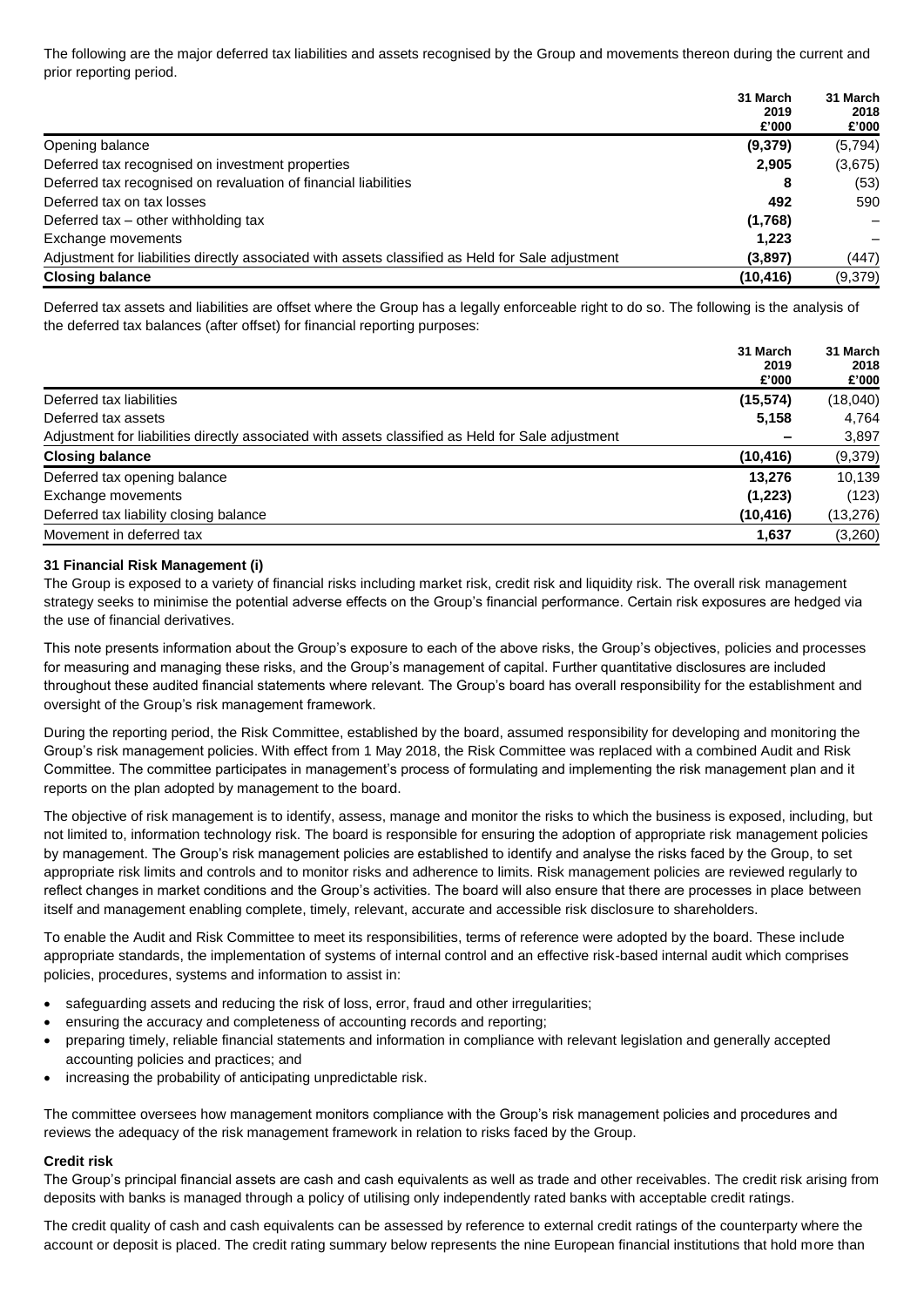The following are the major deferred tax liabilities and assets recognised by the Group and movements thereon during the current and prior reporting period.

| | 31 March 2019 £'000 | 31 March 2018 £'000 |
|---|---|---|
| Opening balance | **(9,379)** | (5,794) |
| Deferred tax recognised on investment properties | **2,905** | (3,675) |
| Deferred tax recognised on revaluation of financial liabilities | **8** | (53) |
| Deferred tax on tax losses | **492** | 590 |
| Deferred tax – other withholding tax | **(1,768)** | – |
| Exchange movements | **1,223** | – |
| Adjustment for liabilities directly associated with assets classified as Held for Sale adjustment | **(3,897)** | (447) |
| **Closing balance** | **(10,416)** | (9,379) |

Deferred tax assets and liabilities are offset where the Group has a legally enforceable right to do so. The following is the analysis of the deferred tax balances (after offset) for financial reporting purposes:

| | 31 March 2019 £'000 | 31 March 2018 £'000 |
|---|---|---|
| Deferred tax liabilities | **(15,574)** | (18,040) |
| Deferred tax assets | **5,158** | 4,764 |
| Adjustment for liabilities directly associated with assets classified as Held for Sale adjustment | **–** | 3,897 |
| **Closing balance** | **(10,416)** | (9,379) |
| Deferred tax opening balance | **13,276** | 10,139 |
| Exchange movements | **(1,223)** | (123) |
| Deferred tax liability closing balance | **(10,416)** | (13,276) |
| Movement in deferred tax | **1,637** | (3,260) |

### 31 Financial Risk Management (i)

The Group is exposed to a variety of financial risks including market risk, credit risk and liquidity risk. The overall risk management strategy seeks to minimise the potential adverse effects on the Group's financial performance. Certain risk exposures are hedged via the use of financial derivatives.

This note presents information about the Group's exposure to each of the above risks, the Group's objectives, policies and processes for measuring and managing these risks, and the Group's management of capital. Further quantitative disclosures are included throughout these audited financial statements where relevant. The Group's board has overall responsibility for the establishment and oversight of the Group's risk management framework.

During the reporting period, the Risk Committee, established by the board, assumed responsibility for developing and monitoring the Group's risk management policies. With effect from 1 May 2018, the Risk Committee was replaced with a combined Audit and Risk Committee. The committee participates in management's process of formulating and implementing the risk management plan and it reports on the plan adopted by management to the board.

The objective of risk management is to identify, assess, manage and monitor the risks to which the business is exposed, including, but not limited to, information technology risk. The board is responsible for ensuring the adoption of appropriate risk management policies by management. The Group's risk management policies are established to identify and analyse the risks faced by the Group, to set appropriate risk limits and controls and to monitor risks and adherence to limits. Risk management policies are reviewed regularly to reflect changes in market conditions and the Group's activities. The board will also ensure that there are processes in place between itself and management enabling complete, timely, relevant, accurate and accessible risk disclosure to shareholders.

To enable the Audit and Risk Committee to meet its responsibilities, terms of reference were adopted by the board. These include appropriate standards, the implementation of systems of internal control and an effective risk-based internal audit which comprises policies, procedures, systems and information to assist in:

- safeguarding assets and reducing the risk of loss, error, fraud and other irregularities;
- ensuring the accuracy and completeness of accounting records and reporting;
- preparing timely, reliable financial statements and information in compliance with relevant legislation and generally accepted accounting policies and practices; and
- increasing the probability of anticipating unpredictable risk.

The committee oversees how management monitors compliance with the Group's risk management policies and procedures and reviews the adequacy of the risk management framework in relation to risks faced by the Group.

#### Credit risk

The Group's principal financial assets are cash and cash equivalents as well as trade and other receivables. The credit risk arising from deposits with banks is managed through a policy of utilising only independently rated banks with acceptable credit ratings.

The credit quality of cash and cash equivalents can be assessed by reference to external credit ratings of the counterparty where the account or deposit is placed. The credit rating summary below represents the nine European financial institutions that hold more than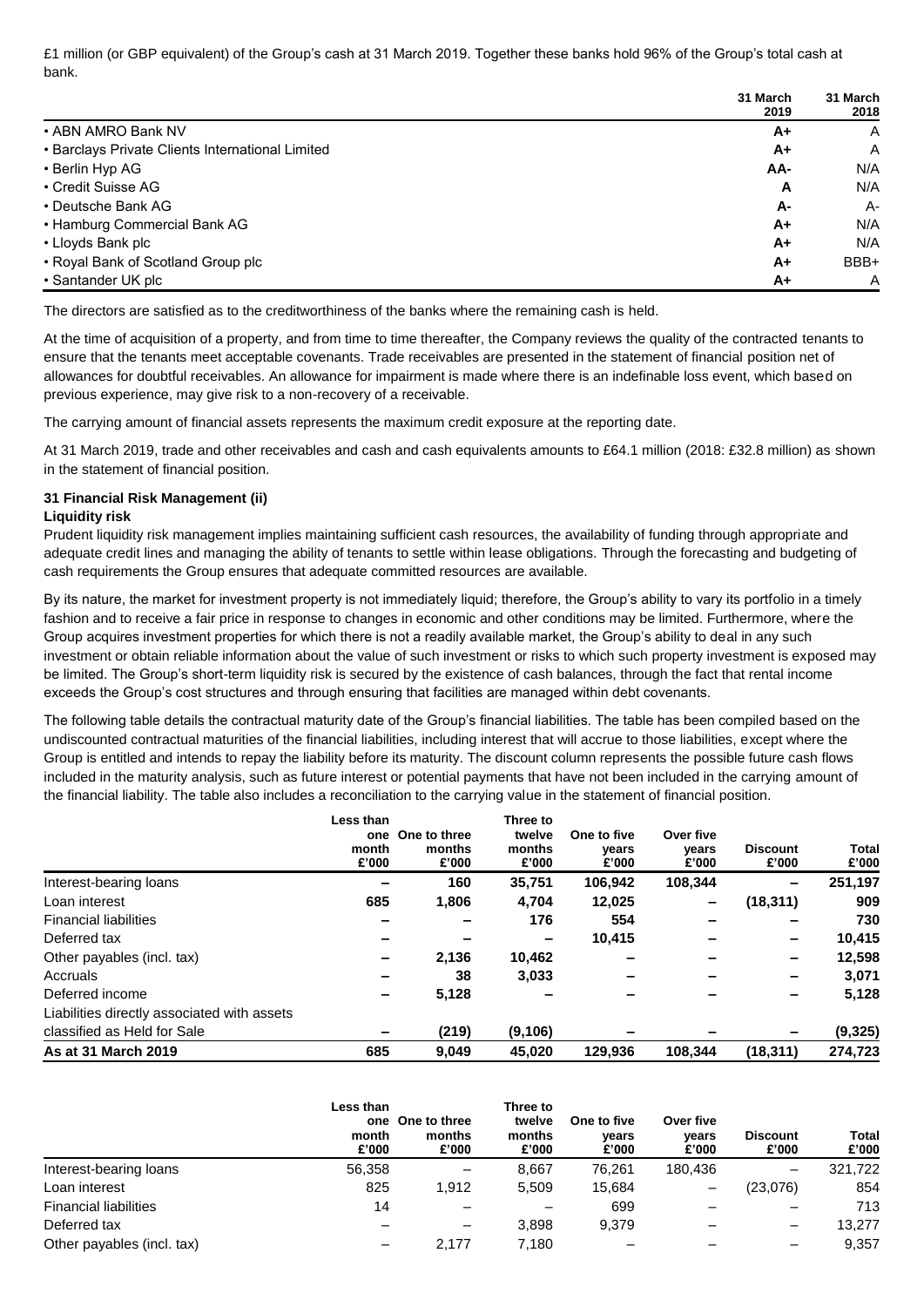£1 million (or GBP equivalent) of the Group's cash at 31 March 2019. Together these banks hold 96% of the Group's total cash at bank.

| | 31 March 2019 | 31 March 2018 |
|---|---|---|
| • ABN AMRO Bank NV | A+ | A |
| • Barclays Private Clients International Limited | A+ | A |
| • Berlin Hyp AG | AA- | N/A |
| • Credit Suisse AG | A | N/A |
| • Deutsche Bank AG | A- | A- |
| • Hamburg Commercial Bank AG | A+ | N/A |
| • Lloyds Bank plc | A+ | N/A |
| • Royal Bank of Scotland Group plc | A+ | BBB+ |
| • Santander UK plc | A+ | A |

The directors are satisfied as to the creditworthiness of the banks where the remaining cash is held.

At the time of acquisition of a property, and from time to time thereafter, the Company reviews the quality of the contracted tenants to ensure that the tenants meet acceptable covenants. Trade receivables are presented in the statement of financial position net of allowances for doubtful receivables. An allowance for impairment is made where there is an indefinable loss event, which based on previous experience, may give risk to a non-recovery of a receivable.

The carrying amount of financial assets represents the maximum credit exposure at the reporting date.

At 31 March 2019, trade and other receivables and cash and cash equivalents amounts to £64.1 million (2018: £32.8 million) as shown in the statement of financial position.

### 31 Financial Risk Management (ii)

**Liquidity risk**

Prudent liquidity risk management implies maintaining sufficient cash resources, the availability of funding through appropriate and adequate credit lines and managing the ability of tenants to settle within lease obligations. Through the forecasting and budgeting of cash requirements the Group ensures that adequate committed resources are available.

By its nature, the market for investment property is not immediately liquid; therefore, the Group's ability to vary its portfolio in a timely fashion and to receive a fair price in response to changes in economic and other conditions may be limited. Furthermore, where the Group acquires investment properties for which there is not a readily available market, the Group's ability to deal in any such investment or obtain reliable information about the value of such investment or risks to which such property investment is exposed may be limited. The Group's short-term liquidity risk is secured by the existence of cash balances, through the fact that rental income exceeds the Group's cost structures and through ensuring that facilities are managed within debt covenants.

The following table details the contractual maturity date of the Group's financial liabilities. The table has been compiled based on the undiscounted contractual maturities of the financial liabilities, including interest that will accrue to those liabilities, except where the Group is entitled and intends to repay the liability before its maturity. The discount column represents the possible future cash flows included in the maturity analysis, such as future interest or potential payments that have not been included in the carrying amount of the financial liability. The table also includes a reconciliation to the carrying value in the statement of financial position.

| | Less than one month £'000 | One to three months £'000 | Three to twelve months £'000 | One to five years £'000 | Over five years £'000 | Discount £'000 | Total £'000 |
|---|---|---|---|---|---|---|---|
| Interest-bearing loans | – | 160 | 35,751 | 106,942 | 108,344 | – | 251,197 |
| Loan interest | 685 | 1,806 | 4,704 | 12,025 | – | (18,311) | 909 |
| Financial liabilities | – | – | 176 | 554 | – | – | 730 |
| Deferred tax | – | – | – | 10,415 | – | – | 10,415 |
| Other payables (incl. tax) | – | 2,136 | 10,462 | – | – | – | 12,598 |
| Accruals | – | 38 | 3,033 | – | – | – | 3,071 |
| Deferred income | – | 5,128 | – | – | – | – | 5,128 |
| Liabilities directly associated with assets classified as Held for Sale | – | (219) | (9,106) | – | – | – | (9,325) |
| **As at 31 March 2019** | **685** | **9,049** | **45,020** | **129,936** | **108,344** | **(18,311)** | **274,723** |

| | Less than one month £'000 | One to three months £'000 | Three to twelve months £'000 | One to five years £'000 | Over five years £'000 | Discount £'000 | Total £'000 |
|---|---|---|---|---|---|---|---|
| Interest-bearing loans | 56,358 | – | 8,667 | 76,261 | 180,436 | – | 321,722 |
| Loan interest | 825 | 1,912 | 5,509 | 15,684 | – | (23,076) | 854 |
| Financial liabilities | 14 | – | – | 699 | – | – | 713 |
| Deferred tax | – | – | 3,898 | 9,379 | – | – | 13,277 |
| Other payables (incl. tax) | – | 2,177 | 7,180 | – | – | – | 9,357 |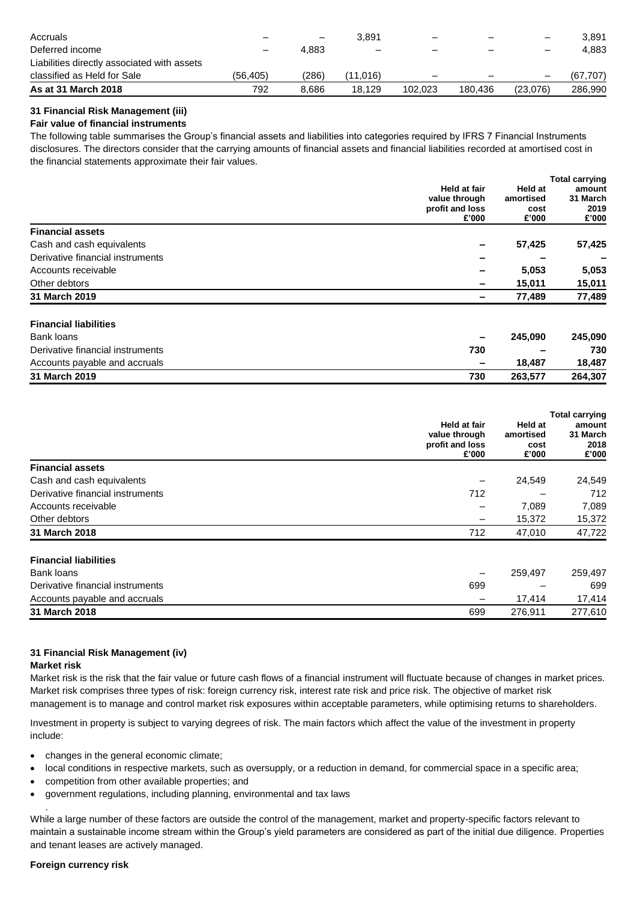| | | | | | | | |
|---|---|---|---|---|---|---|---|
| Accruals | – | – | 3,891 | – | – | – | 3,891 |
| Deferred income | – | 4,883 | – | – | – | – | 4,883 |
| Liabilities directly associated with assets classified as Held for Sale | (56,405) | (286) | (11,016) | – | – | – | (67,707) |
| **As at 31 March 2018** | 792 | 8,686 | 18,129 | 102,023 | 180,436 | (23,076) | 286,990 |

**31 Financial Risk Management (iii)**

**Fair value of financial instruments**

The following table summarises the Group's financial assets and liabilities into categories required by IFRS 7 Financial Instruments disclosures. The directors consider that the carrying amounts of financial assets and financial liabilities recorded at amortised cost in the financial statements approximate their fair values.

| | Held at fair value through profit and loss £'000 | Held at amortised cost £'000 | Total carrying amount 31 March 2019 £'000 |
|---|---|---|---|
| **Financial assets** | | | |
| Cash and cash equivalents | **–** | **57,425** | **57,425** |
| Derivative financial instruments | **–** | **–** | **–** |
| Accounts receivable | **–** | **5,053** | **5,053** |
| Other debtors | **–** | **15,011** | **15,011** |
| **31 March 2019** | **–** | **77,489** | **77,489** |
| **Financial liabilities** | | | |
| Bank loans | **–** | **245,090** | **245,090** |
| Derivative financial instruments | **730** | **–** | **730** |
| Accounts payable and accruals | **–** | **18,487** | **18,487** |
| **31 March 2019** | **730** | **263,577** | **264,307** |

| | Held at fair value through profit and loss £'000 | Held at amortised cost £'000 | Total carrying amount 31 March 2018 £'000 |
|---|---|---|---|
| **Financial assets** | | | |
| Cash and cash equivalents | – | 24,549 | 24,549 |
| Derivative financial instruments | 712 | – | 712 |
| Accounts receivable | – | 7,089 | 7,089 |
| Other debtors | – | 15,372 | 15,372 |
| **31 March 2018** | 712 | 47,010 | 47,722 |
| **Financial liabilities** | | | |
| Bank loans | – | 259,497 | 259,497 |
| Derivative financial instruments | 699 | – | 699 |
| Accounts payable and accruals | – | 17,414 | 17,414 |
| **31 March 2018** | 699 | 276,911 | 277,610 |

**31 Financial Risk Management (iv)**

**Market risk**

Market risk is the risk that the fair value or future cash flows of a financial instrument will fluctuate because of changes in market prices. Market risk comprises three types of risk: foreign currency risk, interest rate risk and price risk. The objective of market risk management is to manage and control market risk exposures within acceptable parameters, while optimising returns to shareholders.

Investment in property is subject to varying degrees of risk. The main factors which affect the value of the investment in property include:

- changes in the general economic climate;
- local conditions in respective markets, such as oversupply, or a reduction in demand, for commercial space in a specific area;
- competition from other available properties; and
- government regulations, including planning, environmental and tax laws

.

While a large number of these factors are outside the control of the management, market and property-specific factors relevant to maintain a sustainable income stream within the Group's yield parameters are considered as part of the initial due diligence. Properties and tenant leases are actively managed.

**Foreign currency risk**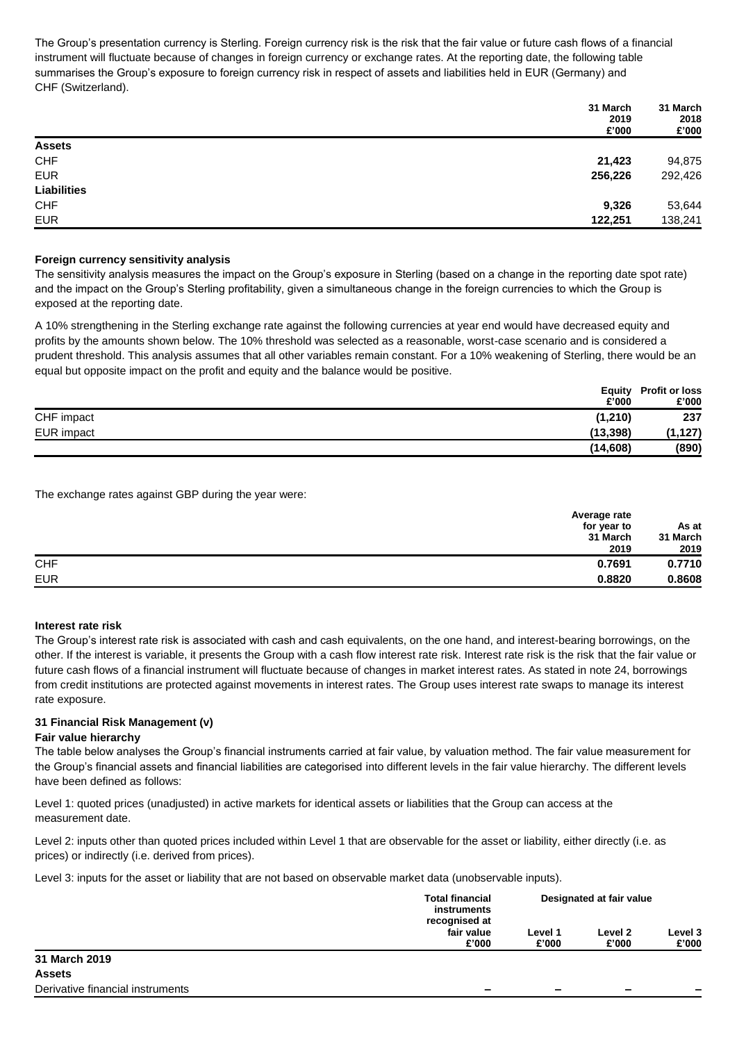The Group's presentation currency is Sterling. Foreign currency risk is the risk that the fair value or future cash flows of a financial instrument will fluctuate because of changes in foreign currency or exchange rates. At the reporting date, the following table summarises the Group's exposure to foreign currency risk in respect of assets and liabilities held in EUR (Germany) and CHF (Switzerland).

| | 31 March 2019 £'000 | 31 March 2018 £'000 |
|---|---|---|
| **Assets** | | |
| CHF | **21,423** | 94,875 |
| EUR | **256,226** | 292,426 |
| **Liabilities** | | |
| CHF | **9,326** | 53,644 |
| EUR | **122,251** | 138,241 |

**Foreign currency sensitivity analysis**

The sensitivity analysis measures the impact on the Group's exposure in Sterling (based on a change in the reporting date spot rate) and the impact on the Group's Sterling profitability, given a simultaneous change in the foreign currencies to which the Group is exposed at the reporting date.

A 10% strengthening in the Sterling exchange rate against the following currencies at year end would have decreased equity and profits by the amounts shown below. The 10% threshold was selected as a reasonable, worst-case scenario and is considered a prudent threshold. This analysis assumes that all other variables remain constant. For a 10% weakening of Sterling, there would be an equal but opposite impact on the profit and equity and the balance would be positive.

| | Equity £'000 | Profit or loss £'000 |
|---|---|---|
| CHF impact | **(1,210)** | **237** |
| EUR impact | **(13,398)** | **(1,127)** |
| | **(14,608)** | **(890)** |

The exchange rates against GBP during the year were:

| | Average rate for year to 31 March 2019 | As at 31 March 2019 |
|---|---|---|
| CHF | **0.7691** | **0.7710** |
| EUR | **0.8820** | **0.8608** |

**Interest rate risk**

The Group's interest rate risk is associated with cash and cash equivalents, on the one hand, and interest-bearing borrowings, on the other. If the interest is variable, it presents the Group with a cash flow interest rate risk. Interest rate risk is the risk that the fair value or future cash flows of a financial instrument will fluctuate because of changes in market interest rates. As stated in note 24, borrowings from credit institutions are protected against movements in interest rates. The Group uses interest rate swaps to manage its interest rate exposure.

**31 Financial Risk Management (v)**

**Fair value hierarchy**

The table below analyses the Group's financial instruments carried at fair value, by valuation method. The fair value measurement for the Group's financial assets and financial liabilities are categorised into different levels in the fair value hierarchy. The different levels have been defined as follows:

Level 1: quoted prices (unadjusted) in active markets for identical assets or liabilities that the Group can access at the measurement date.

Level 2: inputs other than quoted prices included within Level 1 that are observable for the asset or liability, either directly (i.e. as prices) or indirectly (i.e. derived from prices).

Level 3: inputs for the asset or liability that are not based on observable market data (unobservable inputs).

| | Total financial instruments recognised at fair value | Designated at fair value | | |
|---|---|---|---|---|
| | £'000 | Level 1 £'000 | Level 2 £'000 | Level 3 £'000 |
| **31 March 2019** | | | | |
| **Assets** | | | | |
| Derivative financial instruments | – | – | – | – |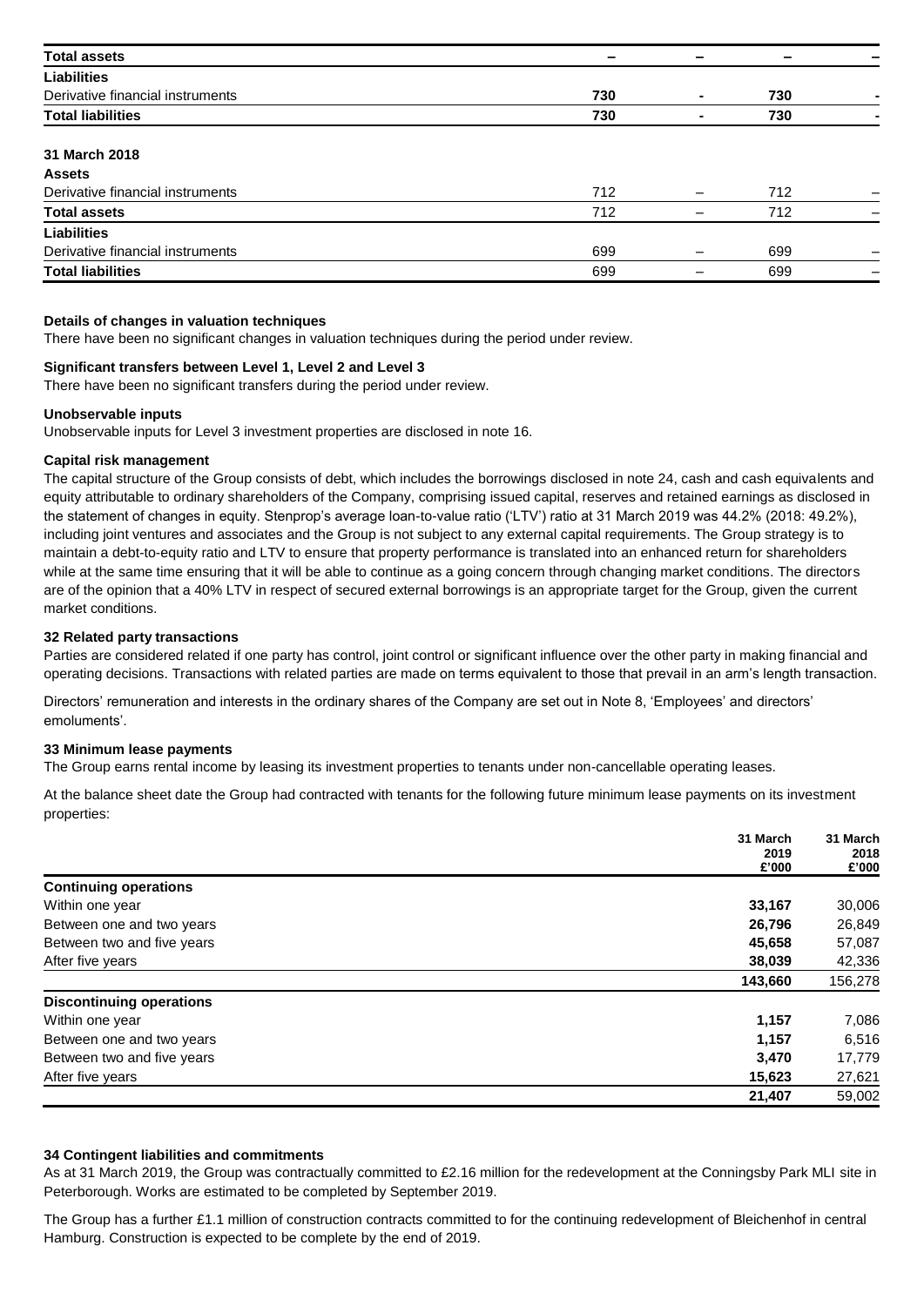| | | | | |
|---|---|---|---|---|
| **Total assets** | – | – | – | – |
| **Liabilities** | | | | |
| Derivative financial instruments | **730** | **-** | **730** | **-** |
| **Total liabilities** | **730** | **-** | **730** | **-** |
| **31 March 2018** | | | | |
| **Assets** | | | | |
| Derivative financial instruments | 712 | – | 712 | – |
| **Total assets** | 712 | – | 712 | – |
| **Liabilities** | | | | |
| Derivative financial instruments | 699 | – | 699 | – |
| **Total liabilities** | 699 | – | 699 | – |

**Details of changes in valuation techniques**

There have been no significant changes in valuation techniques during the period under review.

**Significant transfers between Level 1, Level 2 and Level 3**

There have been no significant transfers during the period under review.

**Unobservable inputs**

Unobservable inputs for Level 3 investment properties are disclosed in note 16.

**Capital risk management**

The capital structure of the Group consists of debt, which includes the borrowings disclosed in note 24, cash and cash equivalents and equity attributable to ordinary shareholders of the Company, comprising issued capital, reserves and retained earnings as disclosed in the statement of changes in equity. Stenprop's average loan-to-value ratio ('LTV') ratio at 31 March 2019 was 44.2% (2018: 49.2%), including joint ventures and associates and the Group is not subject to any external capital requirements. The Group strategy is to maintain a debt-to-equity ratio and LTV to ensure that property performance is translated into an enhanced return for shareholders while at the same time ensuring that it will be able to continue as a going concern through changing market conditions. The directors are of the opinion that a 40% LTV in respect of secured external borrowings is an appropriate target for the Group, given the current market conditions.

## 32 Related party transactions

Parties are considered related if one party has control, joint control or significant influence over the other party in making financial and operating decisions. Transactions with related parties are made on terms equivalent to those that prevail in an arm's length transaction.

Directors' remuneration and interests in the ordinary shares of the Company are set out in Note 8, 'Employees' and directors' emoluments'.

## 33 Minimum lease payments

The Group earns rental income by leasing its investment properties to tenants under non-cancellable operating leases.

At the balance sheet date the Group had contracted with tenants for the following future minimum lease payments on its investment properties:

| | 31 March 2019 £'000 | 31 March 2018 £'000 |
|---|---|---|
| **Continuing operations** | | |
| Within one year | **33,167** | 30,006 |
| Between one and two years | **26,796** | 26,849 |
| Between two and five years | **45,658** | 57,087 |
| After five years | **38,039** | 42,336 |
| | **143,660** | 156,278 |
| **Discontinuing operations** | | |
| Within one year | **1,157** | 7,086 |
| Between one and two years | **1,157** | 6,516 |
| Between two and five years | **3,470** | 17,779 |
| After five years | **15,623** | 27,621 |
| | **21,407** | 59,002 |

## 34 Contingent liabilities and commitments

As at 31 March 2019, the Group was contractually committed to £2.16 million for the redevelopment at the Conningsby Park MLI site in Peterborough. Works are estimated to be completed by September 2019.

The Group has a further £1.1 million of construction contracts committed to for the continuing redevelopment of Bleichenhof in central Hamburg. Construction is expected to be complete by the end of 2019.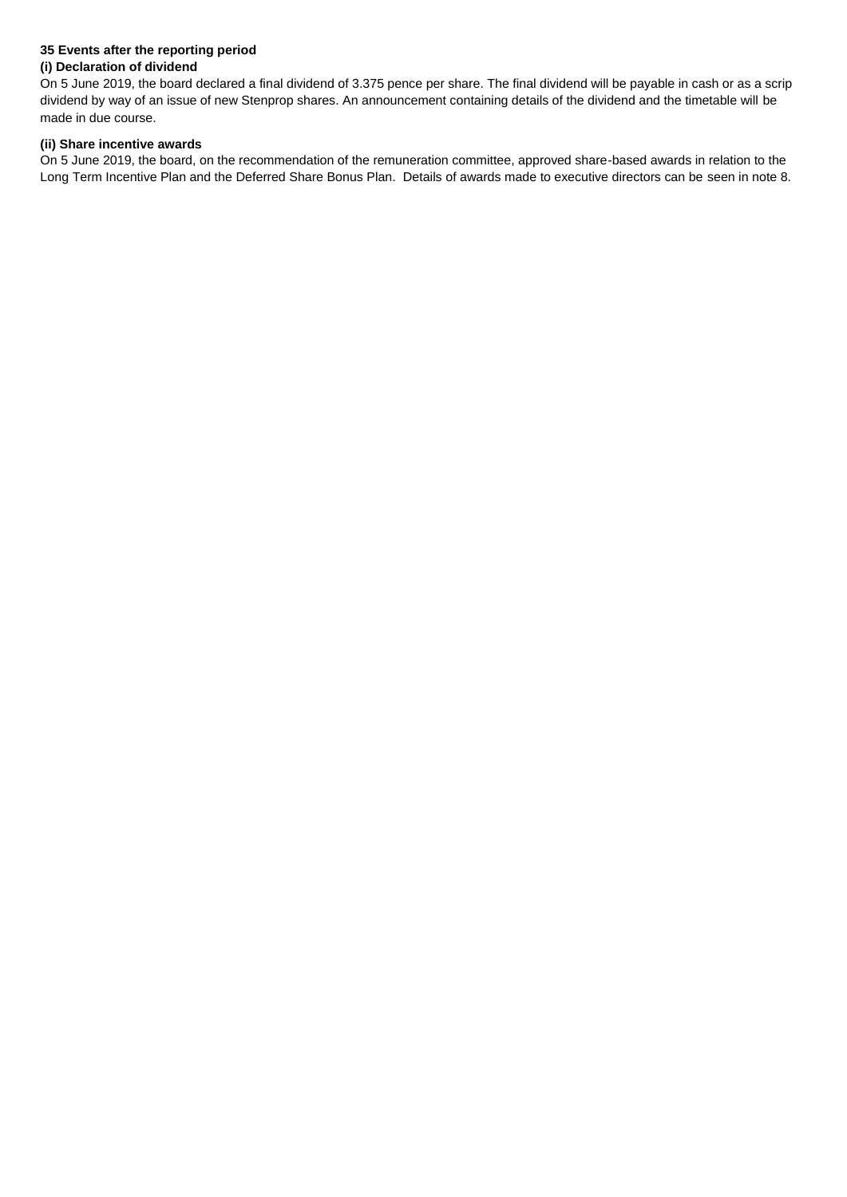## 35 Events after the reporting period

### (i) Declaration of dividend

On 5 June 2019, the board declared a final dividend of 3.375 pence per share. The final dividend will be payable in cash or as a scrip dividend by way of an issue of new Stenprop shares. An announcement containing details of the dividend and the timetable will be made in due course.

### (ii) Share incentive awards

On 5 June 2019, the board, on the recommendation of the remuneration committee, approved share-based awards in relation to the Long Term Incentive Plan and the Deferred Share Bonus Plan. Details of awards made to executive directors can be seen in note 8.